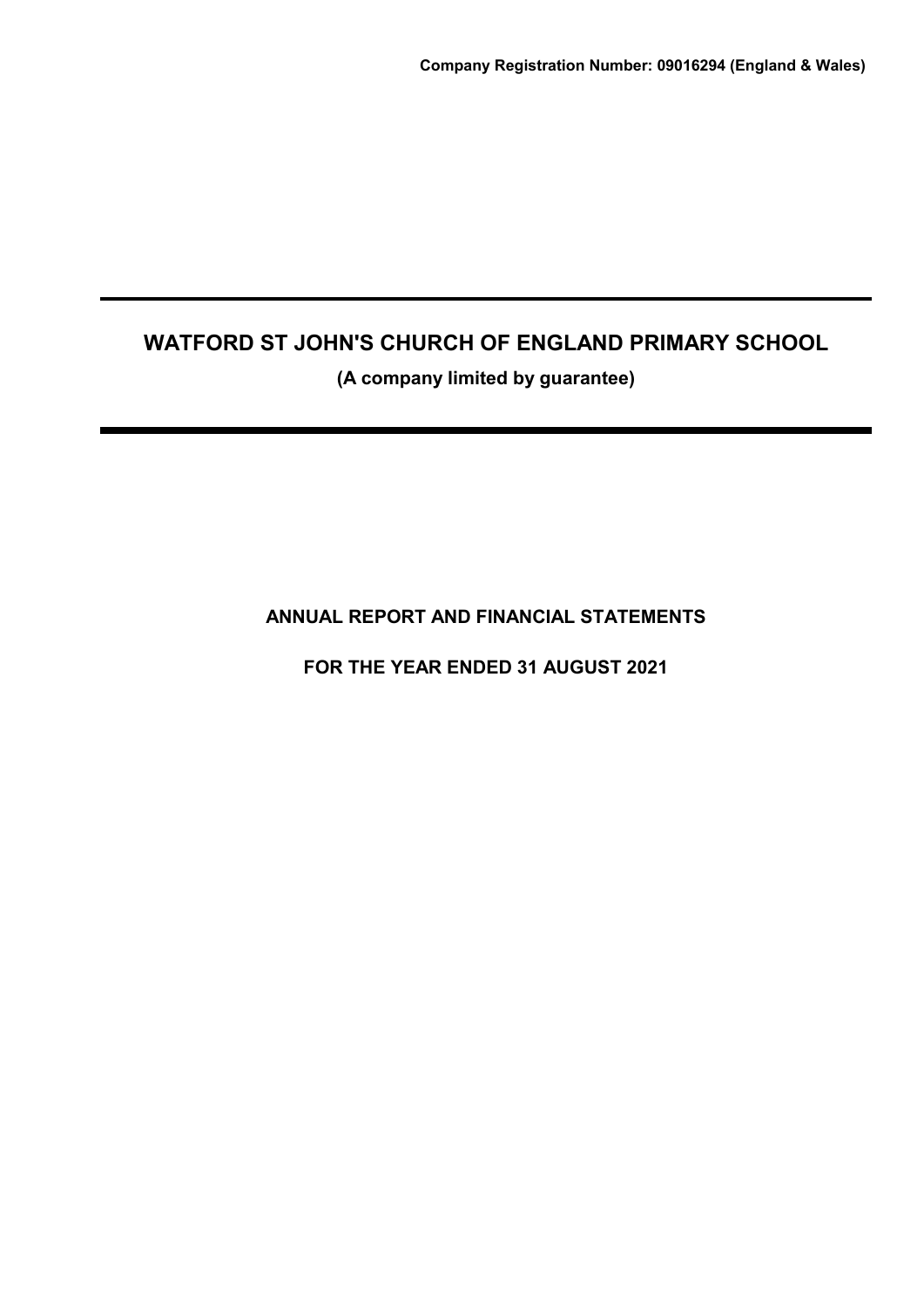**Company Registration Number: 09016294 (England & Wales)**

# WATFORD ST JOHN'S CHURCH OF ENGLAND PRIMARY SCHOOL

**(A company limited by guarantee)**

## ANNUAL REPORT AND FINANCIAL STATEMENTS

## FOR THE YEAR ENDED 31 AUGUST 2021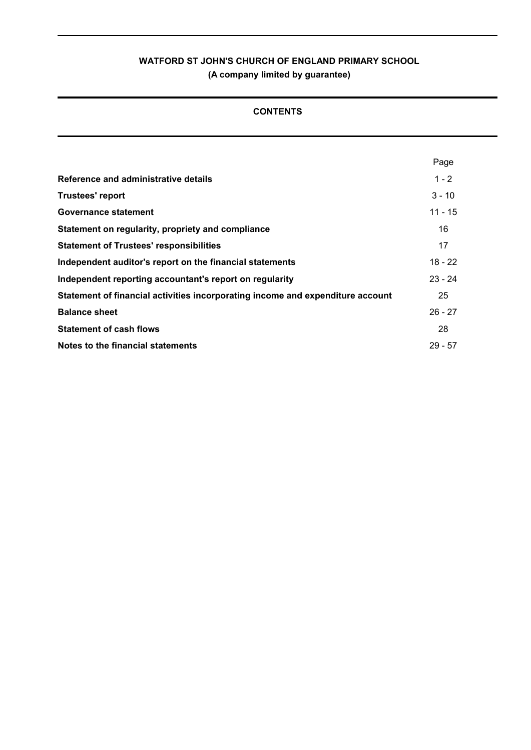**WATFORD ST JOHN'S CHURCH OF ENGLAND PRIMARY SCHOOL**
**(A company limited by guarantee)**

# CONTENTS

| | Page |
|---|---|
| **Reference and administrative details** | 1 - 2 |
| **Trustees' report** | 3 - 10 |
| **Governance statement** | 11 - 15 |
| **Statement on regularity, propriety and compliance** | 16 |
| **Statement of Trustees' responsibilities** | 17 |
| **Independent auditor's report on the financial statements** | 18 - 22 |
| **Independent reporting accountant's report on regularity** | 23 - 24 |
| **Statement of financial activities incorporating income and expenditure account** | 25 |
| **Balance sheet** | 26 - 27 |
| **Statement of cash flows** | 28 |
| **Notes to the financial statements** | 29 - 57 |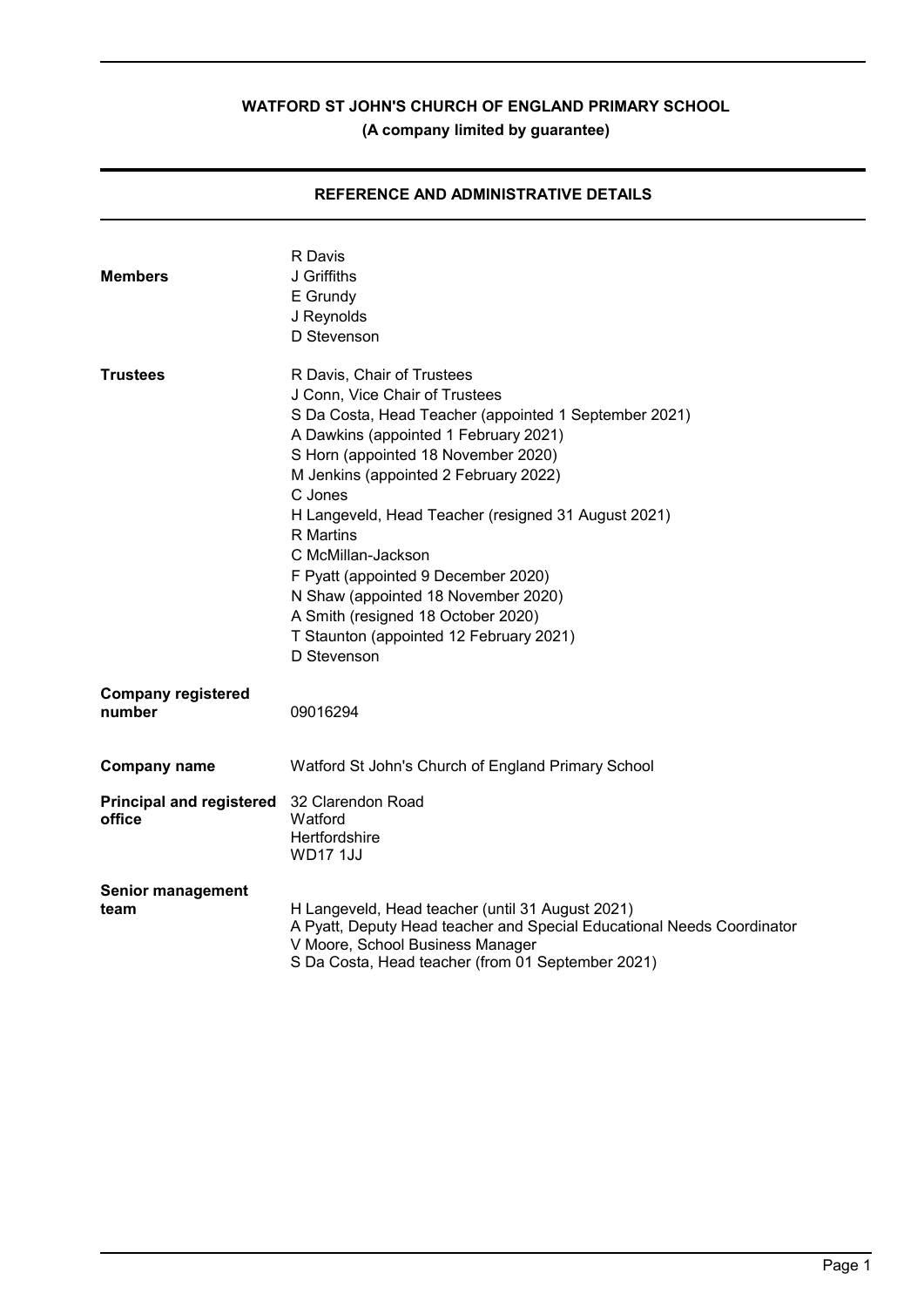**WATFORD ST JOHN'S CHURCH OF ENGLAND PRIMARY SCHOOL**
**(A company limited by guarantee)**

## REFERENCE AND ADMINISTRATIVE DETAILS

| | |
|---|---|
| **Members** | R Davis<br>J Griffiths<br>E Grundy<br>J Reynolds<br>D Stevenson |
| **Trustees** | R Davis, Chair of Trustees<br>J Conn, Vice Chair of Trustees<br>S Da Costa, Head Teacher (appointed 1 September 2021)<br>A Dawkins (appointed 1 February 2021)<br>S Horn (appointed 18 November 2020)<br>M Jenkins (appointed 2 February 2022)<br>C Jones<br>H Langeveld, Head Teacher (resigned 31 August 2021)<br>R Martins<br>C McMillan-Jackson<br>F Pyatt (appointed 9 December 2020)<br>N Shaw (appointed 18 November 2020)<br>A Smith (resigned 18 October 2020)<br>T Staunton (appointed 12 February 2021)<br>D Stevenson |
| **Company registered number** | 09016294 |
| **Company name** | Watford St John's Church of England Primary School |
| **Principal and registered office** | 32 Clarendon Road<br>Watford<br>Hertfordshire<br>WD17 1JJ |
| **Senior management team** | H Langeveld, Head teacher (until 31 August 2021)<br>A Pyatt, Deputy Head teacher and Special Educational Needs Coordinator<br>V Moore, School Business Manager<br>S Da Costa, Head teacher (from 01 September 2021) |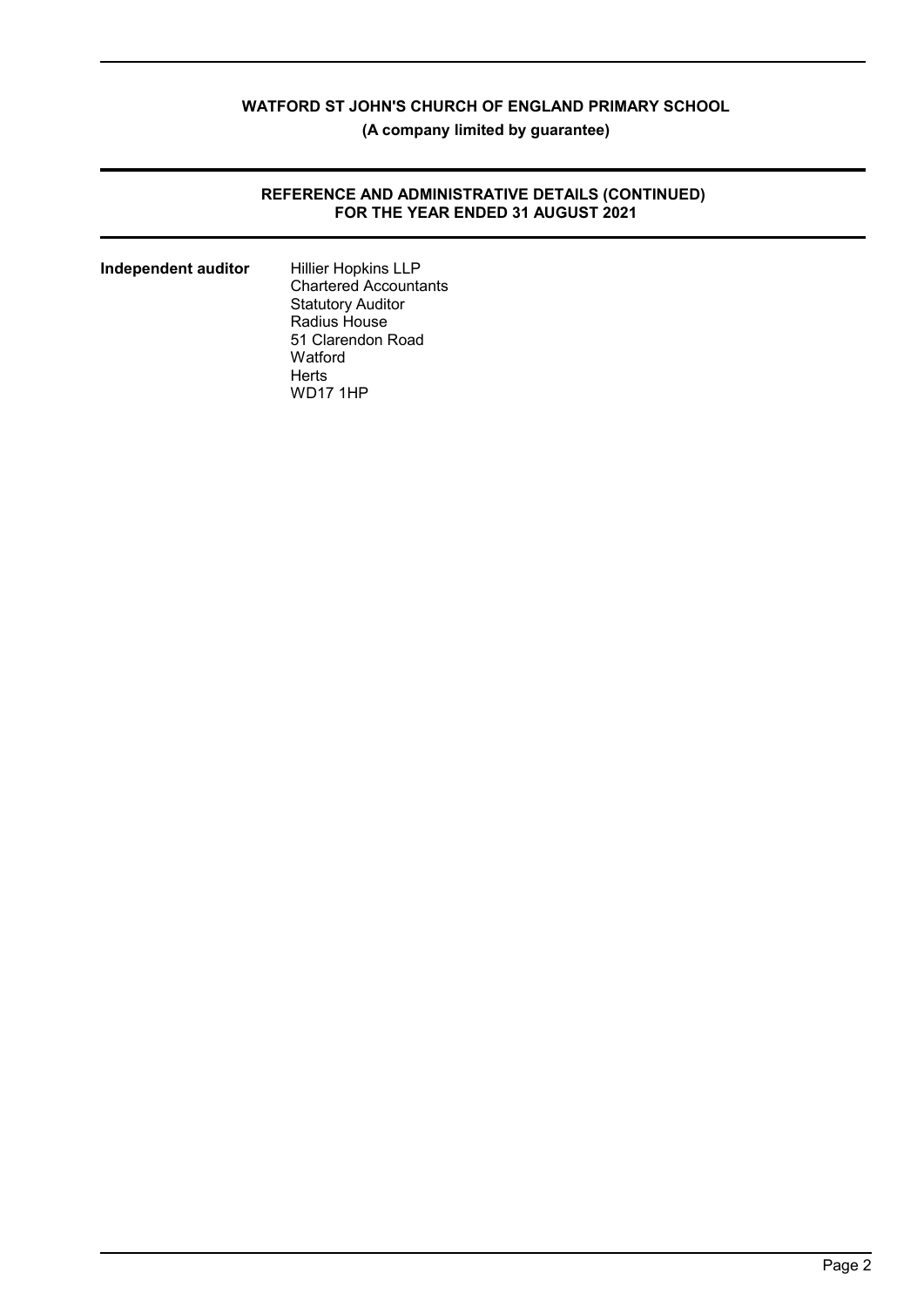**WATFORD ST JOHN'S CHURCH OF ENGLAND PRIMARY SCHOOL**

**(A company limited by guarantee)**

## REFERENCE AND ADMINISTRATIVE DETAILS (CONTINUED) FOR THE YEAR ENDED 31 AUGUST 2021

**Independent auditor**

Hillier Hopkins LLP
Chartered Accountants
Statutory Auditor
Radius House
51 Clarendon Road
Watford
Herts
WD17 1HP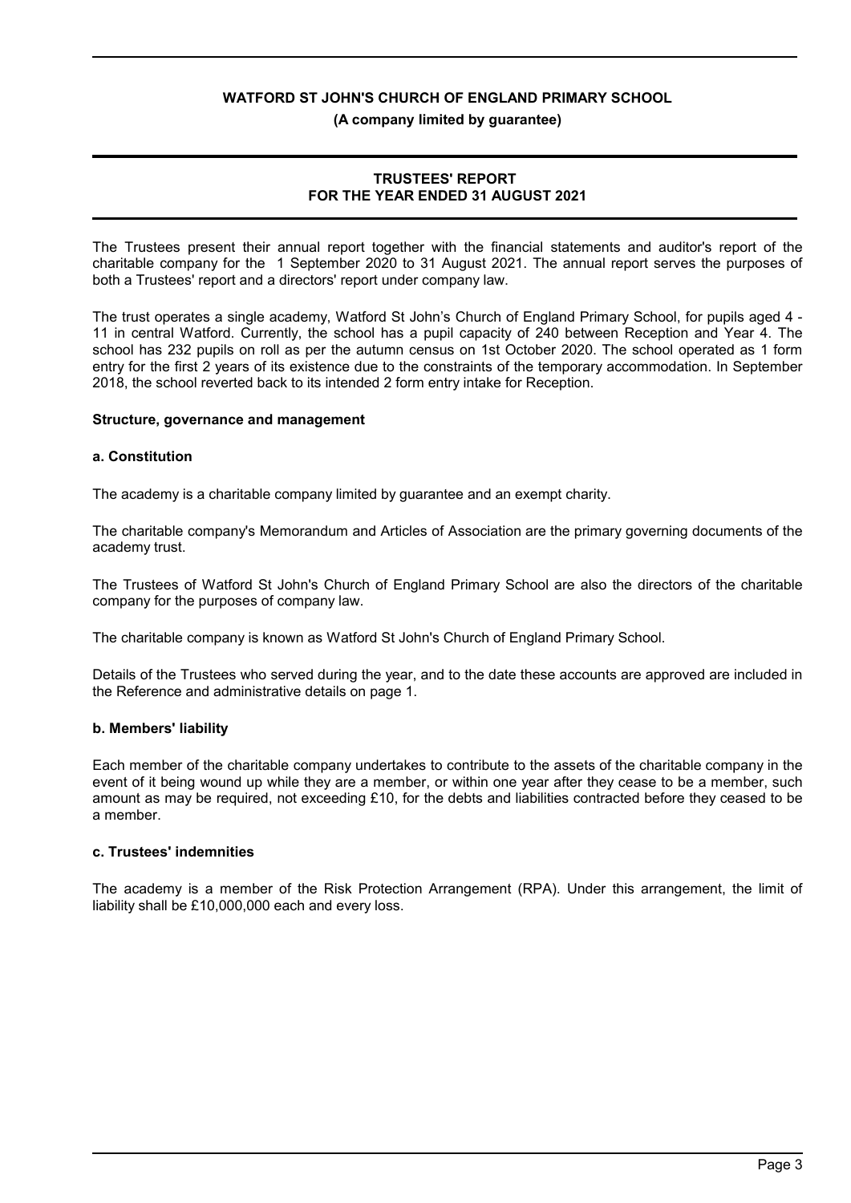# WATFORD ST JOHN'S CHURCH OF ENGLAND PRIMARY SCHOOL

**(A company limited by guarantee)**

## TRUSTEES' REPORT
## FOR THE YEAR ENDED 31 AUGUST 2021

The Trustees present their annual report together with the financial statements and auditor's report of the charitable company for the 1 September 2020 to 31 August 2021. The annual report serves the purposes of both a Trustees' report and a directors' report under company law.

The trust operates a single academy, Watford St John's Church of England Primary School, for pupils aged 4 - 11 in central Watford. Currently, the school has a pupil capacity of 240 between Reception and Year 4. The school has 232 pupils on roll as per the autumn census on 1st October 2020. The school operated as 1 form entry for the first 2 years of its existence due to the constraints of the temporary accommodation. In September 2018, the school reverted back to its intended 2 form entry intake for Reception.

### Structure, governance and management

#### a. Constitution

The academy is a charitable company limited by guarantee and an exempt charity.

The charitable company's Memorandum and Articles of Association are the primary governing documents of the academy trust.

The Trustees of Watford St John's Church of England Primary School are also the directors of the charitable company for the purposes of company law.

The charitable company is known as Watford St John's Church of England Primary School.

Details of the Trustees who served during the year, and to the date these accounts are approved are included in the Reference and administrative details on page 1.

#### b. Members' liability

Each member of the charitable company undertakes to contribute to the assets of the charitable company in the event of it being wound up while they are a member, or within one year after they cease to be a member, such amount as may be required, not exceeding £10, for the debts and liabilities contracted before they ceased to be a member.

#### c. Trustees' indemnities

The academy is a member of the Risk Protection Arrangement (RPA). Under this arrangement, the limit of liability shall be £10,000,000 each and every loss.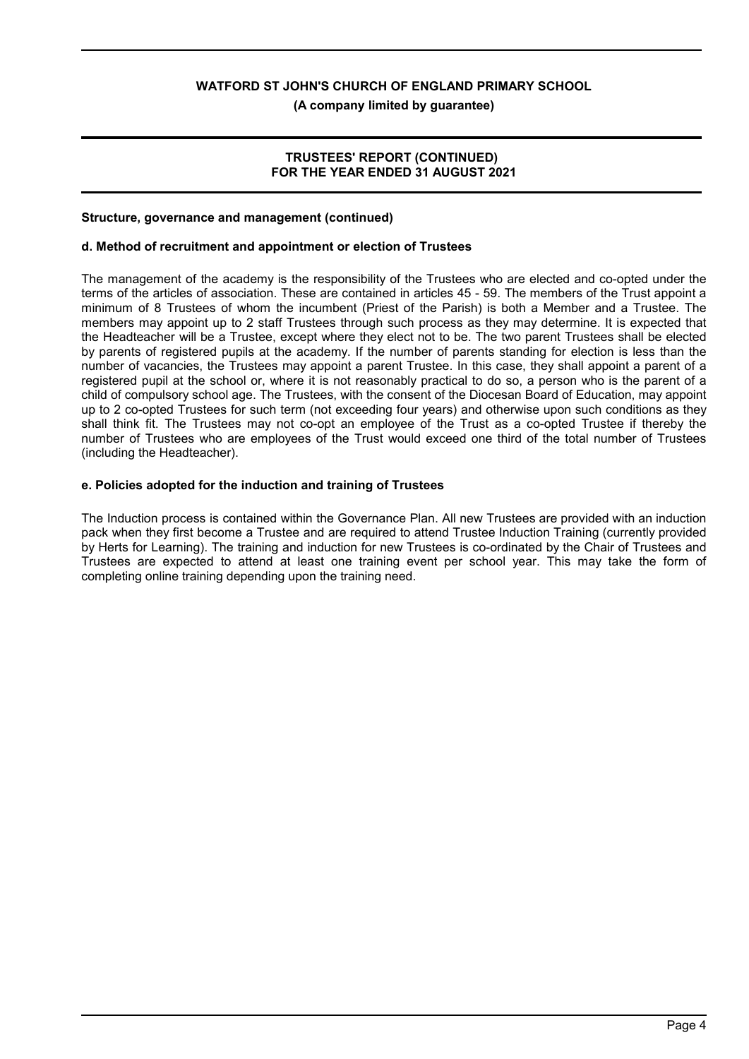**Structure, governance and management (continued)**

**d. Method of recruitment and appointment or election of Trustees**

The management of the academy is the responsibility of the Trustees who are elected and co-opted under the terms of the articles of association. These are contained in articles 45 - 59. The members of the Trust appoint a minimum of 8 Trustees of whom the incumbent (Priest of the Parish) is both a Member and a Trustee. The members may appoint up to 2 staff Trustees through such process as they may determine. It is expected that the Headteacher will be a Trustee, except where they elect not to be. The two parent Trustees shall be elected by parents of registered pupils at the academy. If the number of parents standing for election is less than the number of vacancies, the Trustees may appoint a parent Trustee. In this case, they shall appoint a parent of a registered pupil at the school or, where it is not reasonably practical to do so, a person who is the parent of a child of compulsory school age. The Trustees, with the consent of the Diocesan Board of Education, may appoint up to 2 co-opted Trustees for such term (not exceeding four years) and otherwise upon such conditions as they shall think fit. The Trustees may not co-opt an employee of the Trust as a co-opted Trustee if thereby the number of Trustees who are employees of the Trust would exceed one third of the total number of Trustees (including the Headteacher).

**e. Policies adopted for the induction and training of Trustees**

The Induction process is contained within the Governance Plan. All new Trustees are provided with an induction pack when they first become a Trustee and are required to attend Trustee Induction Training (currently provided by Herts for Learning). The training and induction for new Trustees is co-ordinated by the Chair of Trustees and Trustees are expected to attend at least one training event per school year. This may take the form of completing online training depending upon the training need.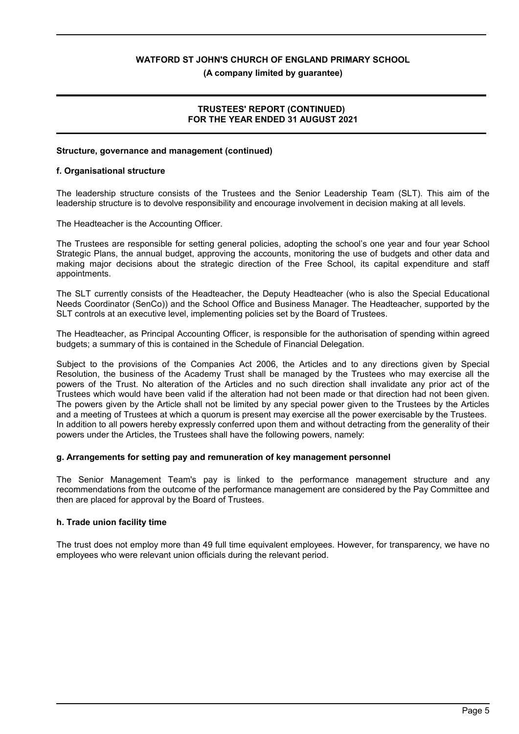**Structure, governance and management (continued)**

**f. Organisational structure**

The leadership structure consists of the Trustees and the Senior Leadership Team (SLT). This aim of the leadership structure is to devolve responsibility and encourage involvement in decision making at all levels.

The Headteacher is the Accounting Officer.

The Trustees are responsible for setting general policies, adopting the school's one year and four year School Strategic Plans, the annual budget, approving the accounts, monitoring the use of budgets and other data and making major decisions about the strategic direction of the Free School, its capital expenditure and staff appointments.

The SLT currently consists of the Headteacher, the Deputy Headteacher (who is also the Special Educational Needs Coordinator (SenCo)) and the School Office and Business Manager. The Headteacher, supported by the SLT controls at an executive level, implementing policies set by the Board of Trustees.

The Headteacher, as Principal Accounting Officer, is responsible for the authorisation of spending within agreed budgets; a summary of this is contained in the Schedule of Financial Delegation.

Subject to the provisions of the Companies Act 2006, the Articles and to any directions given by Special Resolution, the business of the Academy Trust shall be managed by the Trustees who may exercise all the powers of the Trust. No alteration of the Articles and no such direction shall invalidate any prior act of the Trustees which would have been valid if the alteration had not been made or that direction had not been given. The powers given by the Article shall not be limited by any special power given to the Trustees by the Articles and a meeting of Trustees at which a quorum is present may exercise all the power exercisable by the Trustees. In addition to all powers hereby expressly conferred upon them and without detracting from the generality of their powers under the Articles, the Trustees shall have the following powers, namely:

**g. Arrangements for setting pay and remuneration of key management personnel**

The Senior Management Team's pay is linked to the performance management structure and any recommendations from the outcome of the performance management are considered by the Pay Committee and then are placed for approval by the Board of Trustees.

**h. Trade union facility time**

The trust does not employ more than 49 full time equivalent employees. However, for transparency, we have no employees who were relevant union officials during the relevant period.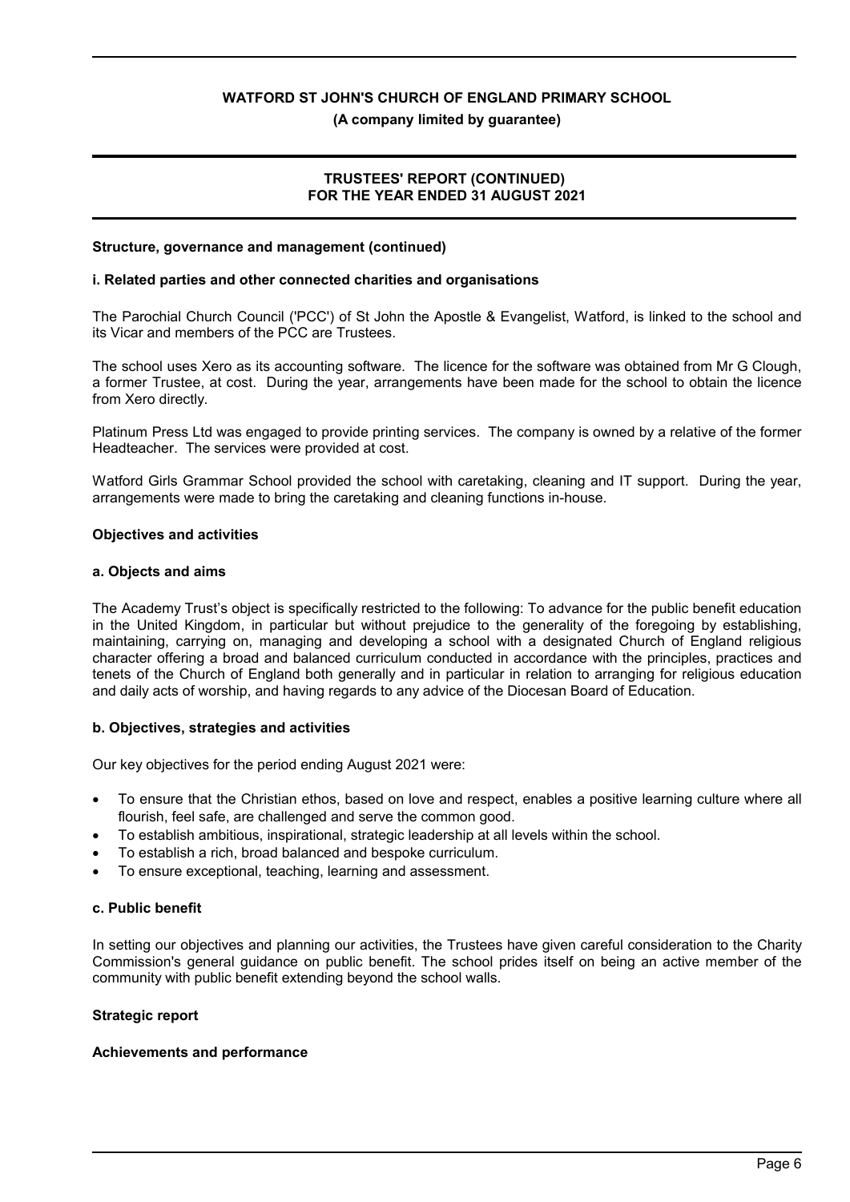### Structure, governance and management (continued)

#### i. Related parties and other connected charities and organisations

The Parochial Church Council ('PCC') of St John the Apostle & Evangelist, Watford, is linked to the school and its Vicar and members of the PCC are Trustees.

The school uses Xero as its accounting software. The licence for the software was obtained from Mr G Clough, a former Trustee, at cost. During the year, arrangements have been made for the school to obtain the licence from Xero directly.

Platinum Press Ltd was engaged to provide printing services. The company is owned by a relative of the former Headteacher. The services were provided at cost.

Watford Girls Grammar School provided the school with caretaking, cleaning and IT support. During the year, arrangements were made to bring the caretaking and cleaning functions in-house.

### Objectives and activities

#### a. Objects and aims

The Academy Trust's object is specifically restricted to the following: To advance for the public benefit education in the United Kingdom, in particular but without prejudice to the generality of the foregoing by establishing, maintaining, carrying on, managing and developing a school with a designated Church of England religious character offering a broad and balanced curriculum conducted in accordance with the principles, practices and tenets of the Church of England both generally and in particular in relation to arranging for religious education and daily acts of worship, and having regards to any advice of the Diocesan Board of Education.

#### b. Objectives, strategies and activities

Our key objectives for the period ending August 2021 were:

- To ensure that the Christian ethos, based on love and respect, enables a positive learning culture where all flourish, feel safe, are challenged and serve the common good.
- To establish ambitious, inspirational, strategic leadership at all levels within the school.
- To establish a rich, broad balanced and bespoke curriculum.
- To ensure exceptional, teaching, learning and assessment.

#### c. Public benefit

In setting our objectives and planning our activities, the Trustees have given careful consideration to the Charity Commission's general guidance on public benefit. The school prides itself on being an active member of the community with public benefit extending beyond the school walls.

### Strategic report

#### Achievements and performance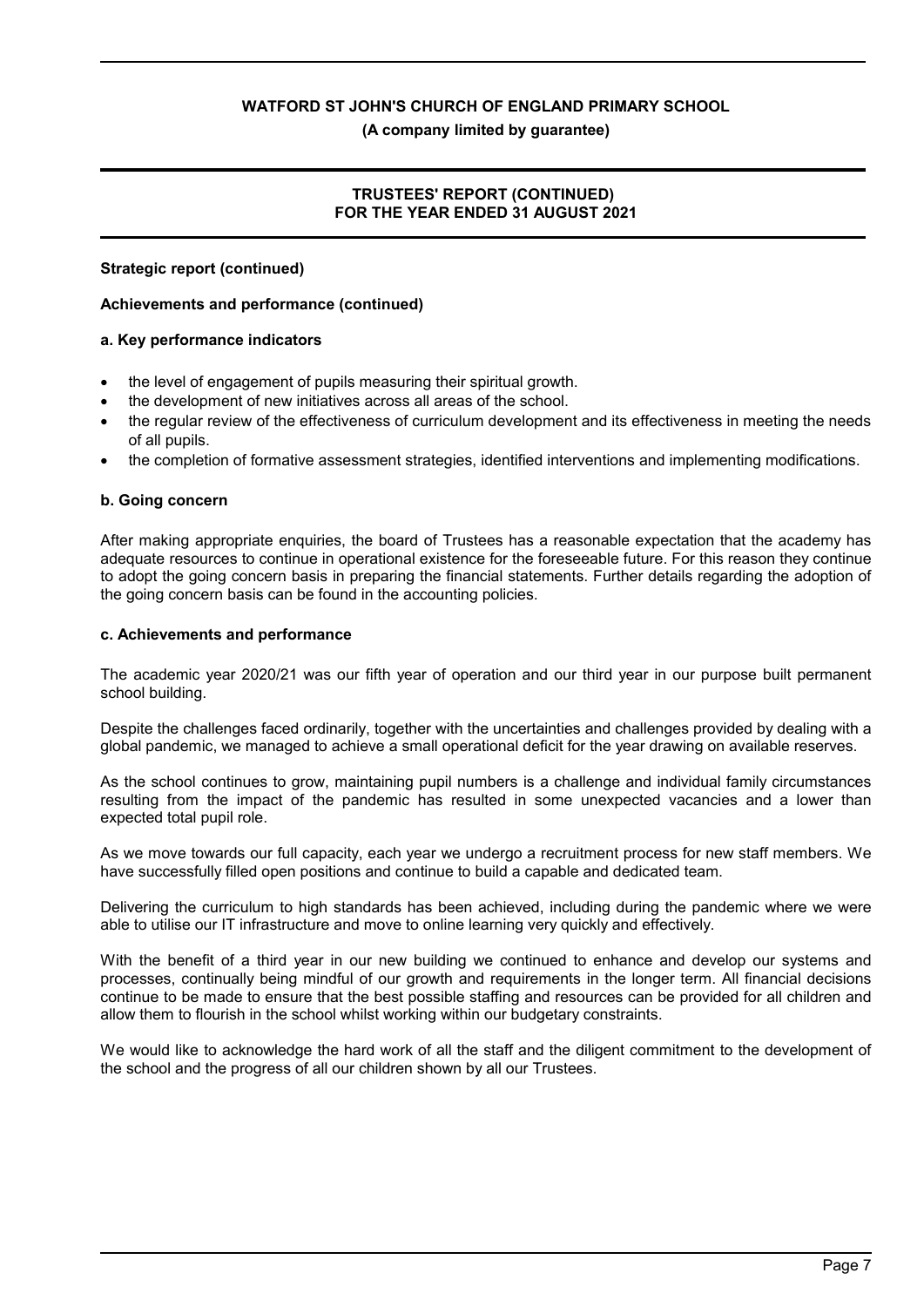**Strategic report (continued)**

**Achievements and performance (continued)**

**a. Key performance indicators**

- the level of engagement of pupils measuring their spiritual growth.
- the development of new initiatives across all areas of the school.
- the regular review of the effectiveness of curriculum development and its effectiveness in meeting the needs of all pupils.
- the completion of formative assessment strategies, identified interventions and implementing modifications.

**b. Going concern**

After making appropriate enquiries, the board of Trustees has a reasonable expectation that the academy has adequate resources to continue in operational existence for the foreseeable future. For this reason they continue to adopt the going concern basis in preparing the financial statements. Further details regarding the adoption of the going concern basis can be found in the accounting policies.

**c. Achievements and performance**

The academic year 2020/21 was our fifth year of operation and our third year in our purpose built permanent school building.

Despite the challenges faced ordinarily, together with the uncertainties and challenges provided by dealing with a global pandemic, we managed to achieve a small operational deficit for the year drawing on available reserves.

As the school continues to grow, maintaining pupil numbers is a challenge and individual family circumstances resulting from the impact of the pandemic has resulted in some unexpected vacancies and a lower than expected total pupil role.

As we move towards our full capacity, each year we undergo a recruitment process for new staff members. We have successfully filled open positions and continue to build a capable and dedicated team.

Delivering the curriculum to high standards has been achieved, including during the pandemic where we were able to utilise our IT infrastructure and move to online learning very quickly and effectively.

With the benefit of a third year in our new building we continued to enhance and develop our systems and processes, continually being mindful of our growth and requirements in the longer term. All financial decisions continue to be made to ensure that the best possible staffing and resources can be provided for all children and allow them to flourish in the school whilst working within our budgetary constraints.

We would like to acknowledge the hard work of all the staff and the diligent commitment to the development of the school and the progress of all our children shown by all our Trustees.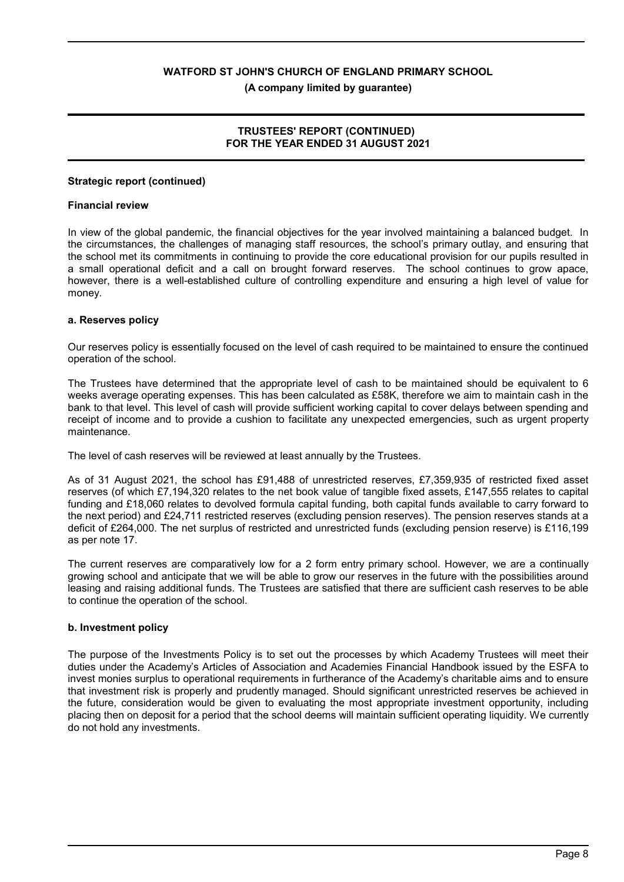**Strategic report (continued)**

**Financial review**

In view of the global pandemic, the financial objectives for the year involved maintaining a balanced budget. In the circumstances, the challenges of managing staff resources, the school's primary outlay, and ensuring that the school met its commitments in continuing to provide the core educational provision for our pupils resulted in a small operational deficit and a call on brought forward reserves. The school continues to grow apace, however, there is a well-established culture of controlling expenditure and ensuring a high level of value for money.

**a. Reserves policy**

Our reserves policy is essentially focused on the level of cash required to be maintained to ensure the continued operation of the school.

The Trustees have determined that the appropriate level of cash to be maintained should be equivalent to 6 weeks average operating expenses. This has been calculated as £58K, therefore we aim to maintain cash in the bank to that level. This level of cash will provide sufficient working capital to cover delays between spending and receipt of income and to provide a cushion to facilitate any unexpected emergencies, such as urgent property maintenance.

The level of cash reserves will be reviewed at least annually by the Trustees.

As of 31 August 2021, the school has £91,488 of unrestricted reserves, £7,359,935 of restricted fixed asset reserves (of which £7,194,320 relates to the net book value of tangible fixed assets, £147,555 relates to capital funding and £18,060 relates to devolved formula capital funding, both capital funds available to carry forward to the next period) and £24,711 restricted reserves (excluding pension reserves). The pension reserves stands at a deficit of £264,000. The net surplus of restricted and unrestricted funds (excluding pension reserve) is £116,199 as per note 17.

The current reserves are comparatively low for a 2 form entry primary school. However, we are a continually growing school and anticipate that we will be able to grow our reserves in the future with the possibilities around leasing and raising additional funds. The Trustees are satisfied that there are sufficient cash reserves to be able to continue the operation of the school.

**b. Investment policy**

The purpose of the Investments Policy is to set out the processes by which Academy Trustees will meet their duties under the Academy's Articles of Association and Academies Financial Handbook issued by the ESFA to invest monies surplus to operational requirements in furtherance of the Academy's charitable aims and to ensure that investment risk is properly and prudently managed. Should significant unrestricted reserves be achieved in the future, consideration would be given to evaluating the most appropriate investment opportunity, including placing then on deposit for a period that the school deems will maintain sufficient operating liquidity. We currently do not hold any investments.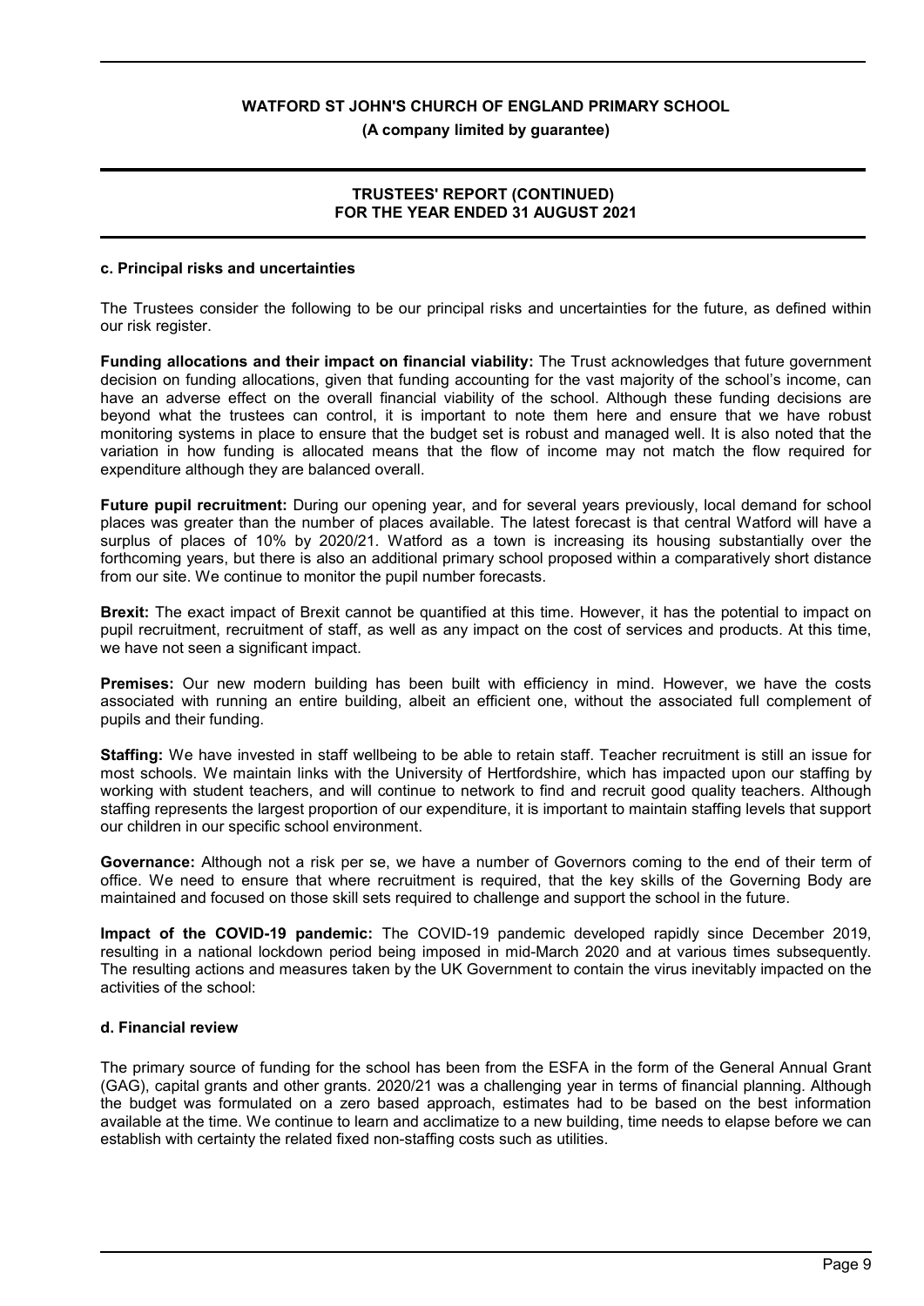#### c. Principal risks and uncertainties

The Trustees consider the following to be our principal risks and uncertainties for the future, as defined within our risk register.

**Funding allocations and their impact on financial viability:** The Trust acknowledges that future government decision on funding allocations, given that funding accounting for the vast majority of the school's income, can have an adverse effect on the overall financial viability of the school. Although these funding decisions are beyond what the trustees can control, it is important to note them here and ensure that we have robust monitoring systems in place to ensure that the budget set is robust and managed well. It is also noted that the variation in how funding is allocated means that the flow of income may not match the flow required for expenditure although they are balanced overall.

**Future pupil recruitment:** During our opening year, and for several years previously, local demand for school places was greater than the number of places available. The latest forecast is that central Watford will have a surplus of places of 10% by 2020/21. Watford as a town is increasing its housing substantially over the forthcoming years, but there is also an additional primary school proposed within a comparatively short distance from our site. We continue to monitor the pupil number forecasts.

**Brexit:** The exact impact of Brexit cannot be quantified at this time. However, it has the potential to impact on pupil recruitment, recruitment of staff, as well as any impact on the cost of services and products. At this time, we have not seen a significant impact.

**Premises:** Our new modern building has been built with efficiency in mind. However, we have the costs associated with running an entire building, albeit an efficient one, without the associated full complement of pupils and their funding.

**Staffing:** We have invested in staff wellbeing to be able to retain staff. Teacher recruitment is still an issue for most schools. We maintain links with the University of Hertfordshire, which has impacted upon our staffing by working with student teachers, and will continue to network to find and recruit good quality teachers. Although staffing represents the largest proportion of our expenditure, it is important to maintain staffing levels that support our children in our specific school environment.

**Governance:** Although not a risk per se, we have a number of Governors coming to the end of their term of office. We need to ensure that where recruitment is required, that the key skills of the Governing Body are maintained and focused on those skill sets required to challenge and support the school in the future.

**Impact of the COVID-19 pandemic:** The COVID-19 pandemic developed rapidly since December 2019, resulting in a national lockdown period being imposed in mid-March 2020 and at various times subsequently. The resulting actions and measures taken by the UK Government to contain the virus inevitably impacted on the activities of the school:

#### d. Financial review

The primary source of funding for the school has been from the ESFA in the form of the General Annual Grant (GAG), capital grants and other grants. 2020/21 was a challenging year in terms of financial planning. Although the budget was formulated on a zero based approach, estimates had to be based on the best information available at the time. We continue to learn and acclimatize to a new building, time needs to elapse before we can establish with certainty the related fixed non-staffing costs such as utilities.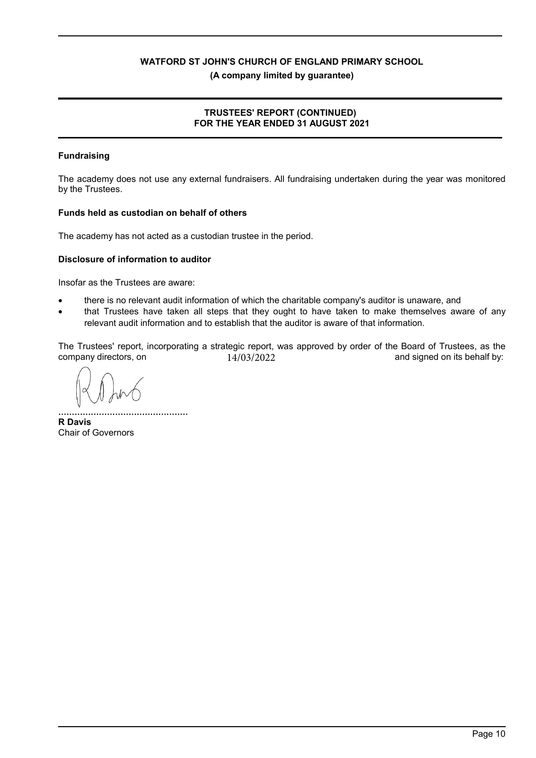**Fundraising**

The academy does not use any external fundraisers. All fundraising undertaken during the year was monitored by the Trustees.

**Funds held as custodian on behalf of others**

The academy has not acted as a custodian trustee in the period.

**Disclosure of information to auditor**

Insofar as the Trustees are aware:

- there is no relevant audit information of which the charitable company's auditor is unaware, and
- that Trustees have taken all steps that they ought to have taken to make themselves aware of any relevant audit information and to establish that the auditor is aware of that information.

The Trustees' report, incorporating a strategic report, was approved by order of the Board of Trustees, as the company directors, on 14/03/2022 and signed on its behalf by:

................................................
**R Davis**
Chair of Governors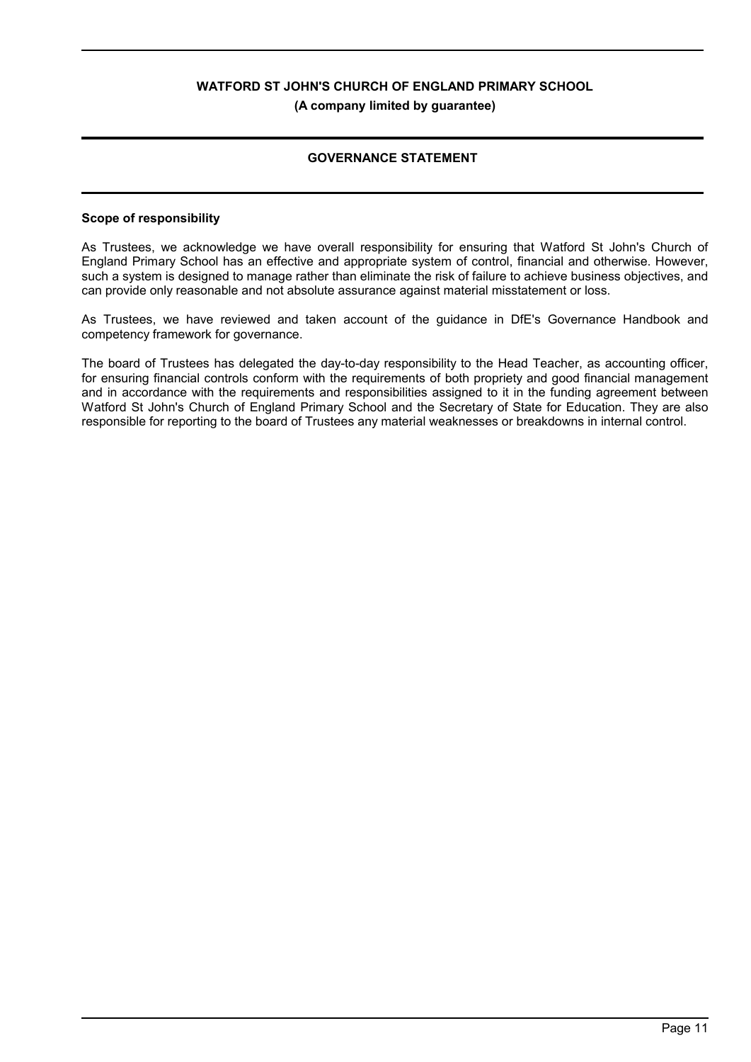**WATFORD ST JOHN'S CHURCH OF ENGLAND PRIMARY SCHOOL**

**(A company limited by guarantee)**

## GOVERNANCE STATEMENT

### Scope of responsibility

As Trustees, we acknowledge we have overall responsibility for ensuring that Watford St John's Church of England Primary School has an effective and appropriate system of control, financial and otherwise. However, such a system is designed to manage rather than eliminate the risk of failure to achieve business objectives, and can provide only reasonable and not absolute assurance against material misstatement or loss.

As Trustees, we have reviewed and taken account of the guidance in DfE's Governance Handbook and competency framework for governance.

The board of Trustees has delegated the day-to-day responsibility to the Head Teacher, as accounting officer, for ensuring financial controls conform with the requirements of both propriety and good financial management and in accordance with the requirements and responsibilities assigned to it in the funding agreement between Watford St John's Church of England Primary School and the Secretary of State for Education. They are also responsible for reporting to the board of Trustees any material weaknesses or breakdowns in internal control.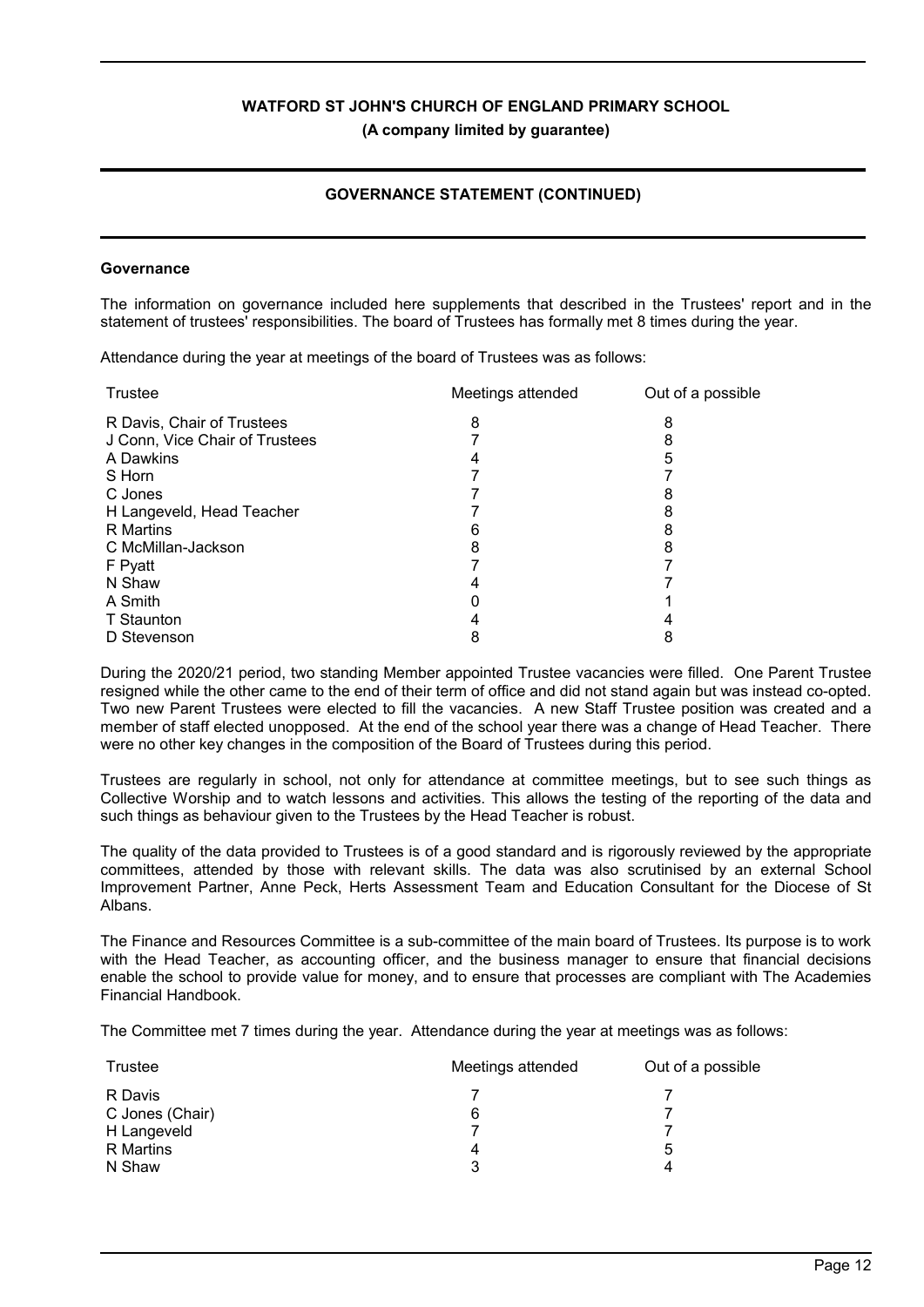## GOVERNANCE STATEMENT (CONTINUED)

### Governance

The information on governance included here supplements that described in the Trustees' report and in the statement of trustees' responsibilities. The board of Trustees has formally met 8 times during the year.

Attendance during the year at meetings of the board of Trustees was as follows:

| Trustee | Meetings attended | Out of a possible |
|---|---|---|
| R Davis, Chair of Trustees | 8 | 8 |
| J Conn, Vice Chair of Trustees | 7 | 8 |
| A Dawkins | 4 | 5 |
| S Horn | 7 | 7 |
| C Jones | 7 | 8 |
| H Langeveld, Head Teacher | 7 | 8 |
| R Martins | 6 | 8 |
| C McMillan-Jackson | 8 | 8 |
| F Pyatt | 7 | 7 |
| N Shaw | 4 | 7 |
| A Smith | 0 | 1 |
| T Staunton | 4 | 4 |
| D Stevenson | 8 | 8 |

During the 2020/21 period, two standing Member appointed Trustee vacancies were filled. One Parent Trustee resigned while the other came to the end of their term of office and did not stand again but was instead co-opted. Two new Parent Trustees were elected to fill the vacancies. A new Staff Trustee position was created and a member of staff elected unopposed. At the end of the school year there was a change of Head Teacher. There were no other key changes in the composition of the Board of Trustees during this period.

Trustees are regularly in school, not only for attendance at committee meetings, but to see such things as Collective Worship and to watch lessons and activities. This allows the testing of the reporting of the data and such things as behaviour given to the Trustees by the Head Teacher is robust.

The quality of the data provided to Trustees is of a good standard and is rigorously reviewed by the appropriate committees, attended by those with relevant skills. The data was also scrutinised by an external School Improvement Partner, Anne Peck, Herts Assessment Team and Education Consultant for the Diocese of St Albans.

The Finance and Resources Committee is a sub-committee of the main board of Trustees. Its purpose is to work with the Head Teacher, as accounting officer, and the business manager to ensure that financial decisions enable the school to provide value for money, and to ensure that processes are compliant with The Academies Financial Handbook.

The Committee met 7 times during the year. Attendance during the year at meetings was as follows:

| Trustee | Meetings attended | Out of a possible |
|---|---|---|
| R Davis | 7 | 7 |
| C Jones (Chair) | 6 | 7 |
| H Langeveld | 7 | 7 |
| R Martins | 4 | 5 |
| N Shaw | 3 | 4 |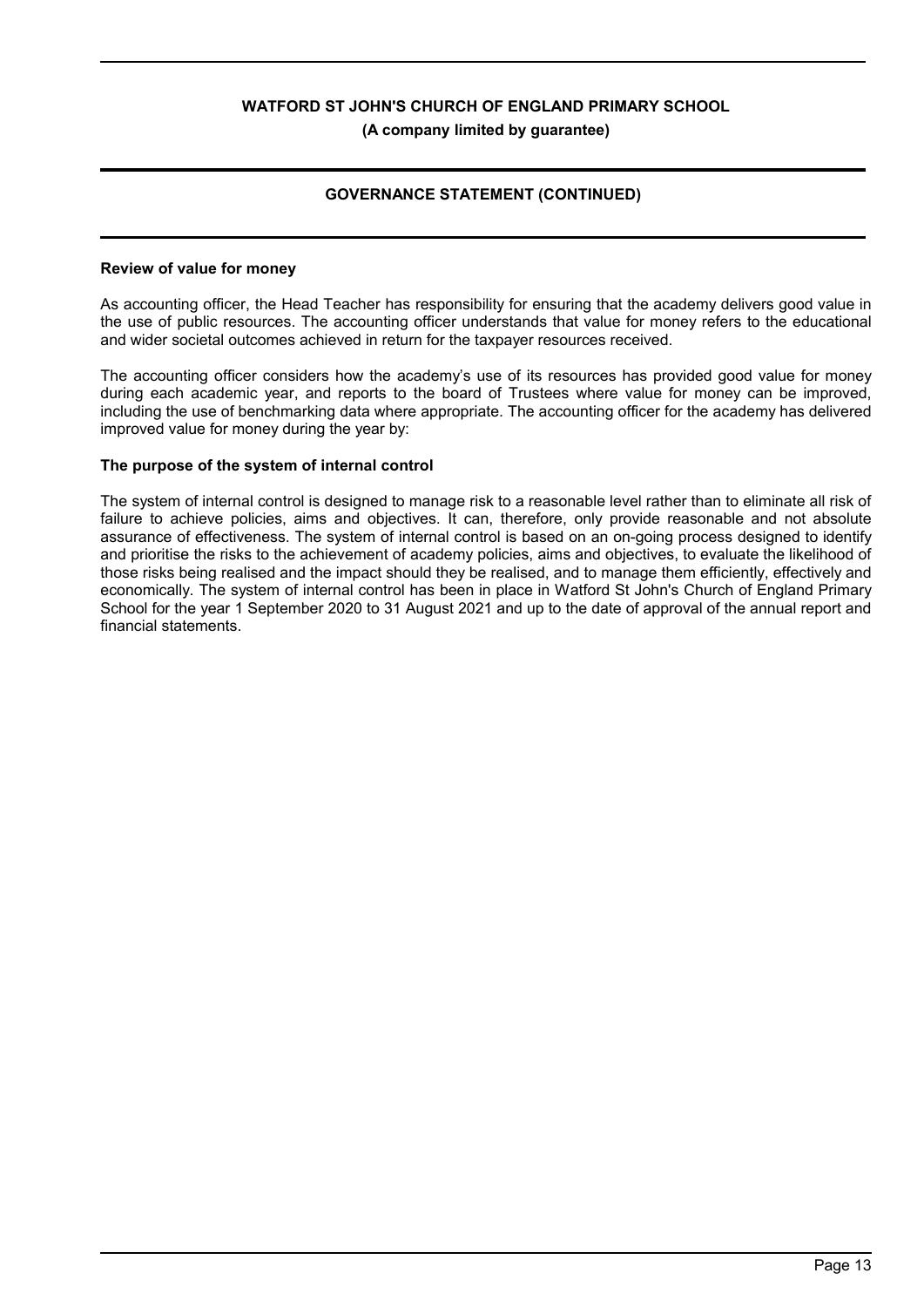**WATFORD ST JOHN'S CHURCH OF ENGLAND PRIMARY SCHOOL**
**(A company limited by guarantee)**

## GOVERNANCE STATEMENT (CONTINUED)

### Review of value for money

As accounting officer, the Head Teacher has responsibility for ensuring that the academy delivers good value in the use of public resources. The accounting officer understands that value for money refers to the educational and wider societal outcomes achieved in return for the taxpayer resources received.

The accounting officer considers how the academy's use of its resources has provided good value for money during each academic year, and reports to the board of Trustees where value for money can be improved, including the use of benchmarking data where appropriate. The accounting officer for the academy has delivered improved value for money during the year by:

### The purpose of the system of internal control

The system of internal control is designed to manage risk to a reasonable level rather than to eliminate all risk of failure to achieve policies, aims and objectives. It can, therefore, only provide reasonable and not absolute assurance of effectiveness. The system of internal control is based on an on-going process designed to identify and prioritise the risks to the achievement of academy policies, aims and objectives, to evaluate the likelihood of those risks being realised and the impact should they be realised, and to manage them efficiently, effectively and economically. The system of internal control has been in place in Watford St John's Church of England Primary School for the year 1 September 2020 to 31 August 2021 and up to the date of approval of the annual report and financial statements.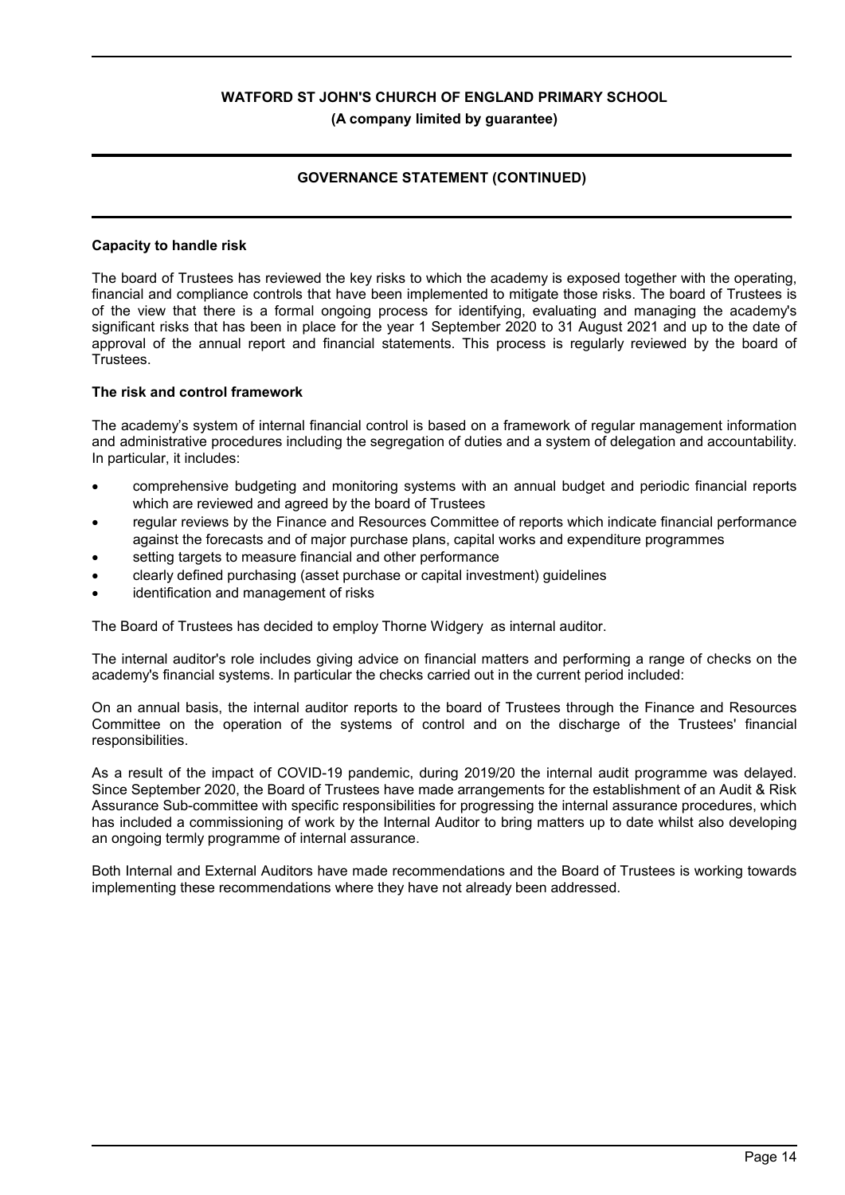## Capacity to handle risk

The board of Trustees has reviewed the key risks to which the academy is exposed together with the operating, financial and compliance controls that have been implemented to mitigate those risks. The board of Trustees is of the view that there is a formal ongoing process for identifying, evaluating and managing the academy's significant risks that has been in place for the year 1 September 2020 to 31 August 2021 and up to the date of approval of the annual report and financial statements. This process is regularly reviewed by the board of Trustees.

## The risk and control framework

The academy's system of internal financial control is based on a framework of regular management information and administrative procedures including the segregation of duties and a system of delegation and accountability. In particular, it includes:

- comprehensive budgeting and monitoring systems with an annual budget and periodic financial reports which are reviewed and agreed by the board of Trustees
- regular reviews by the Finance and Resources Committee of reports which indicate financial performance against the forecasts and of major purchase plans, capital works and expenditure programmes
- setting targets to measure financial and other performance
- clearly defined purchasing (asset purchase or capital investment) guidelines
- identification and management of risks

The Board of Trustees has decided to employ Thorne Widgery as internal auditor.

The internal auditor's role includes giving advice on financial matters and performing a range of checks on the academy's financial systems. In particular the checks carried out in the current period included:

On an annual basis, the internal auditor reports to the board of Trustees through the Finance and Resources Committee on the operation of the systems of control and on the discharge of the Trustees' financial responsibilities.

As a result of the impact of COVID-19 pandemic, during 2019/20 the internal audit programme was delayed. Since September 2020, the Board of Trustees have made arrangements for the establishment of an Audit & Risk Assurance Sub-committee with specific responsibilities for progressing the internal assurance procedures, which has included a commissioning of work by the Internal Auditor to bring matters up to date whilst also developing an ongoing termly programme of internal assurance.

Both Internal and External Auditors have made recommendations and the Board of Trustees is working towards implementing these recommendations where they have not already been addressed.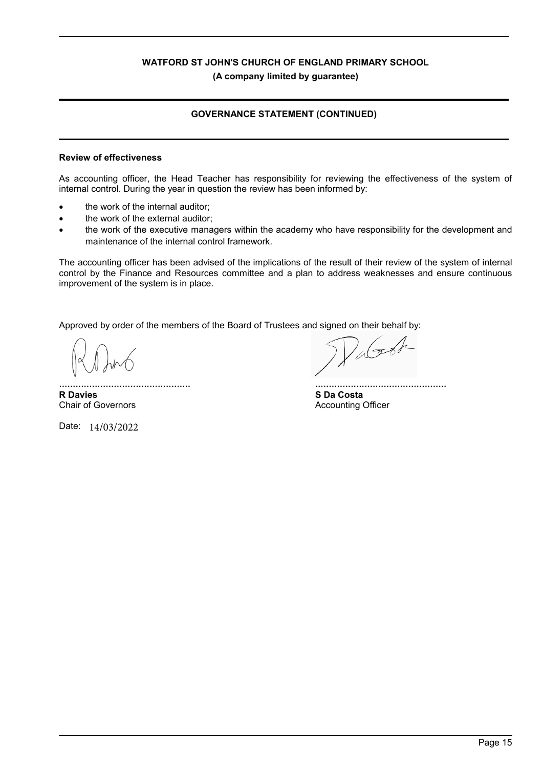**WATFORD ST JOHN'S CHURCH OF ENGLAND PRIMARY SCHOOL**

**(A company limited by guarantee)**

**GOVERNANCE STATEMENT (CONTINUED)**

**Review of effectiveness**

As accounting officer, the Head Teacher has responsibility for reviewing the effectiveness of the system of internal control. During the year in question the review has been informed by:

- the work of the internal auditor;
- the work of the external auditor;
- the work of the executive managers within the academy who have responsibility for the development and maintenance of the internal control framework.

The accounting officer has been advised of the implications of the result of their review of the system of internal control by the Finance and Resources committee and a plan to address weaknesses and ensure continuous improvement of the system is in place.

Approved by order of the members of the Board of Trustees and signed on their behalf by:

................................................
**R Davies**
Chair of Governors

................................................
**S Da Costa**
Accounting Officer

Date: 14/03/2022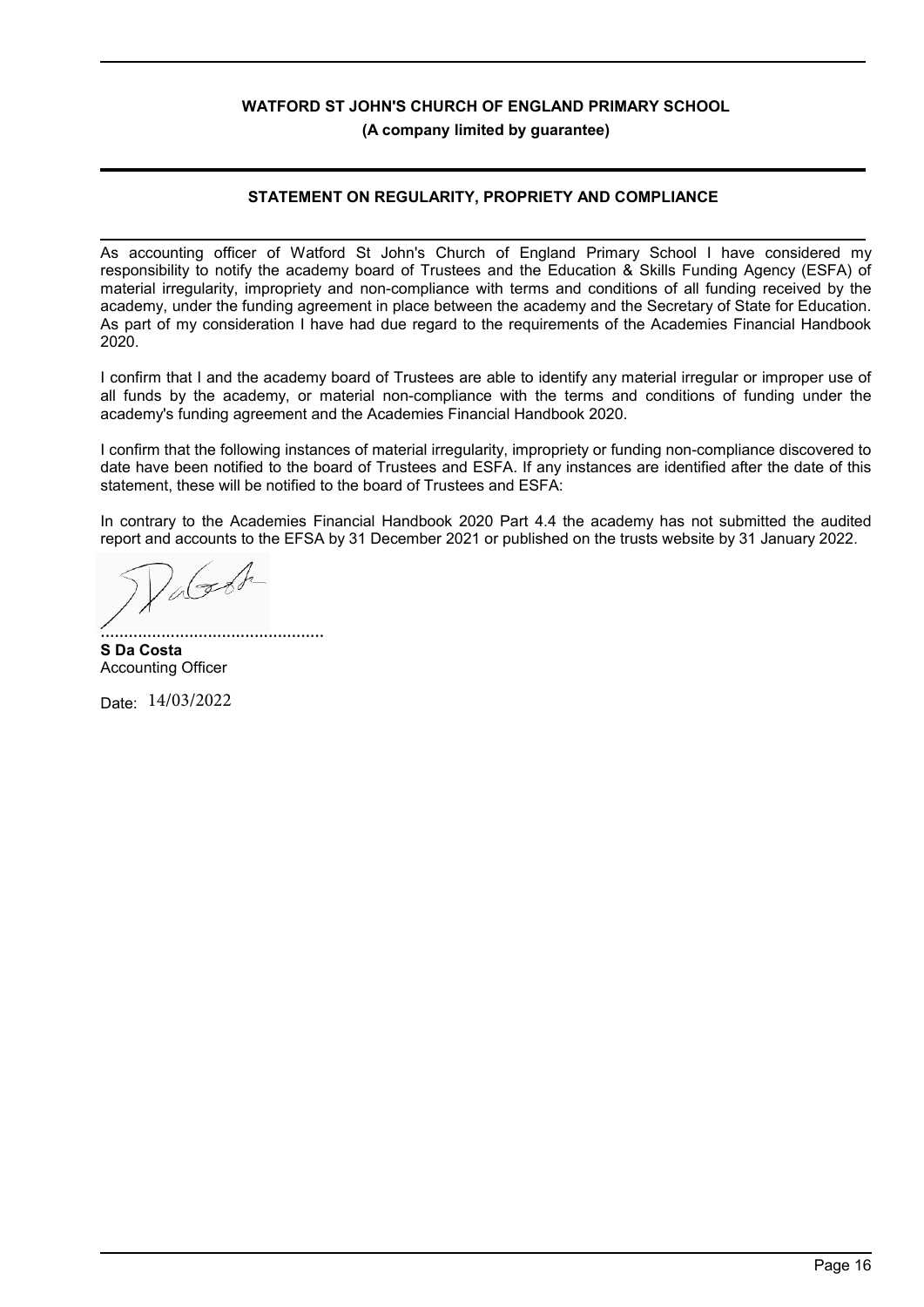**WATFORD ST JOHN'S CHURCH OF ENGLAND PRIMARY SCHOOL**

**(A company limited by guarantee)**

## STATEMENT ON REGULARITY, PROPRIETY AND COMPLIANCE

As accounting officer of Watford St John's Church of England Primary School I have considered my responsibility to notify the academy board of Trustees and the Education & Skills Funding Agency (ESFA) of material irregularity, impropriety and non-compliance with terms and conditions of all funding received by the academy, under the funding agreement in place between the academy and the Secretary of State for Education. As part of my consideration I have had due regard to the requirements of the Academies Financial Handbook 2020.

I confirm that I and the academy board of Trustees are able to identify any material irregular or improper use of all funds by the academy, or material non-compliance with the terms and conditions of funding under the academy's funding agreement and the Academies Financial Handbook 2020.

I confirm that the following instances of material irregularity, impropriety or funding non-compliance discovered to date have been notified to the board of Trustees and ESFA. If any instances are identified after the date of this statement, these will be notified to the board of Trustees and ESFA:

In contrary to the Academies Financial Handbook 2020 Part 4.4 the academy has not submitted the audited report and accounts to the EFSA by 31 December 2021 or published on the trusts website by 31 January 2022.

................................................

**S Da Costa**
Accounting Officer

Date: 14/03/2022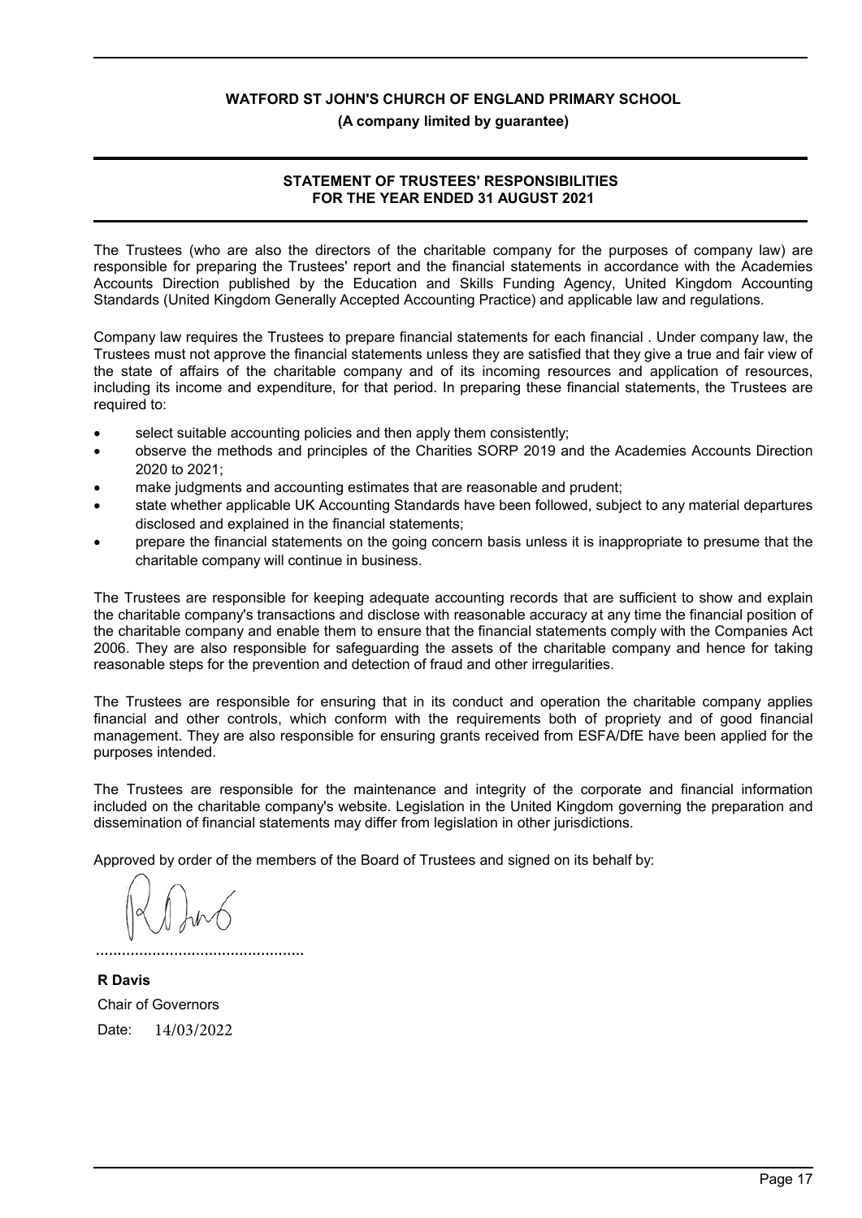**WATFORD ST JOHN'S CHURCH OF ENGLAND PRIMARY SCHOOL**

**(A company limited by guarantee)**

## STATEMENT OF TRUSTEES' RESPONSIBILITIES FOR THE YEAR ENDED 31 AUGUST 2021

The Trustees (who are also the directors of the charitable company for the purposes of company law) are responsible for preparing the Trustees' report and the financial statements in accordance with the Academies Accounts Direction published by the Education and Skills Funding Agency, United Kingdom Accounting Standards (United Kingdom Generally Accepted Accounting Practice) and applicable law and regulations.

Company law requires the Trustees to prepare financial statements for each financial . Under company law, the Trustees must not approve the financial statements unless they are satisfied that they give a true and fair view of the state of affairs of the charitable company and of its incoming resources and application of resources, including its income and expenditure, for that period. In preparing these financial statements, the Trustees are required to:

- select suitable accounting policies and then apply them consistently;
- observe the methods and principles of the Charities SORP 2019 and the Academies Accounts Direction 2020 to 2021;
- make judgments and accounting estimates that are reasonable and prudent;
- state whether applicable UK Accounting Standards have been followed, subject to any material departures disclosed and explained in the financial statements;
- prepare the financial statements on the going concern basis unless it is inappropriate to presume that the charitable company will continue in business.

The Trustees are responsible for keeping adequate accounting records that are sufficient to show and explain the charitable company's transactions and disclose with reasonable accuracy at any time the financial position of the charitable company and enable them to ensure that the financial statements comply with the Companies Act 2006. They are also responsible for safeguarding the assets of the charitable company and hence for taking reasonable steps for the prevention and detection of fraud and other irregularities.

The Trustees are responsible for ensuring that in its conduct and operation the charitable company applies financial and other controls, which conform with the requirements both of propriety and of good financial management. They are also responsible for ensuring grants received from ESFA/DfE have been applied for the purposes intended.

The Trustees are responsible for the maintenance and integrity of the corporate and financial information included on the charitable company's website. Legislation in the United Kingdom governing the preparation and dissemination of financial statements may differ from legislation in other jurisdictions.

Approved by order of the members of the Board of Trustees and signed on its behalf by:

................................................

**R Davis**

Chair of Governors

Date: 14/03/2022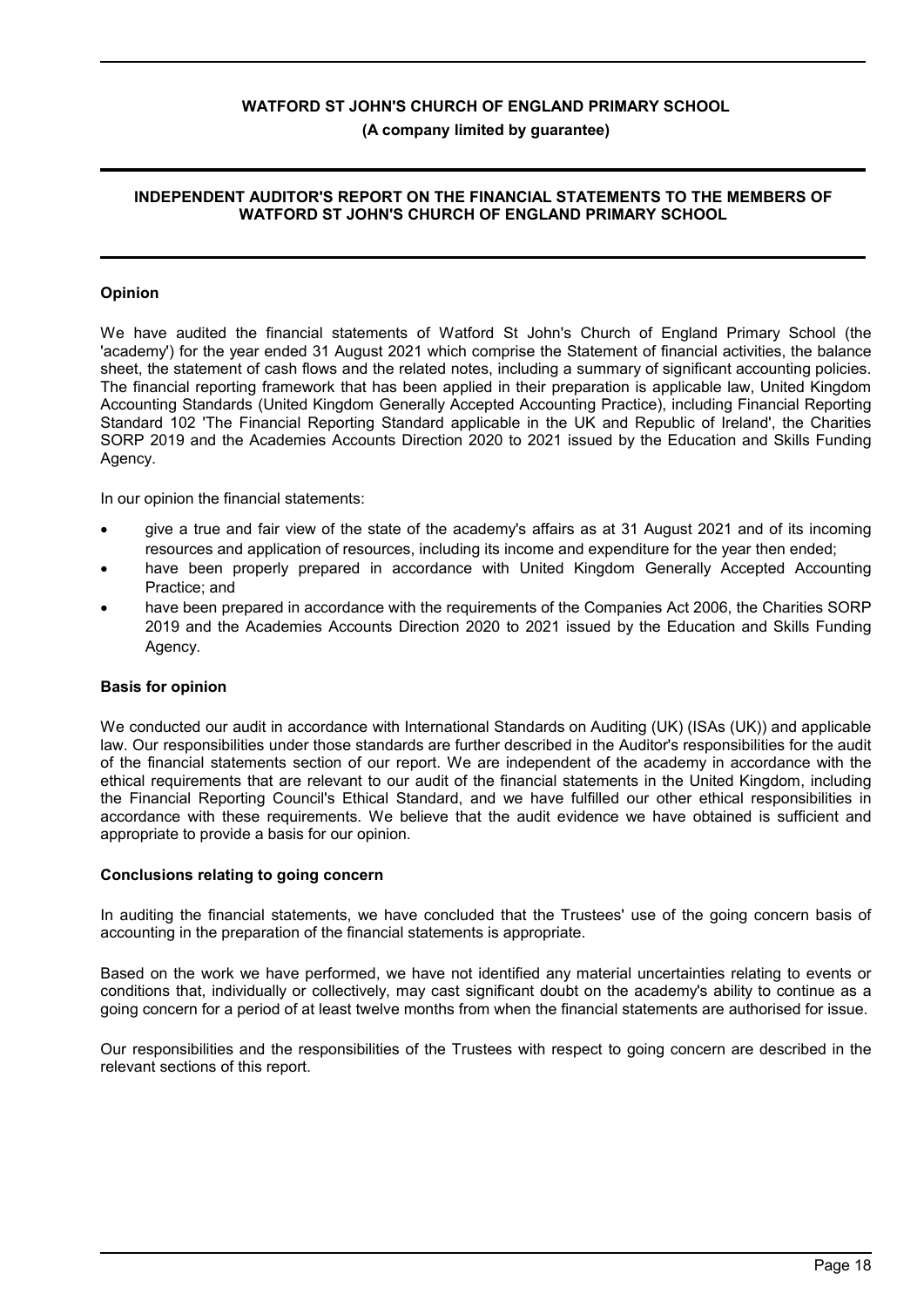**WATFORD ST JOHN'S CHURCH OF ENGLAND PRIMARY SCHOOL**

**(A company limited by guarantee)**

**INDEPENDENT AUDITOR'S REPORT ON THE FINANCIAL STATEMENTS TO THE MEMBERS OF WATFORD ST JOHN'S CHURCH OF ENGLAND PRIMARY SCHOOL**

### Opinion

We have audited the financial statements of Watford St John's Church of England Primary School (the 'academy') for the year ended 31 August 2021 which comprise the Statement of financial activities, the balance sheet, the statement of cash flows and the related notes, including a summary of significant accounting policies. The financial reporting framework that has been applied in their preparation is applicable law, United Kingdom Accounting Standards (United Kingdom Generally Accepted Accounting Practice), including Financial Reporting Standard 102 'The Financial Reporting Standard applicable in the UK and Republic of Ireland', the Charities SORP 2019 and the Academies Accounts Direction 2020 to 2021 issued by the Education and Skills Funding Agency.

In our opinion the financial statements:

- give a true and fair view of the state of the academy's affairs as at 31 August 2021 and of its incoming resources and application of resources, including its income and expenditure for the year then ended;
- have been properly prepared in accordance with United Kingdom Generally Accepted Accounting Practice; and
- have been prepared in accordance with the requirements of the Companies Act 2006, the Charities SORP 2019 and the Academies Accounts Direction 2020 to 2021 issued by the Education and Skills Funding Agency.

### Basis for opinion

We conducted our audit in accordance with International Standards on Auditing (UK) (ISAs (UK)) and applicable law. Our responsibilities under those standards are further described in the Auditor's responsibilities for the audit of the financial statements section of our report. We are independent of the academy in accordance with the ethical requirements that are relevant to our audit of the financial statements in the United Kingdom, including the Financial Reporting Council's Ethical Standard, and we have fulfilled our other ethical responsibilities in accordance with these requirements. We believe that the audit evidence we have obtained is sufficient and appropriate to provide a basis for our opinion.

### Conclusions relating to going concern

In auditing the financial statements, we have concluded that the Trustees' use of the going concern basis of accounting in the preparation of the financial statements is appropriate.

Based on the work we have performed, we have not identified any material uncertainties relating to events or conditions that, individually or collectively, may cast significant doubt on the academy's ability to continue as a going concern for a period of at least twelve months from when the financial statements are authorised for issue.

Our responsibilities and the responsibilities of the Trustees with respect to going concern are described in the relevant sections of this report.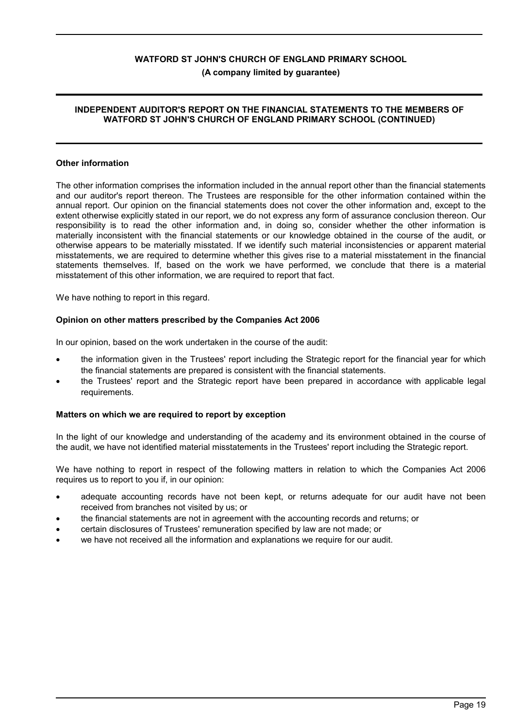**Other information**

The other information comprises the information included in the annual report other than the financial statements and our auditor's report thereon. The Trustees are responsible for the other information contained within the annual report. Our opinion on the financial statements does not cover the other information and, except to the extent otherwise explicitly stated in our report, we do not express any form of assurance conclusion thereon. Our responsibility is to read the other information and, in doing so, consider whether the other information is materially inconsistent with the financial statements or our knowledge obtained in the course of the audit, or otherwise appears to be materially misstated. If we identify such material inconsistencies or apparent material misstatements, we are required to determine whether this gives rise to a material misstatement in the financial statements themselves. If, based on the work we have performed, we conclude that there is a material misstatement of this other information, we are required to report that fact.

We have nothing to report in this regard.

**Opinion on other matters prescribed by the Companies Act 2006**

In our opinion, based on the work undertaken in the course of the audit:

- the information given in the Trustees' report including the Strategic report for the financial year for which the financial statements are prepared is consistent with the financial statements.
- the Trustees' report and the Strategic report have been prepared in accordance with applicable legal requirements.

**Matters on which we are required to report by exception**

In the light of our knowledge and understanding of the academy and its environment obtained in the course of the audit, we have not identified material misstatements in the Trustees' report including the Strategic report.

We have nothing to report in respect of the following matters in relation to which the Companies Act 2006 requires us to report to you if, in our opinion:

- adequate accounting records have not been kept, or returns adequate for our audit have not been received from branches not visited by us; or
- the financial statements are not in agreement with the accounting records and returns; or
- certain disclosures of Trustees' remuneration specified by law are not made; or
- we have not received all the information and explanations we require for our audit.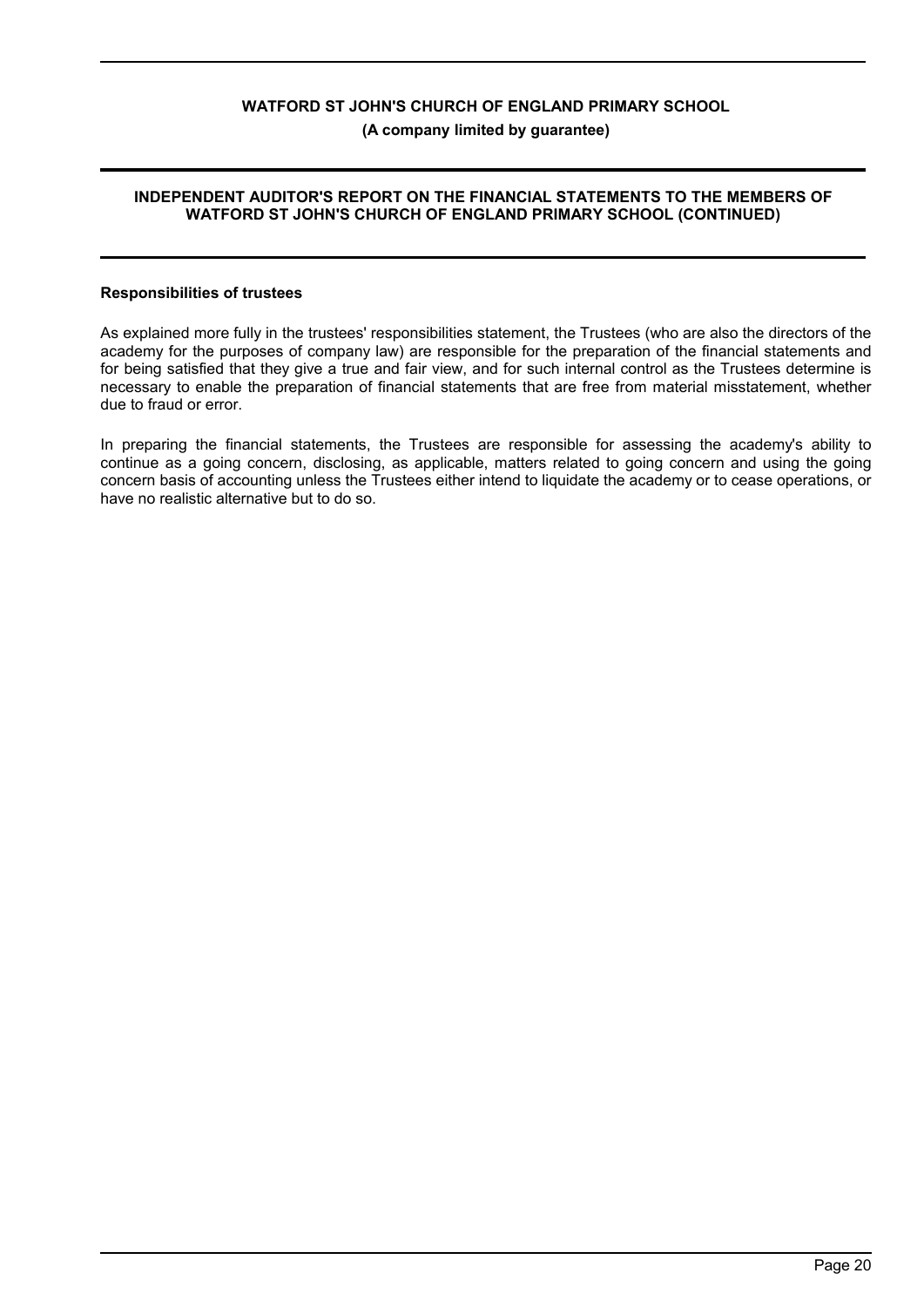## Responsibilities of trustees

As explained more fully in the trustees' responsibilities statement, the Trustees (who are also the directors of the academy for the purposes of company law) are responsible for the preparation of the financial statements and for being satisfied that they give a true and fair view, and for such internal control as the Trustees determine is necessary to enable the preparation of financial statements that are free from material misstatement, whether due to fraud or error.

In preparing the financial statements, the Trustees are responsible for assessing the academy's ability to continue as a going concern, disclosing, as applicable, matters related to going concern and using the going concern basis of accounting unless the Trustees either intend to liquidate the academy or to cease operations, or have no realistic alternative but to do so.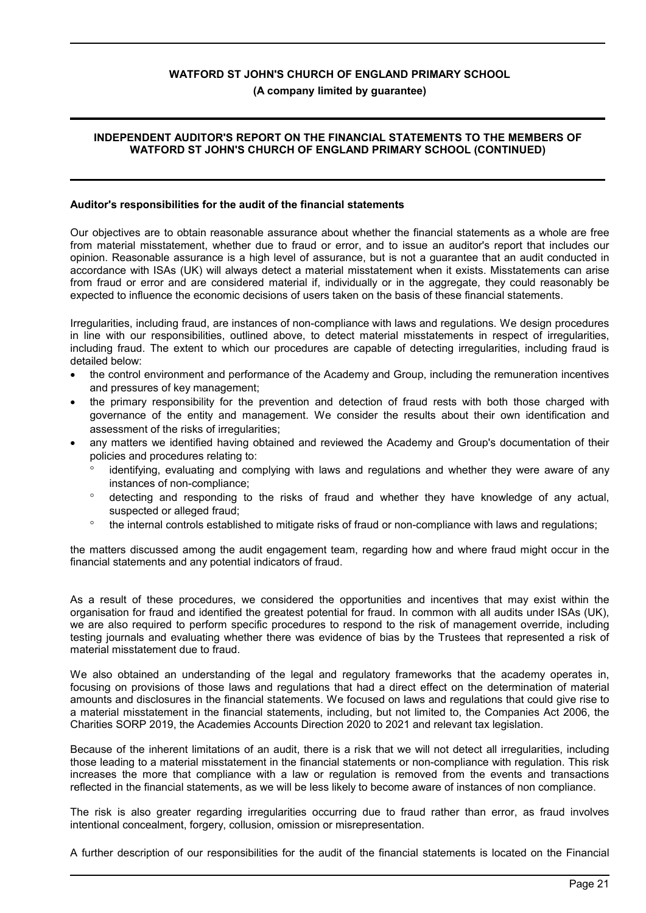## Auditor's responsibilities for the audit of the financial statements

Our objectives are to obtain reasonable assurance about whether the financial statements as a whole are free from material misstatement, whether due to fraud or error, and to issue an auditor's report that includes our opinion. Reasonable assurance is a high level of assurance, but is not a guarantee that an audit conducted in accordance with ISAs (UK) will always detect a material misstatement when it exists. Misstatements can arise from fraud or error and are considered material if, individually or in the aggregate, they could reasonably be expected to influence the economic decisions of users taken on the basis of these financial statements.

Irregularities, including fraud, are instances of non-compliance with laws and regulations. We design procedures in line with our responsibilities, outlined above, to detect material misstatements in respect of irregularities, including fraud. The extent to which our procedures are capable of detecting irregularities, including fraud is detailed below:

- the control environment and performance of the Academy and Group, including the remuneration incentives and pressures of key management;
- the primary responsibility for the prevention and detection of fraud rests with both those charged with governance of the entity and management. We consider the results about their own identification and assessment of the risks of irregularities;
- any matters we identified having obtained and reviewed the Academy and Group's documentation of their policies and procedures relating to:
  - identifying, evaluating and complying with laws and regulations and whether they were aware of any instances of non-compliance;
  - detecting and responding to the risks of fraud and whether they have knowledge of any actual, suspected or alleged fraud;
  - the internal controls established to mitigate risks of fraud or non-compliance with laws and regulations;

the matters discussed among the audit engagement team, regarding how and where fraud might occur in the financial statements and any potential indicators of fraud.

As a result of these procedures, we considered the opportunities and incentives that may exist within the organisation for fraud and identified the greatest potential for fraud. In common with all audits under ISAs (UK), we are also required to perform specific procedures to respond to the risk of management override, including testing journals and evaluating whether there was evidence of bias by the Trustees that represented a risk of material misstatement due to fraud.

We also obtained an understanding of the legal and regulatory frameworks that the academy operates in, focusing on provisions of those laws and regulations that had a direct effect on the determination of material amounts and disclosures in the financial statements. We focused on laws and regulations that could give rise to a material misstatement in the financial statements, including, but not limited to, the Companies Act 2006, the Charities SORP 2019, the Academies Accounts Direction 2020 to 2021 and relevant tax legislation.

Because of the inherent limitations of an audit, there is a risk that we will not detect all irregularities, including those leading to a material misstatement in the financial statements or non-compliance with regulation. This risk increases the more that compliance with a law or regulation is removed from the events and transactions reflected in the financial statements, as we will be less likely to become aware of instances of non compliance.

The risk is also greater regarding irregularities occurring due to fraud rather than error, as fraud involves intentional concealment, forgery, collusion, omission or misrepresentation.

A further description of our responsibilities for the audit of the financial statements is located on the Financial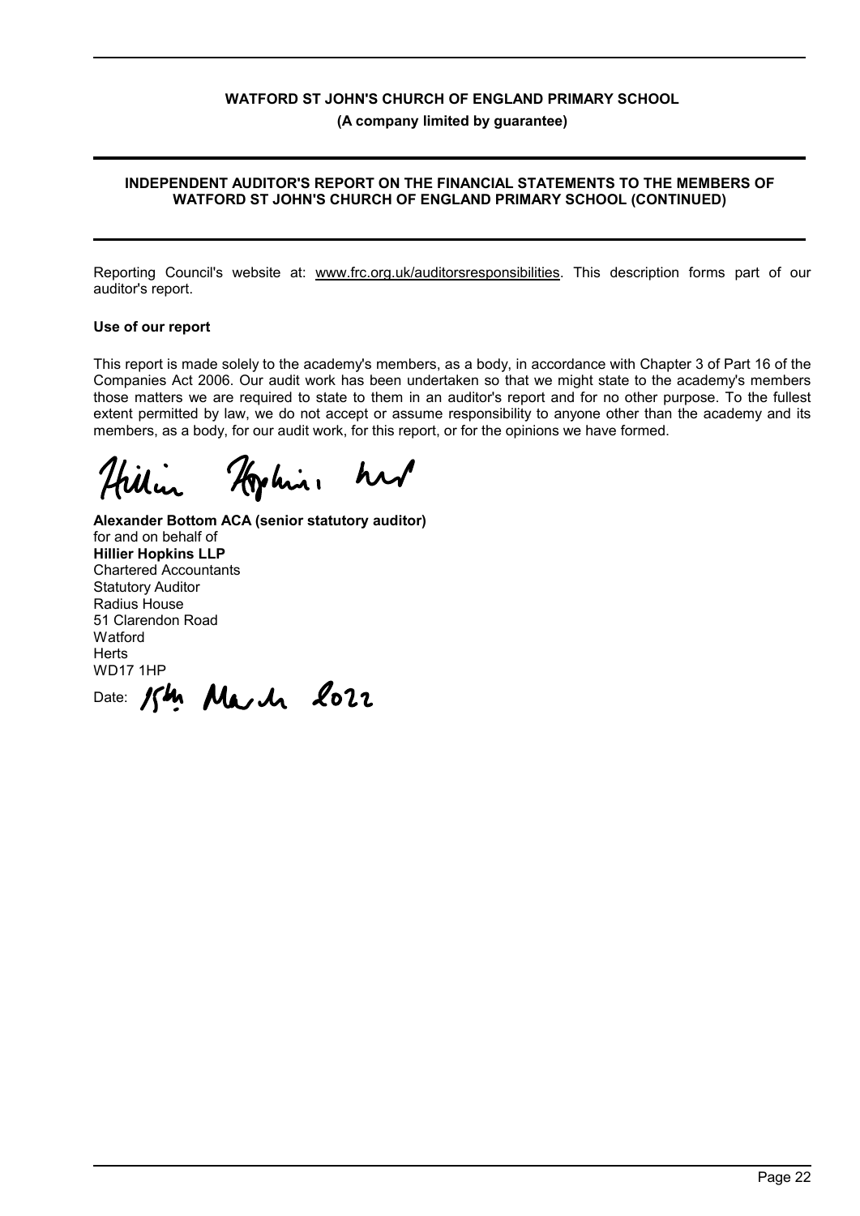Reporting Council's website at: www.frc.org.uk/auditorsresponsibilities. This description forms part of our auditor's report.

**Use of our report**

This report is made solely to the academy's members, as a body, in accordance with Chapter 3 of Part 16 of the Companies Act 2006. Our audit work has been undertaken so that we might state to the academy's members those matters we are required to state to them in an auditor's report and for no other purpose. To the fullest extent permitted by law, we do not accept or assume responsibility to anyone other than the academy and its members, as a body, for our audit work, for this report, or for the opinions we have formed.

Hillier Hopkins LLP

**Alexander Bottom ACA (senior statutory auditor)**
for and on behalf of
**Hillier Hopkins LLP**
Chartered Accountants
Statutory Auditor
Radius House
51 Clarendon Road
Watford
Herts
WD17 1HP

Date: 15th March 2022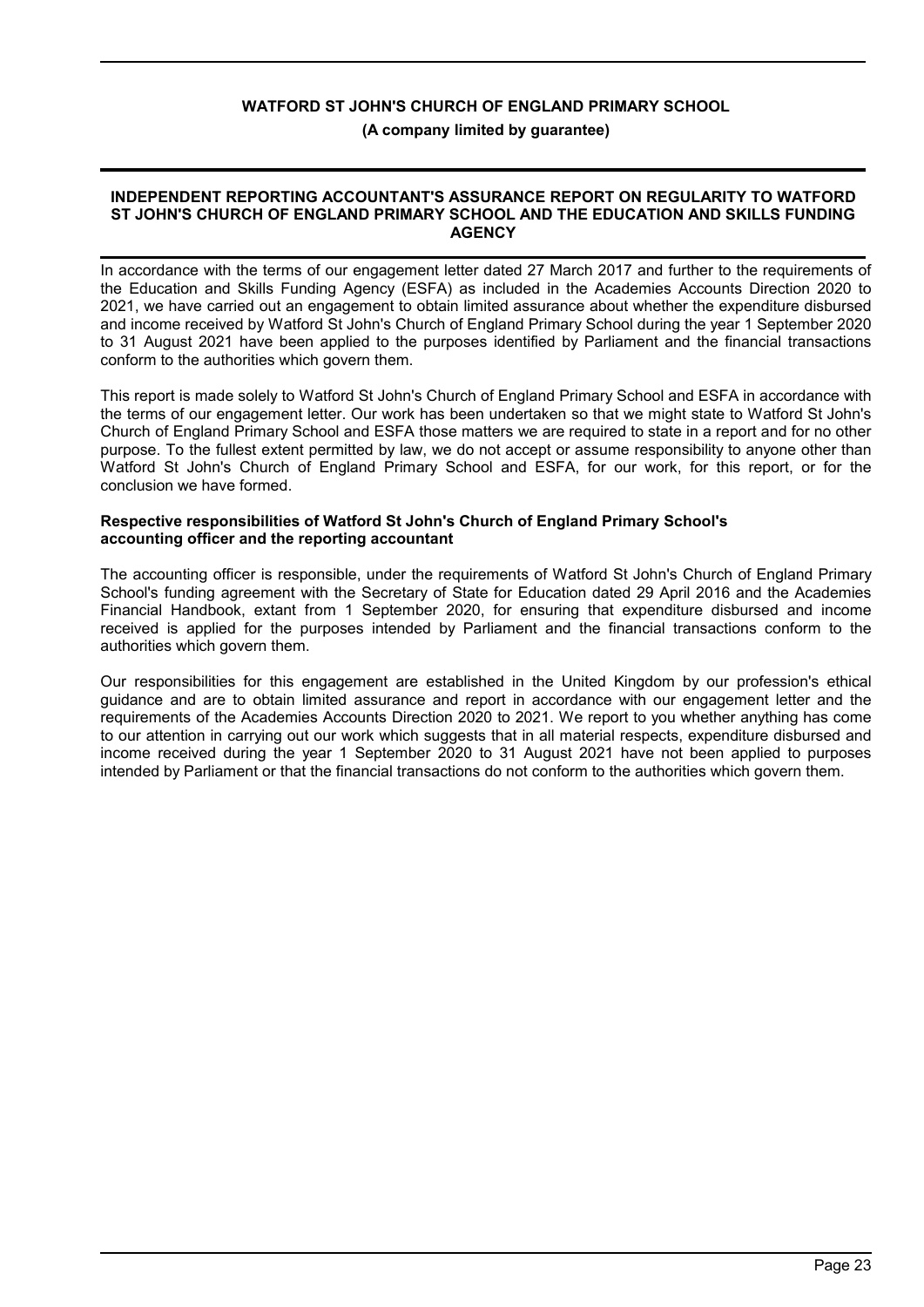**INDEPENDENT REPORTING ACCOUNTANT'S ASSURANCE REPORT ON REGULARITY TO WATFORD ST JOHN'S CHURCH OF ENGLAND PRIMARY SCHOOL AND THE EDUCATION AND SKILLS FUNDING AGENCY**

In accordance with the terms of our engagement letter dated 27 March 2017 and further to the requirements of the Education and Skills Funding Agency (ESFA) as included in the Academies Accounts Direction 2020 to 2021, we have carried out an engagement to obtain limited assurance about whether the expenditure disbursed and income received by Watford St John's Church of England Primary School during the year 1 September 2020 to 31 August 2021 have been applied to the purposes identified by Parliament and the financial transactions conform to the authorities which govern them.

This report is made solely to Watford St John's Church of England Primary School and ESFA in accordance with the terms of our engagement letter. Our work has been undertaken so that we might state to Watford St John's Church of England Primary School and ESFA those matters we are required to state in a report and for no other purpose. To the fullest extent permitted by law, we do not accept or assume responsibility to anyone other than Watford St John's Church of England Primary School and ESFA, for our work, for this report, or for the conclusion we have formed.

**Respective responsibilities of Watford St John's Church of England Primary School's accounting officer and the reporting accountant**

The accounting officer is responsible, under the requirements of Watford St John's Church of England Primary School's funding agreement with the Secretary of State for Education dated 29 April 2016 and the Academies Financial Handbook, extant from 1 September 2020, for ensuring that expenditure disbursed and income received is applied for the purposes intended by Parliament and the financial transactions conform to the authorities which govern them.

Our responsibilities for this engagement are established in the United Kingdom by our profession's ethical guidance and are to obtain limited assurance and report in accordance with our engagement letter and the requirements of the Academies Accounts Direction 2020 to 2021. We report to you whether anything has come to our attention in carrying out our work which suggests that in all material respects, expenditure disbursed and income received during the year 1 September 2020 to 31 August 2021 have not been applied to purposes intended by Parliament or that the financial transactions do not conform to the authorities which govern them.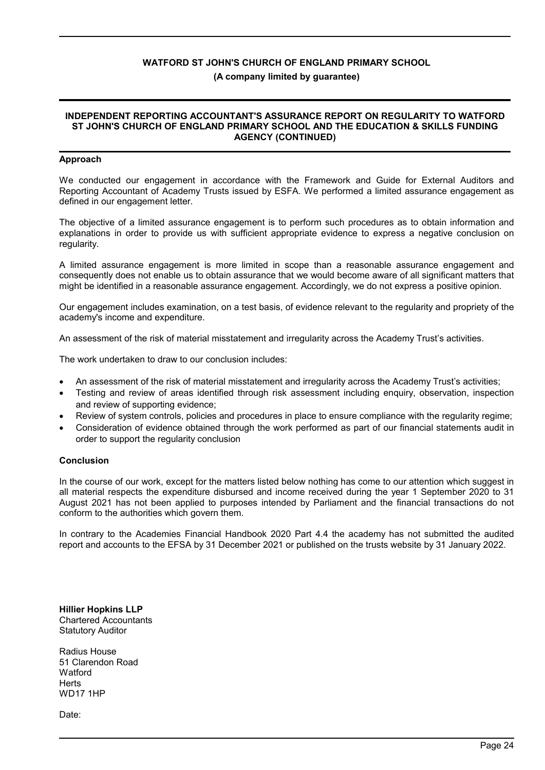# WATFORD ST JOHN'S CHURCH OF ENGLAND PRIMARY SCHOOL

**(A company limited by guarantee)**

## INDEPENDENT REPORTING ACCOUNTANT'S ASSURANCE REPORT ON REGULARITY TO WATFORD ST JOHN'S CHURCH OF ENGLAND PRIMARY SCHOOL AND THE EDUCATION & SKILLS FUNDING AGENCY (CONTINUED)

### Approach

We conducted our engagement in accordance with the Framework and Guide for External Auditors and Reporting Accountant of Academy Trusts issued by ESFA. We performed a limited assurance engagement as defined in our engagement letter.

The objective of a limited assurance engagement is to perform such procedures as to obtain information and explanations in order to provide us with sufficient appropriate evidence to express a negative conclusion on regularity.

A limited assurance engagement is more limited in scope than a reasonable assurance engagement and consequently does not enable us to obtain assurance that we would become aware of all significant matters that might be identified in a reasonable assurance engagement. Accordingly, we do not express a positive opinion.

Our engagement includes examination, on a test basis, of evidence relevant to the regularity and propriety of the academy's income and expenditure.

An assessment of the risk of material misstatement and irregularity across the Academy Trust's activities.

The work undertaken to draw to our conclusion includes:

- An assessment of the risk of material misstatement and irregularity across the Academy Trust's activities;
- Testing and review of areas identified through risk assessment including enquiry, observation, inspection and review of supporting evidence;
- Review of system controls, policies and procedures in place to ensure compliance with the regularity regime;
- Consideration of evidence obtained through the work performed as part of our financial statements audit in order to support the regularity conclusion

### Conclusion

In the course of our work, except for the matters listed below nothing has come to our attention which suggest in all material respects the expenditure disbursed and income received during the year 1 September 2020 to 31 August 2021 has not been applied to purposes intended by Parliament and the financial transactions do not conform to the authorities which govern them.

In contrary to the Academies Financial Handbook 2020 Part 4.4 the academy has not submitted the audited report and accounts to the EFSA by 31 December 2021 or published on the trusts website by 31 January 2022.

**Hillier Hopkins LLP**
Chartered Accountants
Statutory Auditor

Radius House
51 Clarendon Road
Watford
Herts
WD17 1HP

Date: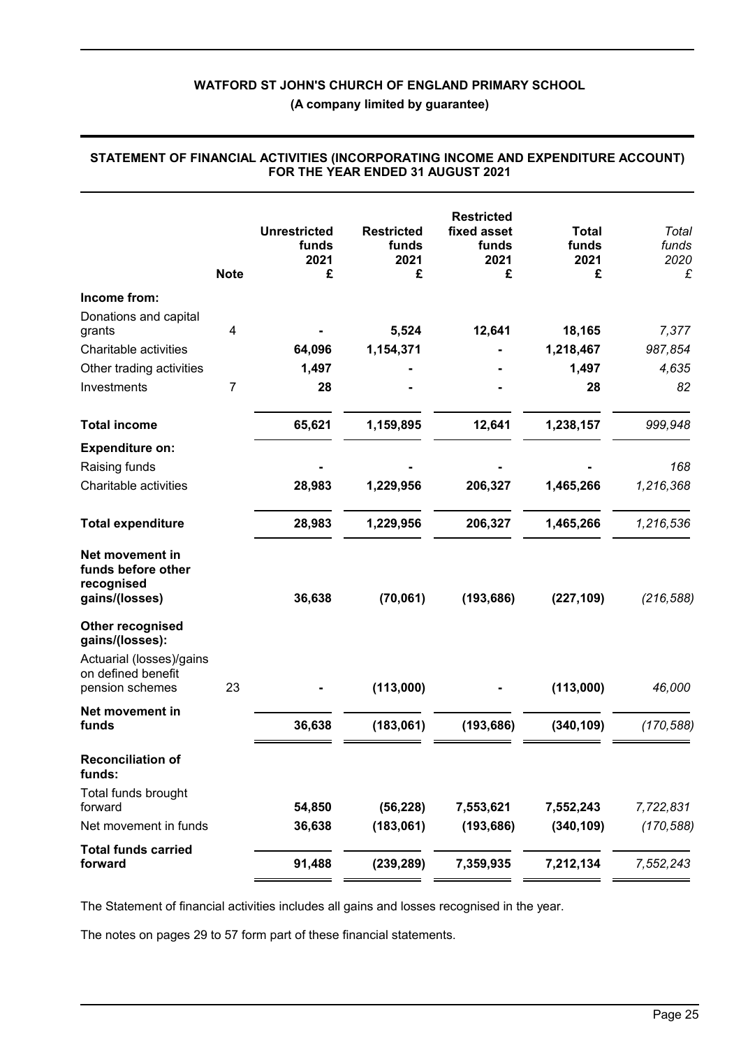# WATFORD ST JOHN'S CHURCH OF ENGLAND PRIMARY SCHOOL

**(A company limited by guarantee)**

## STATEMENT OF FINANCIAL ACTIVITIES (INCORPORATING INCOME AND EXPENDITURE ACCOUNT) FOR THE YEAR ENDED 31 AUGUST 2021

| | Note | Unrestricted funds 2021 £ | Restricted funds 2021 £ | Restricted fixed asset funds 2021 £ | Total funds 2021 £ | *Total funds 2020 £* |
|---|---|---|---|---|---|---|
| **Income from:** | | | | | | |
| Donations and capital grants | 4 | - | 5,524 | 12,641 | 18,165 | *7,377* |
| Charitable activities | | 64,096 | 1,154,371 | - | 1,218,467 | *987,854* |
| Other trading activities | | 1,497 | - | - | 1,497 | *4,635* |
| Investments | 7 | 28 | - | - | 28 | *82* |
| **Total income** | | 65,621 | 1,159,895 | 12,641 | 1,238,157 | *999,948* |
| **Expenditure on:** | | | | | | |
| Raising funds | | - | - | - | - | *168* |
| Charitable activities | | 28,983 | 1,229,956 | 206,327 | 1,465,266 | *1,216,368* |
| **Total expenditure** | | 28,983 | 1,229,956 | 206,327 | 1,465,266 | *1,216,536* |
| **Net movement in funds before other recognised gains/(losses)** | | 36,638 | (70,061) | (193,686) | (227,109) | *(216,588)* |
| **Other recognised gains/(losses):** | | | | | | |
| Actuarial (losses)/gains on defined benefit pension schemes | 23 | - | (113,000) | - | (113,000) | *46,000* |
| **Net movement in funds** | | 36,638 | (183,061) | (193,686) | (340,109) | *(170,588)* |
| **Reconciliation of funds:** | | | | | | |
| Total funds brought forward | | 54,850 | (56,228) | 7,553,621 | 7,552,243 | *7,722,831* |
| Net movement in funds | | 36,638 | (183,061) | (193,686) | (340,109) | *(170,588)* |
| **Total funds carried forward** | | 91,488 | (239,289) | 7,359,935 | 7,212,134 | *7,552,243* |

The Statement of financial activities includes all gains and losses recognised in the year.

The notes on pages 29 to 57 form part of these financial statements.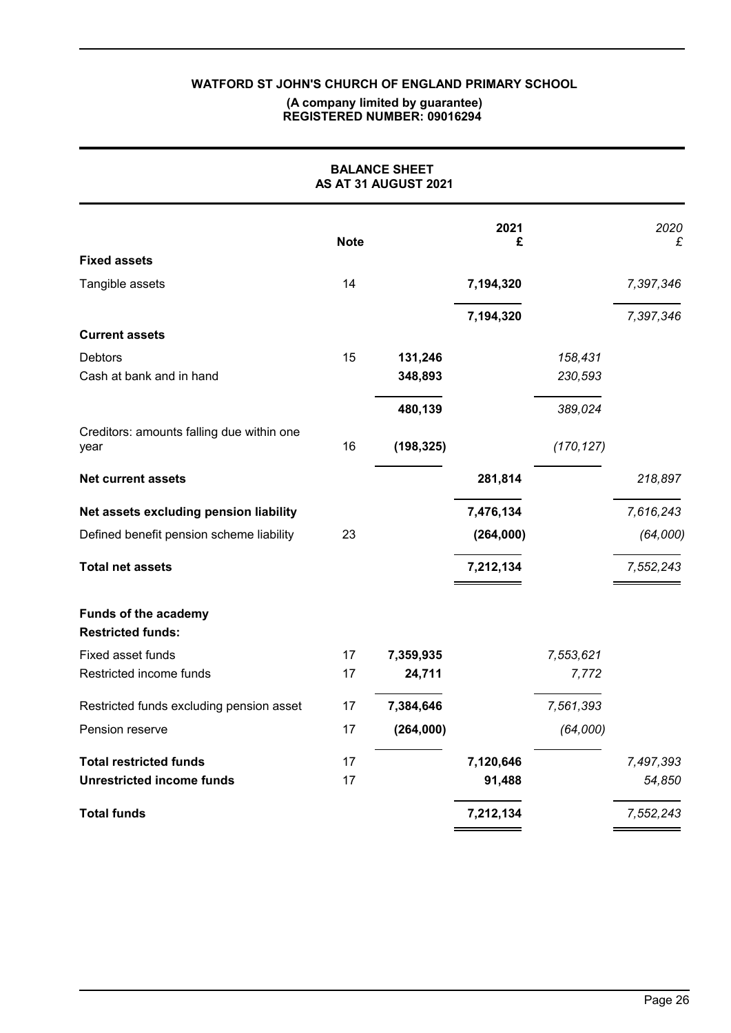**WATFORD ST JOHN'S CHURCH OF ENGLAND PRIMARY SCHOOL**

**(A company limited by guarantee)**
**REGISTERED NUMBER: 09016294**

## BALANCE SHEET
## AS AT 31 AUGUST 2021

| | Note | | 2021 £ | | *2020 £* |
|---|---|---|---|---|---|
| **Fixed assets** | | | | | |
| Tangible assets | 14 | | 7,194,320 | | *7,397,346* |
| | | | 7,194,320 | | *7,397,346* |
| **Current assets** | | | | | |
| Debtors | 15 | 131,246 | | *158,431* | |
| Cash at bank and in hand | | 348,893 | | *230,593* | |
| | | 480,139 | | *389,024* | |
| Creditors: amounts falling due within one year | 16 | (198,325) | | *(170,127)* | |
| **Net current assets** | | | 281,814 | | *218,897* |
| **Net assets excluding pension liability** | | | 7,476,134 | | *7,616,243* |
| Defined benefit pension scheme liability | 23 | | (264,000) | | *(64,000)* |
| **Total net assets** | | | 7,212,134 | | *7,552,243* |
| **Funds of the academy** | | | | | |
| **Restricted funds:** | | | | | |
| Fixed asset funds | 17 | 7,359,935 | | *7,553,621* | |
| Restricted income funds | 17 | 24,711 | | *7,772* | |
| Restricted funds excluding pension asset | 17 | 7,384,646 | | *7,561,393* | |
| Pension reserve | 17 | (264,000) | | *(64,000)* | |
| **Total restricted funds** | 17 | | 7,120,646 | | *7,497,393* |
| **Unrestricted income funds** | 17 | | 91,488 | | *54,850* |
| **Total funds** | | | 7,212,134 | | *7,552,243* |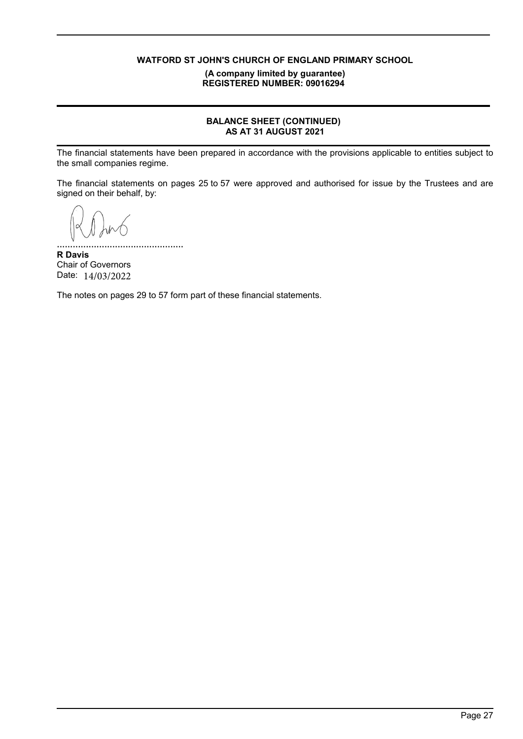**WATFORD ST JOHN'S CHURCH OF ENGLAND PRIMARY SCHOOL**

**(A company limited by guarantee)**
**REGISTERED NUMBER: 09016294**

## BALANCE SHEET (CONTINUED)
## AS AT 31 AUGUST 2021

The financial statements have been prepared in accordance with the provisions applicable to entities subject to the small companies regime.

The financial statements on pages 25 to 57 were approved and authorised for issue by the Trustees and are signed on their behalf, by:

................................................

**R Davis**
Chair of Governors
Date: 14/03/2022

The notes on pages 29 to 57 form part of these financial statements.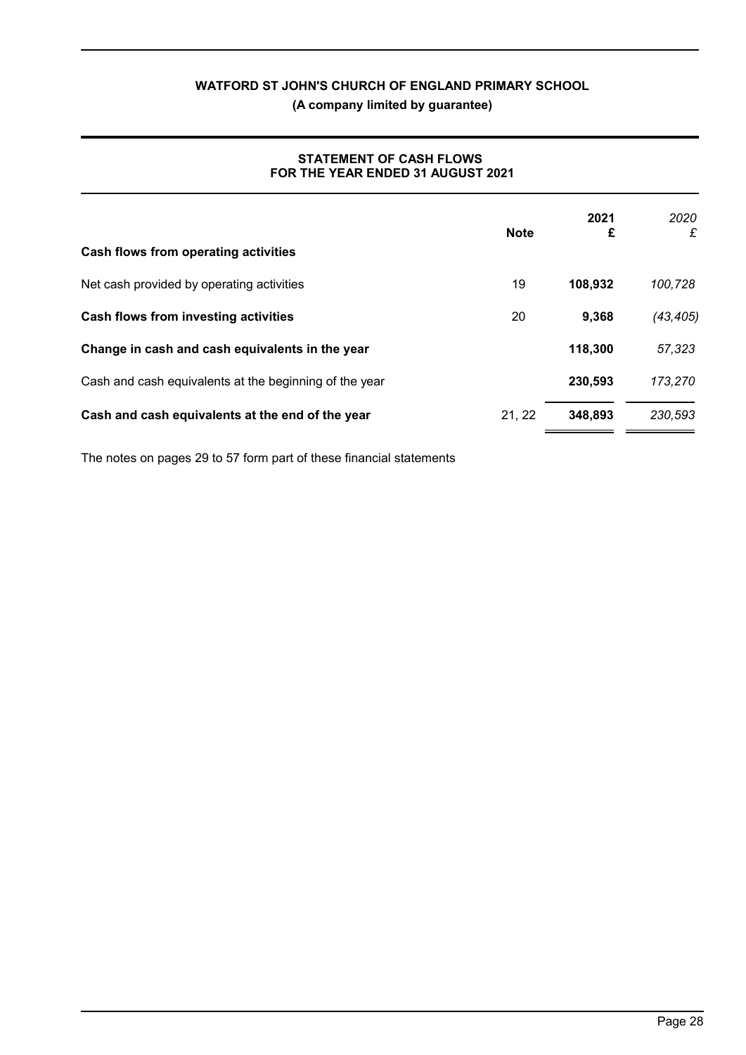**WATFORD ST JOHN'S CHURCH OF ENGLAND PRIMARY SCHOOL**

**(A company limited by guarantee)**

## STATEMENT OF CASH FLOWS
## FOR THE YEAR ENDED 31 AUGUST 2021

| | Note | 2021 £ | *2020 £* |
|---|---|---|---|
| **Cash flows from operating activities** | | | |
| Net cash provided by operating activities | 19 | **108,932** | *100,728* |
| **Cash flows from investing activities** | 20 | **9,368** | *(43,405)* |
| **Change in cash and cash equivalents in the year** | | **118,300** | *57,323* |
| Cash and cash equivalents at the beginning of the year | | **230,593** | *173,270* |
| **Cash and cash equivalents at the end of the year** | 21, 22 | **348,893** | *230,593* |

The notes on pages 29 to 57 form part of these financial statements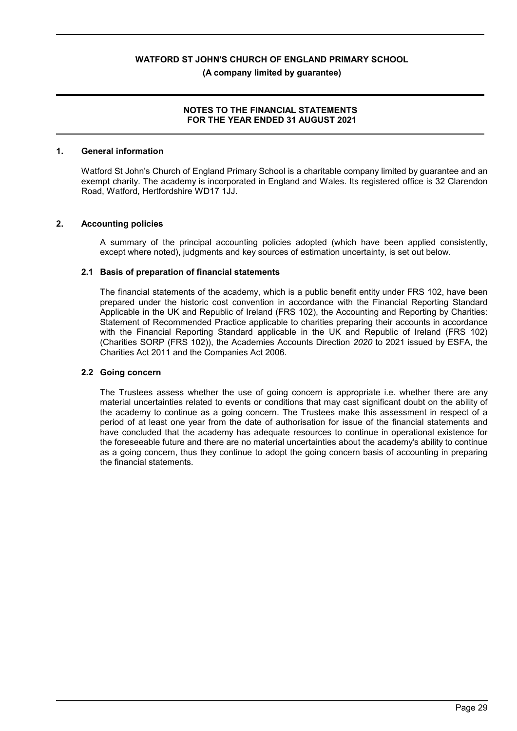## NOTES TO THE FINANCIAL STATEMENTS FOR THE YEAR ENDED 31 AUGUST 2021

### 1. General information

Watford St John's Church of England Primary School is a charitable company limited by guarantee and an exempt charity. The academy is incorporated in England and Wales. Its registered office is 32 Clarendon Road, Watford, Hertfordshire WD17 1JJ.

### 2. Accounting policies

A summary of the principal accounting policies adopted (which have been applied consistently, except where noted), judgments and key sources of estimation uncertainty, is set out below.

#### 2.1 Basis of preparation of financial statements

The financial statements of the academy, which is a public benefit entity under FRS 102, have been prepared under the historic cost convention in accordance with the Financial Reporting Standard Applicable in the UK and Republic of Ireland (FRS 102), the Accounting and Reporting by Charities: Statement of Recommended Practice applicable to charities preparing their accounts in accordance with the Financial Reporting Standard applicable in the UK and Republic of Ireland (FRS 102) (Charities SORP (FRS 102)), the Academies Accounts Direction *2020* to 2021 issued by ESFA, the Charities Act 2011 and the Companies Act 2006.

#### 2.2 Going concern

The Trustees assess whether the use of going concern is appropriate i.e. whether there are any material uncertainties related to events or conditions that may cast significant doubt on the ability of the academy to continue as a going concern. The Trustees make this assessment in respect of a period of at least one year from the date of authorisation for issue of the financial statements and have concluded that the academy has adequate resources to continue in operational existence for the foreseeable future and there are no material uncertainties about the academy's ability to continue as a going concern, thus they continue to adopt the going concern basis of accounting in preparing the financial statements.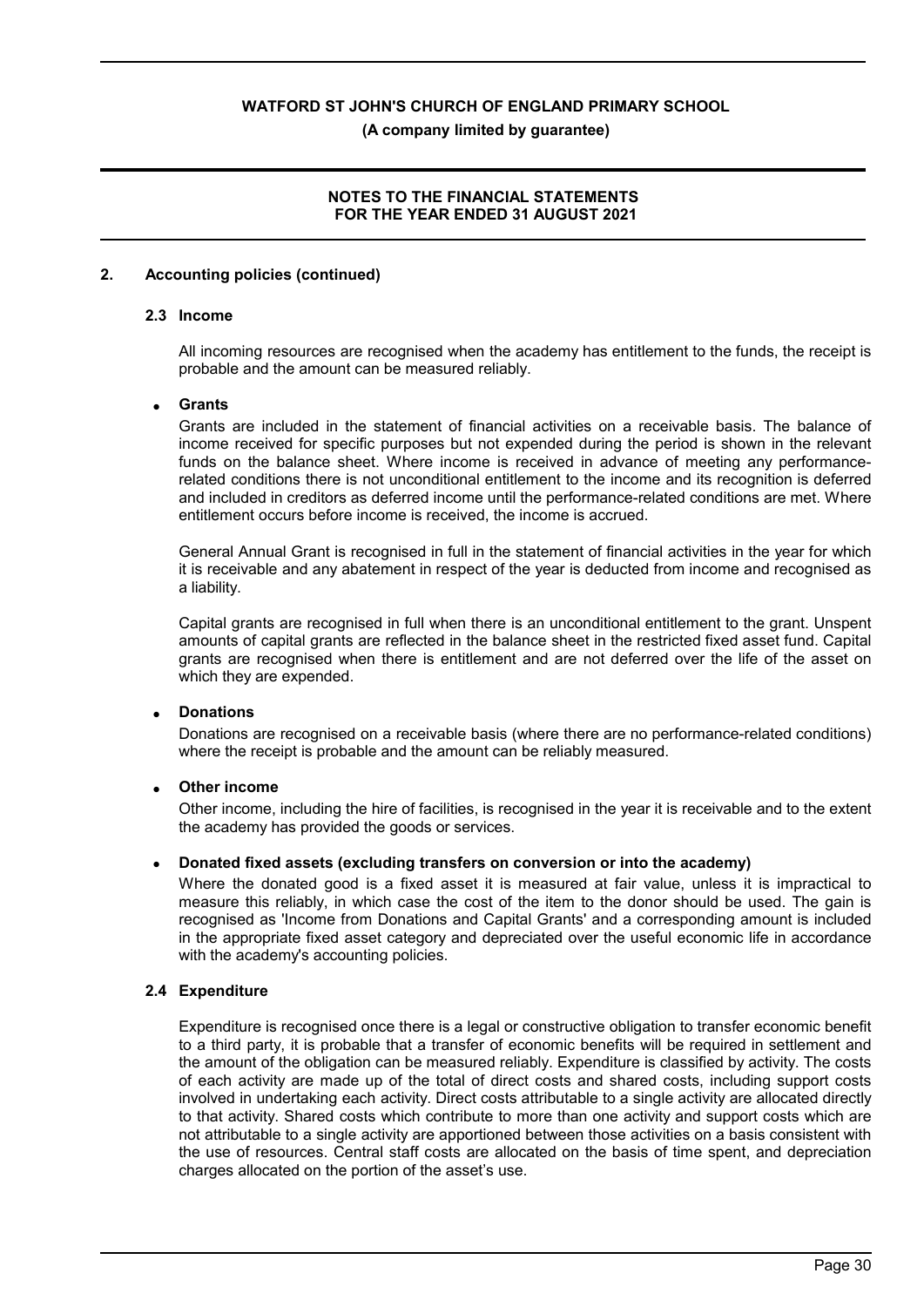## 2. Accounting policies (continued)

### 2.3 Income

All incoming resources are recognised when the academy has entitlement to the funds, the receipt is probable and the amount can be measured reliably.

- **Grants**

  Grants are included in the statement of financial activities on a receivable basis. The balance of income received for specific purposes but not expended during the period is shown in the relevant funds on the balance sheet. Where income is received in advance of meeting any performance-related conditions there is not unconditional entitlement to the income and its recognition is deferred and included in creditors as deferred income until the performance-related conditions are met. Where entitlement occurs before income is received, the income is accrued.

  General Annual Grant is recognised in full in the statement of financial activities in the year for which it is receivable and any abatement in respect of the year is deducted from income and recognised as a liability.

  Capital grants are recognised in full when there is an unconditional entitlement to the grant. Unspent amounts of capital grants are reflected in the balance sheet in the restricted fixed asset fund. Capital grants are recognised when there is entitlement and are not deferred over the life of the asset on which they are expended.

- **Donations**

  Donations are recognised on a receivable basis (where there are no performance-related conditions) where the receipt is probable and the amount can be reliably measured.

- **Other income**

  Other income, including the hire of facilities, is recognised in the year it is receivable and to the extent the academy has provided the goods or services.

- **Donated fixed assets (excluding transfers on conversion or into the academy)**

  Where the donated good is a fixed asset it is measured at fair value, unless it is impractical to measure this reliably, in which case the cost of the item to the donor should be used. The gain is recognised as 'Income from Donations and Capital Grants' and a corresponding amount is included in the appropriate fixed asset category and depreciated over the useful economic life in accordance with the academy's accounting policies.

### 2.4 Expenditure

Expenditure is recognised once there is a legal or constructive obligation to transfer economic benefit to a third party, it is probable that a transfer of economic benefits will be required in settlement and the amount of the obligation can be measured reliably. Expenditure is classified by activity. The costs of each activity are made up of the total of direct costs and shared costs, including support costs involved in undertaking each activity. Direct costs attributable to a single activity are allocated directly to that activity. Shared costs which contribute to more than one activity and support costs which are not attributable to a single activity are apportioned between those activities on a basis consistent with the use of resources. Central staff costs are allocated on the basis of time spent, and depreciation charges allocated on the portion of the asset's use.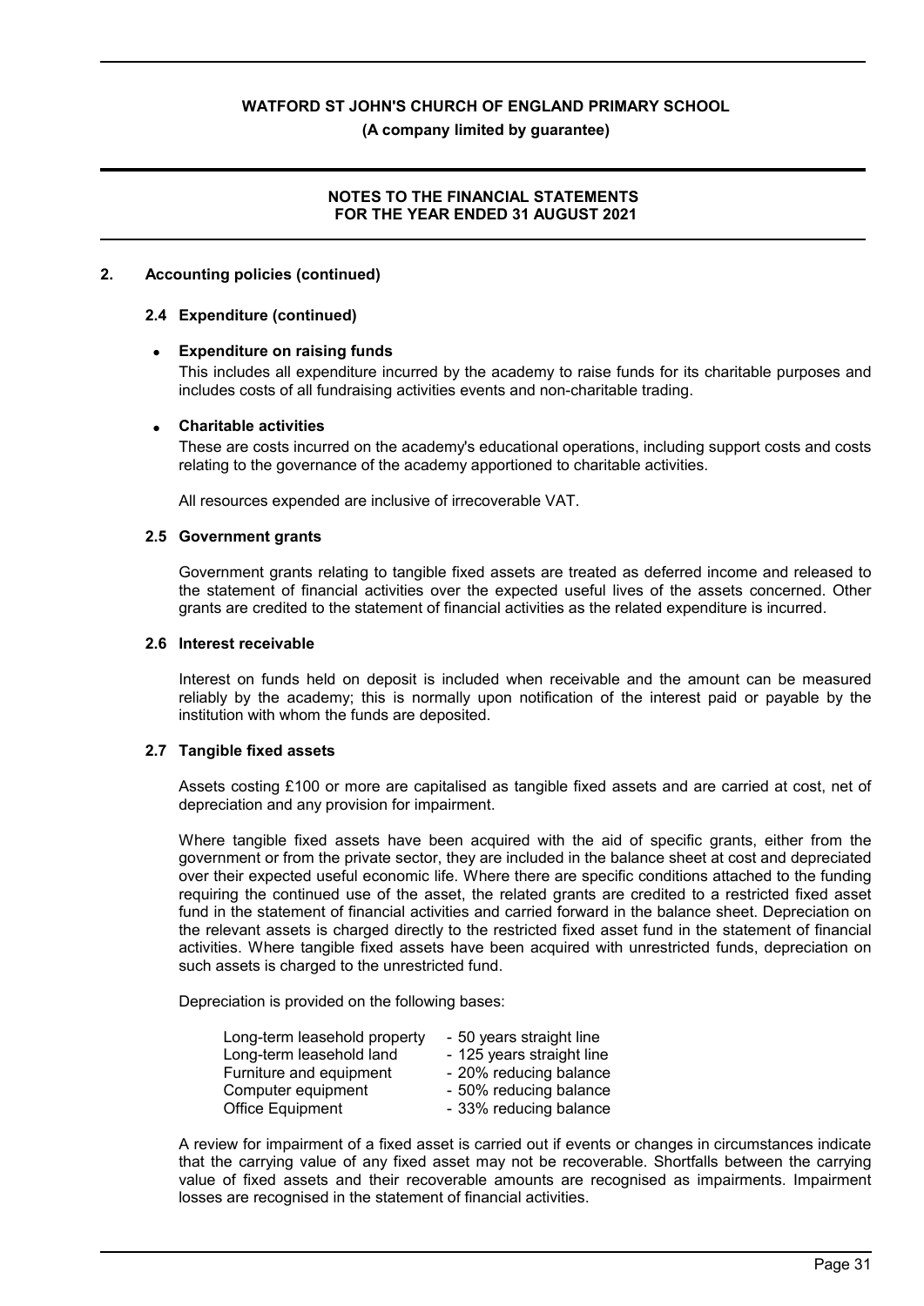## 2. Accounting policies (continued)

### 2.4 Expenditure (continued)

- **Expenditure on raising funds**

  This includes all expenditure incurred by the academy to raise funds for its charitable purposes and includes costs of all fundraising activities events and non-charitable trading.

- **Charitable activities**

  These are costs incurred on the academy's educational operations, including support costs and costs relating to the governance of the academy apportioned to charitable activities.

  All resources expended are inclusive of irrecoverable VAT.

### 2.5 Government grants

Government grants relating to tangible fixed assets are treated as deferred income and released to the statement of financial activities over the expected useful lives of the assets concerned. Other grants are credited to the statement of financial activities as the related expenditure is incurred.

### 2.6 Interest receivable

Interest on funds held on deposit is included when receivable and the amount can be measured reliably by the academy; this is normally upon notification of the interest paid or payable by the institution with whom the funds are deposited.

### 2.7 Tangible fixed assets

Assets costing £100 or more are capitalised as tangible fixed assets and are carried at cost, net of depreciation and any provision for impairment.

Where tangible fixed assets have been acquired with the aid of specific grants, either from the government or from the private sector, they are included in the balance sheet at cost and depreciated over their expected useful economic life. Where there are specific conditions attached to the funding requiring the continued use of the asset, the related grants are credited to a restricted fixed asset fund in the statement of financial activities and carried forward in the balance sheet. Depreciation on the relevant assets is charged directly to the restricted fixed asset fund in the statement of financial activities. Where tangible fixed assets have been acquired with unrestricted funds, depreciation on such assets is charged to the unrestricted fund.

Depreciation is provided on the following bases:

| | |
|---|---|
| Long-term leasehold property | - 50 years straight line |
| Long-term leasehold land | - 125 years straight line |
| Furniture and equipment | - 20% reducing balance |
| Computer equipment | - 50% reducing balance |
| Office Equipment | - 33% reducing balance |

A review for impairment of a fixed asset is carried out if events or changes in circumstances indicate that the carrying value of any fixed asset may not be recoverable. Shortfalls between the carrying value of fixed assets and their recoverable amounts are recognised as impairments. Impairment losses are recognised in the statement of financial activities.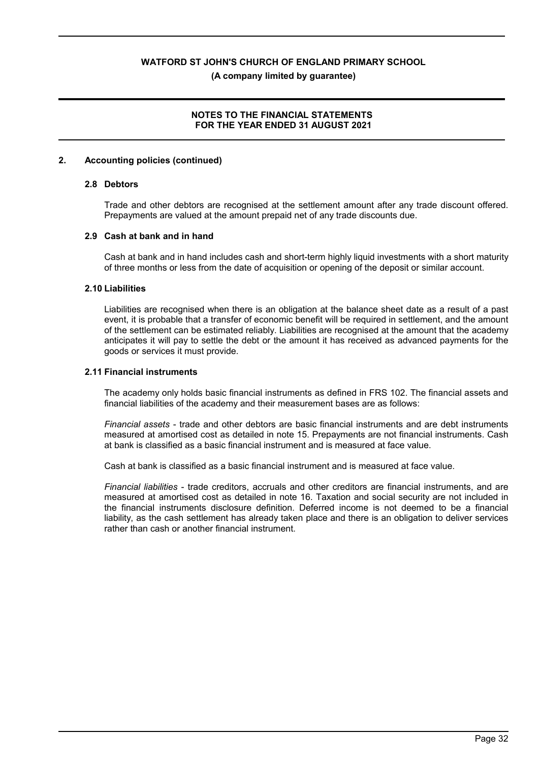## 2. Accounting policies (continued)

### 2.8 Debtors

Trade and other debtors are recognised at the settlement amount after any trade discount offered. Prepayments are valued at the amount prepaid net of any trade discounts due.

### 2.9 Cash at bank and in hand

Cash at bank and in hand includes cash and short-term highly liquid investments with a short maturity of three months or less from the date of acquisition or opening of the deposit or similar account.

### 2.10 Liabilities

Liabilities are recognised when there is an obligation at the balance sheet date as a result of a past event, it is probable that a transfer of economic benefit will be required in settlement, and the amount of the settlement can be estimated reliably. Liabilities are recognised at the amount that the academy anticipates it will pay to settle the debt or the amount it has received as advanced payments for the goods or services it must provide.

### 2.11 Financial instruments

The academy only holds basic financial instruments as defined in FRS 102. The financial assets and financial liabilities of the academy and their measurement bases are as follows:

*Financial assets* - trade and other debtors are basic financial instruments and are debt instruments measured at amortised cost as detailed in note 15. Prepayments are not financial instruments. Cash at bank is classified as a basic financial instrument and is measured at face value.

Cash at bank is classified as a basic financial instrument and is measured at face value.

*Financial liabilities* - trade creditors, accruals and other creditors are financial instruments, and are measured at amortised cost as detailed in note 16. Taxation and social security are not included in the financial instruments disclosure definition. Deferred income is not deemed to be a financial liability, as the cash settlement has already taken place and there is an obligation to deliver services rather than cash or another financial instrument.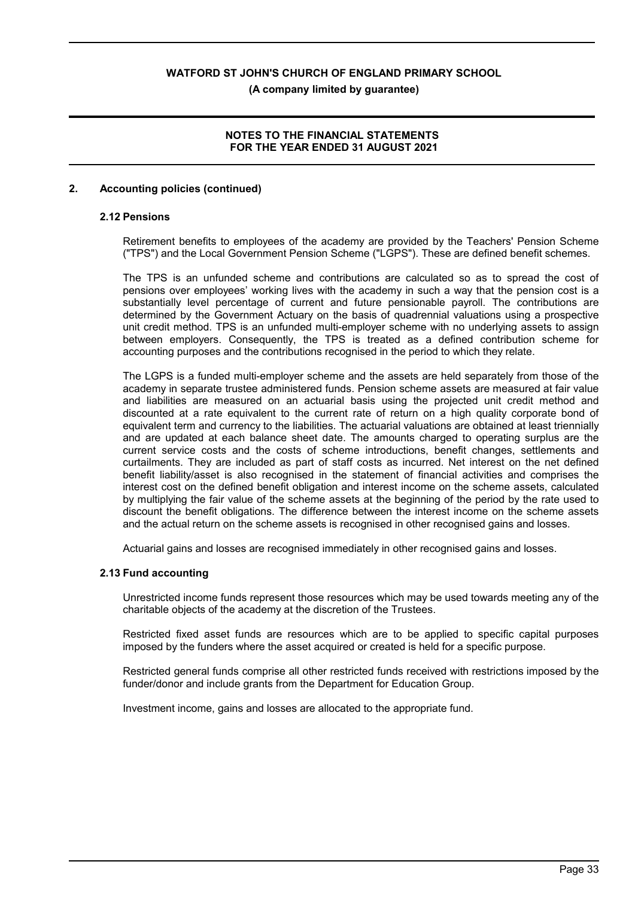## 2. Accounting policies (continued)

### 2.12 Pensions

Retirement benefits to employees of the academy are provided by the Teachers' Pension Scheme ("TPS") and the Local Government Pension Scheme ("LGPS"). These are defined benefit schemes.

The TPS is an unfunded scheme and contributions are calculated so as to spread the cost of pensions over employees' working lives with the academy in such a way that the pension cost is a substantially level percentage of current and future pensionable payroll. The contributions are determined by the Government Actuary on the basis of quadrennial valuations using a prospective unit credit method. TPS is an unfunded multi-employer scheme with no underlying assets to assign between employers. Consequently, the TPS is treated as a defined contribution scheme for accounting purposes and the contributions recognised in the period to which they relate.

The LGPS is a funded multi-employer scheme and the assets are held separately from those of the academy in separate trustee administered funds. Pension scheme assets are measured at fair value and liabilities are measured on an actuarial basis using the projected unit credit method and discounted at a rate equivalent to the current rate of return on a high quality corporate bond of equivalent term and currency to the liabilities. The actuarial valuations are obtained at least triennially and are updated at each balance sheet date. The amounts charged to operating surplus are the current service costs and the costs of scheme introductions, benefit changes, settlements and curtailments. They are included as part of staff costs as incurred. Net interest on the net defined benefit liability/asset is also recognised in the statement of financial activities and comprises the interest cost on the defined benefit obligation and interest income on the scheme assets, calculated by multiplying the fair value of the scheme assets at the beginning of the period by the rate used to discount the benefit obligations. The difference between the interest income on the scheme assets and the actual return on the scheme assets is recognised in other recognised gains and losses.

Actuarial gains and losses are recognised immediately in other recognised gains and losses.

### 2.13 Fund accounting

Unrestricted income funds represent those resources which may be used towards meeting any of the charitable objects of the academy at the discretion of the Trustees.

Restricted fixed asset funds are resources which are to be applied to specific capital purposes imposed by the funders where the asset acquired or created is held for a specific purpose.

Restricted general funds comprise all other restricted funds received with restrictions imposed by the funder/donor and include grants from the Department for Education Group.

Investment income, gains and losses are allocated to the appropriate fund.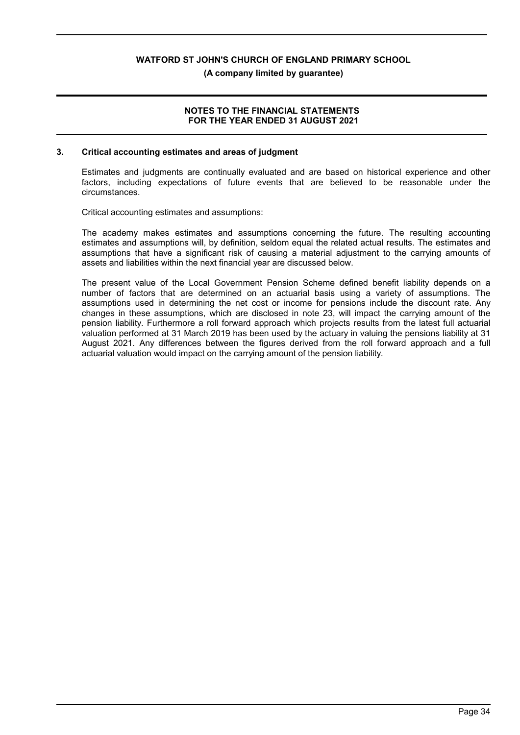## 3. Critical accounting estimates and areas of judgment

Estimates and judgments are continually evaluated and are based on historical experience and other factors, including expectations of future events that are believed to be reasonable under the circumstances.

Critical accounting estimates and assumptions:

The academy makes estimates and assumptions concerning the future. The resulting accounting estimates and assumptions will, by definition, seldom equal the related actual results. The estimates and assumptions that have a significant risk of causing a material adjustment to the carrying amounts of assets and liabilities within the next financial year are discussed below.

The present value of the Local Government Pension Scheme defined benefit liability depends on a number of factors that are determined on an actuarial basis using a variety of assumptions. The assumptions used in determining the net cost or income for pensions include the discount rate. Any changes in these assumptions, which are disclosed in note 23, will impact the carrying amount of the pension liability. Furthermore a roll forward approach which projects results from the latest full actuarial valuation performed at 31 March 2019 has been used by the actuary in valuing the pensions liability at 31 August 2021. Any differences between the figures derived from the roll forward approach and a full actuarial valuation would impact on the carrying amount of the pension liability.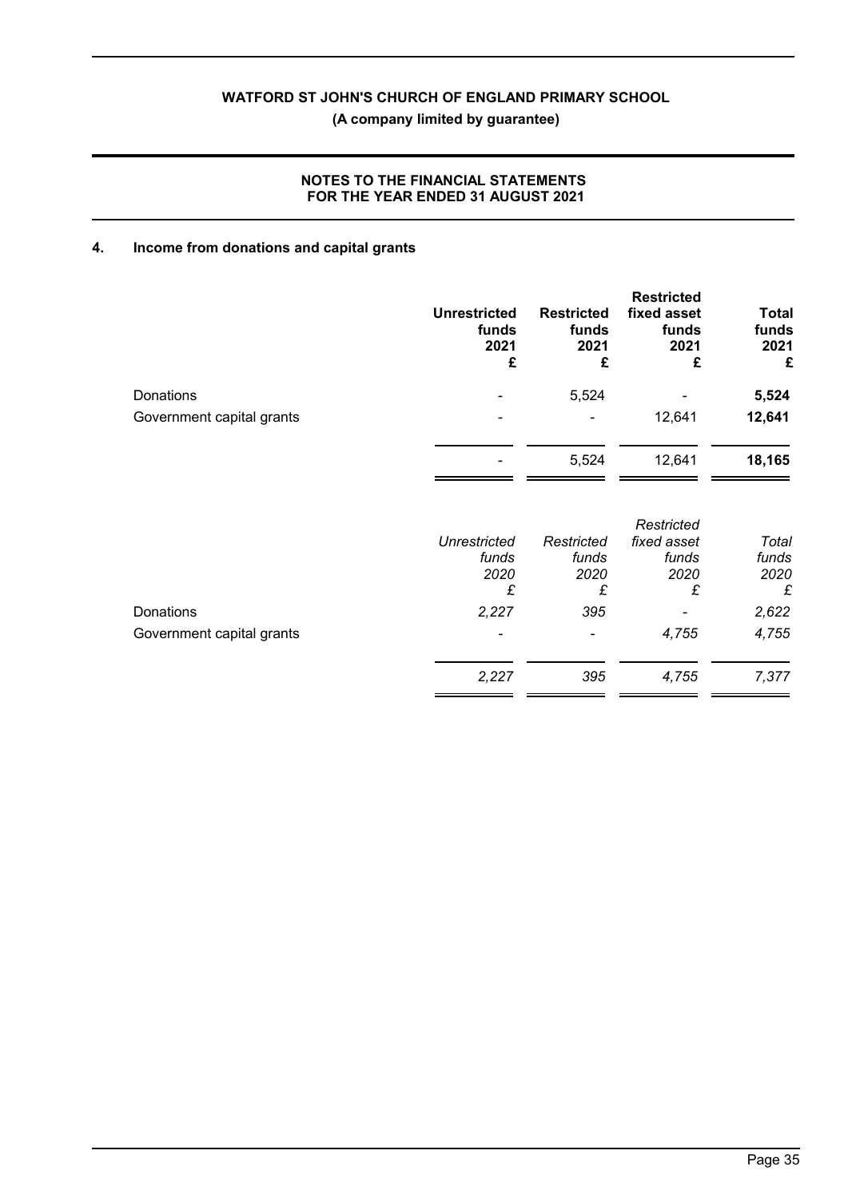## 4. Income from donations and capital grants

| | Unrestricted funds 2021 £ | Restricted funds 2021 £ | Restricted fixed asset funds 2021 £ | Total funds 2021 £ |
|---|---|---|---|---|
| Donations | - | 5,524 | - | **5,524** |
| Government capital grants | - | - | 12,641 | **12,641** |
| | - | 5,524 | 12,641 | **18,165** |

| | *Unrestricted funds 2020 £* | *Restricted funds 2020 £* | *Restricted fixed asset funds 2020 £* | *Total funds 2020 £* |
|---|---|---|---|---|
| Donations | *2,227* | *395* | - | *2,622* |
| Government capital grants | - | - | *4,755* | *4,755* |
| | *2,227* | *395* | *4,755* | *7,377* |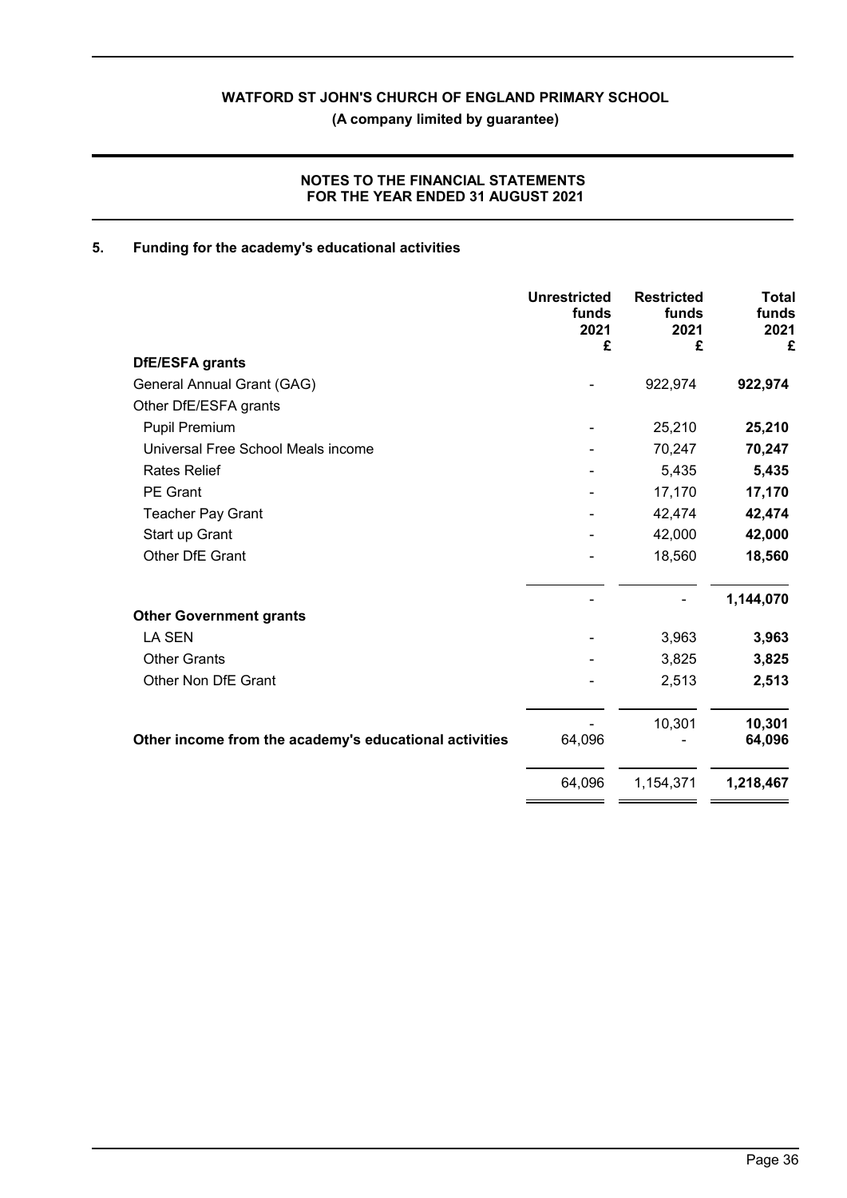**WATFORD ST JOHN'S CHURCH OF ENGLAND PRIMARY SCHOOL**

**(A company limited by guarantee)**

**NOTES TO THE FINANCIAL STATEMENTS FOR THE YEAR ENDED 31 AUGUST 2021**

## 5. Funding for the academy's educational activities

| | Unrestricted funds 2021 £ | Restricted funds 2021 £ | Total funds 2021 £ |
|---|---|---|---|
| **DfE/ESFA grants** | | | |
| General Annual Grant (GAG) | - | 922,974 | **922,974** |
| Other DfE/ESFA grants | | | |
| Pupil Premium | - | 25,210 | **25,210** |
| Universal Free School Meals income | - | 70,247 | **70,247** |
| Rates Relief | - | 5,435 | **5,435** |
| PE Grant | - | 17,170 | **17,170** |
| Teacher Pay Grant | - | 42,474 | **42,474** |
| Start up Grant | - | 42,000 | **42,000** |
| Other DfE Grant | - | 18,560 | **18,560** |
| | - | - | **1,144,070** |
| **Other Government grants** | | | |
| LA SEN | - | 3,963 | **3,963** |
| Other Grants | - | 3,825 | **3,825** |
| Other Non DfE Grant | - | 2,513 | **2,513** |
| | - | 10,301 | **10,301** |
| **Other income from the academy's educational activities** | 64,096 | - | **64,096** |
| | 64,096 | 1,154,371 | **1,218,467** |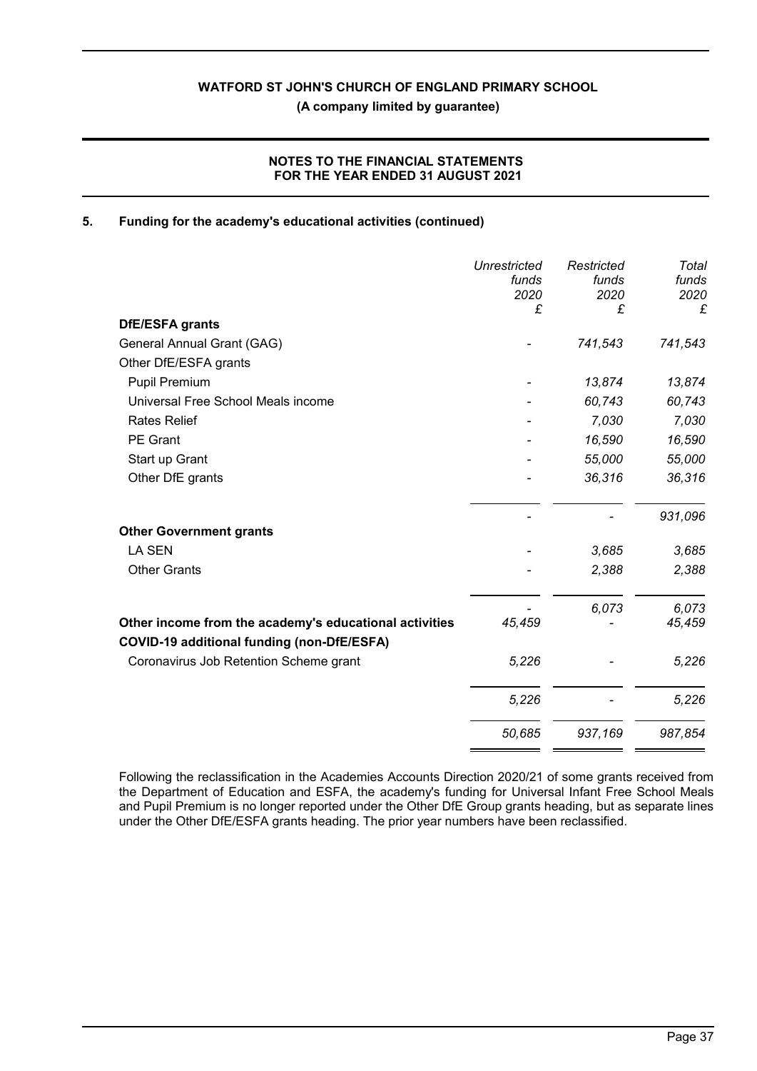## 5. Funding for the academy's educational activities (continued)

| | Unrestricted funds 2020 £ | Restricted funds 2020 £ | Total funds 2020 £ |
|---|---|---|---|
| **DfE/ESFA grants** | | | |
| General Annual Grant (GAG) | - | 741,543 | 741,543 |
| Other DfE/ESFA grants | | | |
| Pupil Premium | - | 13,874 | 13,874 |
| Universal Free School Meals income | - | 60,743 | 60,743 |
| Rates Relief | - | 7,030 | 7,030 |
| PE Grant | - | 16,590 | 16,590 |
| Start up Grant | - | 55,000 | 55,000 |
| Other DfE grants | - | 36,316 | 36,316 |
| | - | - | 931,096 |
| **Other Government grants** | | | |
| LA SEN | - | 3,685 | 3,685 |
| Other Grants | - | 2,388 | 2,388 |
| | - | 6,073 | 6,073 |
| **Other income from the academy's educational activities** | 45,459 | - | 45,459 |
| **COVID-19 additional funding (non-DfE/ESFA)** | | | |
| Coronavirus Job Retention Scheme grant | 5,226 | - | 5,226 |
| | 5,226 | - | 5,226 |
| | 50,685 | 937,169 | 987,854 |

Following the reclassification in the Academies Accounts Direction 2020/21 of some grants received from the Department of Education and ESFA, the academy's funding for Universal Infant Free School Meals and Pupil Premium is no longer reported under the Other DfE Group grants heading, but as separate lines under the Other DfE/ESFA grants heading. The prior year numbers have been reclassified.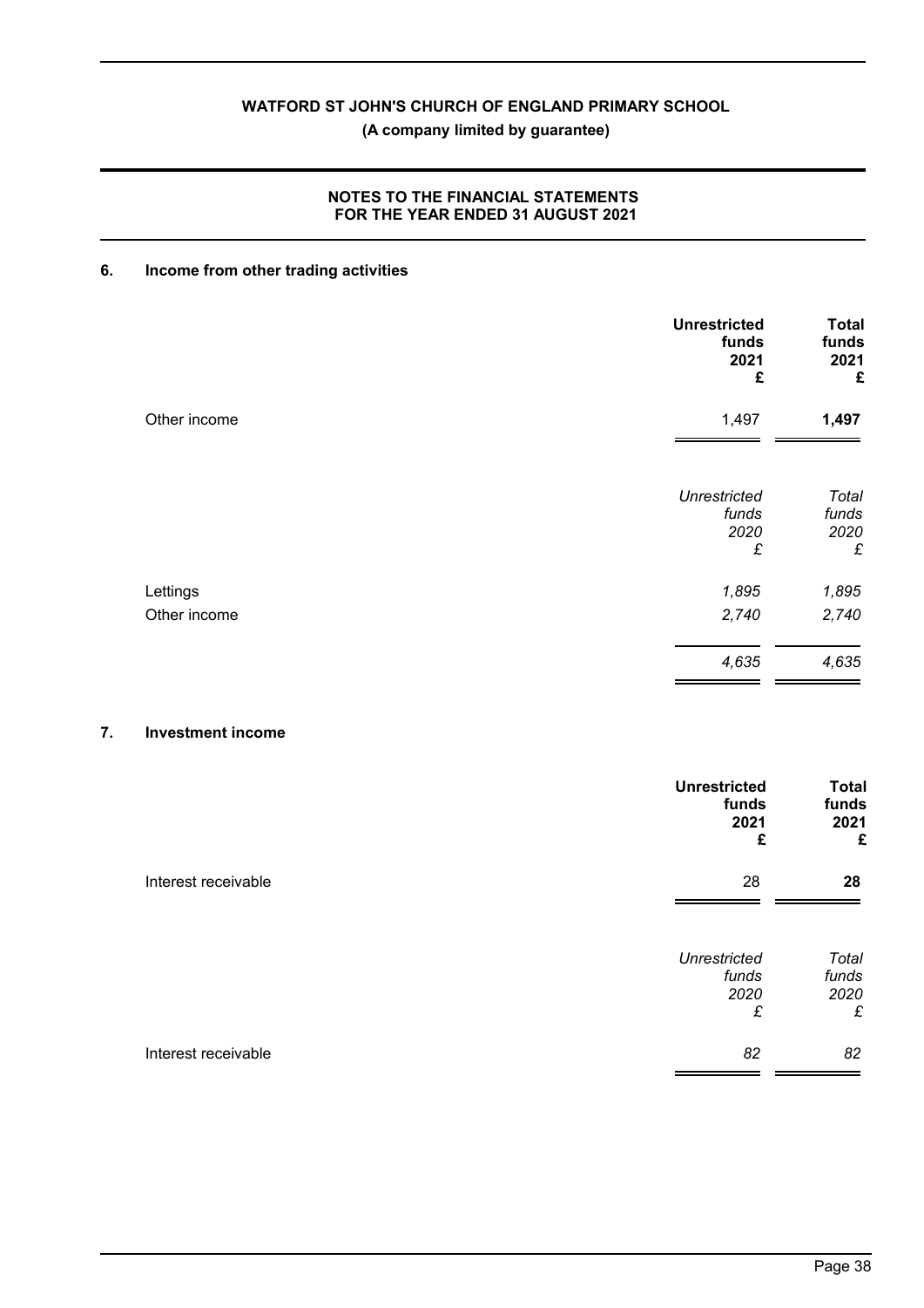## 6. Income from other trading activities

| | Unrestricted funds 2021 £ | Total funds 2021 £ |
|---|---|---|
| Other income | 1,497 | **1,497** |

| | *Unrestricted funds 2020 £* | *Total funds 2020 £* |
|---|---|---|
| Lettings | *1,895* | *1,895* |
| Other income | *2,740* | *2,740* |
| | *4,635* | *4,635* |

## 7. Investment income

| | Unrestricted funds 2021 £ | Total funds 2021 £ |
|---|---|---|
| Interest receivable | 28 | **28** |

| | *Unrestricted funds 2020 £* | *Total funds 2020 £* |
|---|---|---|
| Interest receivable | *82* | *82* |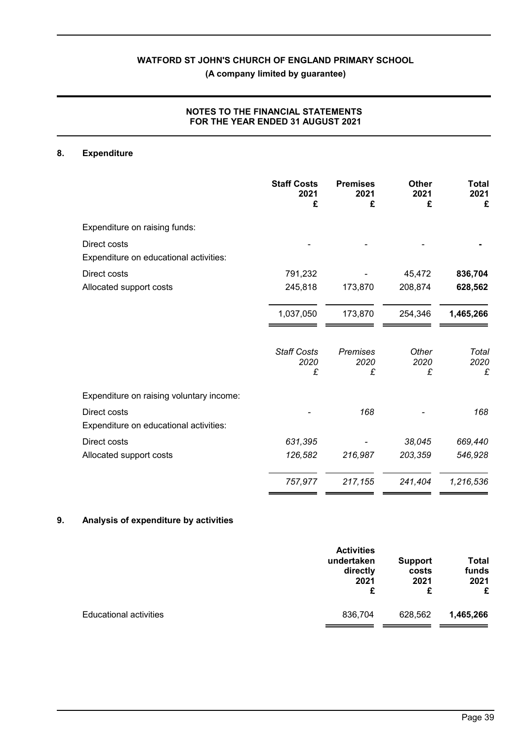## 8. Expenditure

| | Staff Costs 2021 £ | Premises 2021 £ | Other 2021 £ | Total 2021 £ |
|---|---|---|---|---|
| Expenditure on raising funds: | | | | |
| Direct costs | - | - | - | **-** |
| Expenditure on educational activities: | | | | |
| Direct costs | 791,232 | - | 45,472 | **836,704** |
| Allocated support costs | 245,818 | 173,870 | 208,874 | **628,562** |
| | 1,037,050 | 173,870 | 254,346 | **1,465,266** |

| | *Staff Costs 2020 £* | *Premises 2020 £* | *Other 2020 £* | *Total 2020 £* |
|---|---|---|---|---|
| Expenditure on raising voluntary income: | | | | |
| Direct costs | - | *168* | - | *168* |
| Expenditure on educational activities: | | | | |
| Direct costs | *631,395* | - | *38,045* | *669,440* |
| Allocated support costs | *126,582* | *216,987* | *203,359* | *546,928* |
| | *757,977* | *217,155* | *241,404* | *1,216,536* |

## 9. Analysis of expenditure by activities

| | Activities undertaken directly 2021 £ | Support costs 2021 £ | Total funds 2021 £ |
|---|---|---|---|
| Educational activities | 836,704 | 628,562 | **1,465,266** |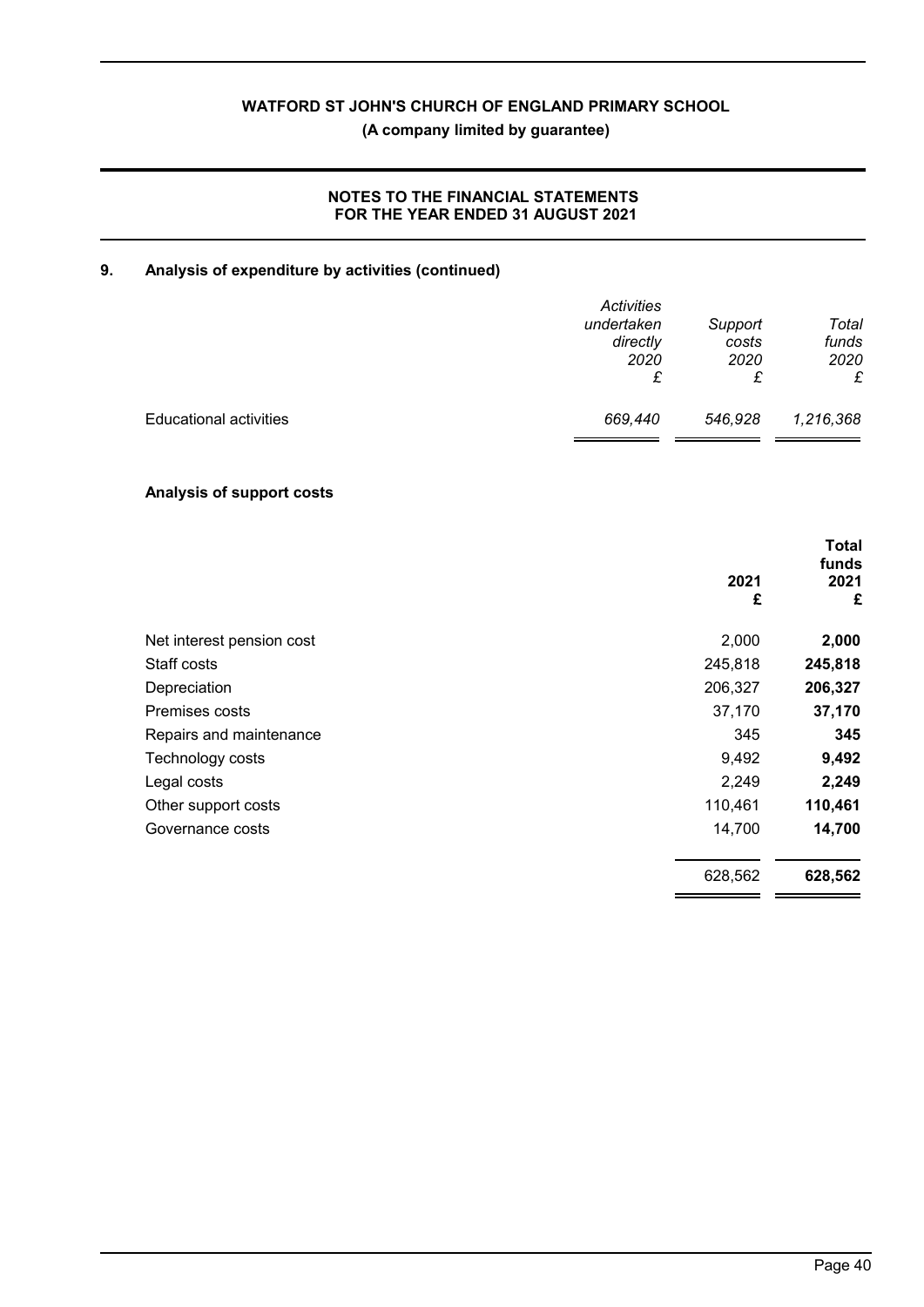## 9. Analysis of expenditure by activities (continued)

| | *Activities undertaken directly 2020 £* | *Support costs 2020 £* | *Total funds 2020 £* |
|---|---|---|---|
| Educational activities | *669,440* | *546,928* | *1,216,368* |

### Analysis of support costs

| | 2021 £ | Total funds 2021 £ |
|---|---|---|
| Net interest pension cost | 2,000 | **2,000** |
| Staff costs | 245,818 | **245,818** |
| Depreciation | 206,327 | **206,327** |
| Premises costs | 37,170 | **37,170** |
| Repairs and maintenance | 345 | **345** |
| Technology costs | 9,492 | **9,492** |
| Legal costs | 2,249 | **2,249** |
| Other support costs | 110,461 | **110,461** |
| Governance costs | 14,700 | **14,700** |
| | 628,562 | **628,562** |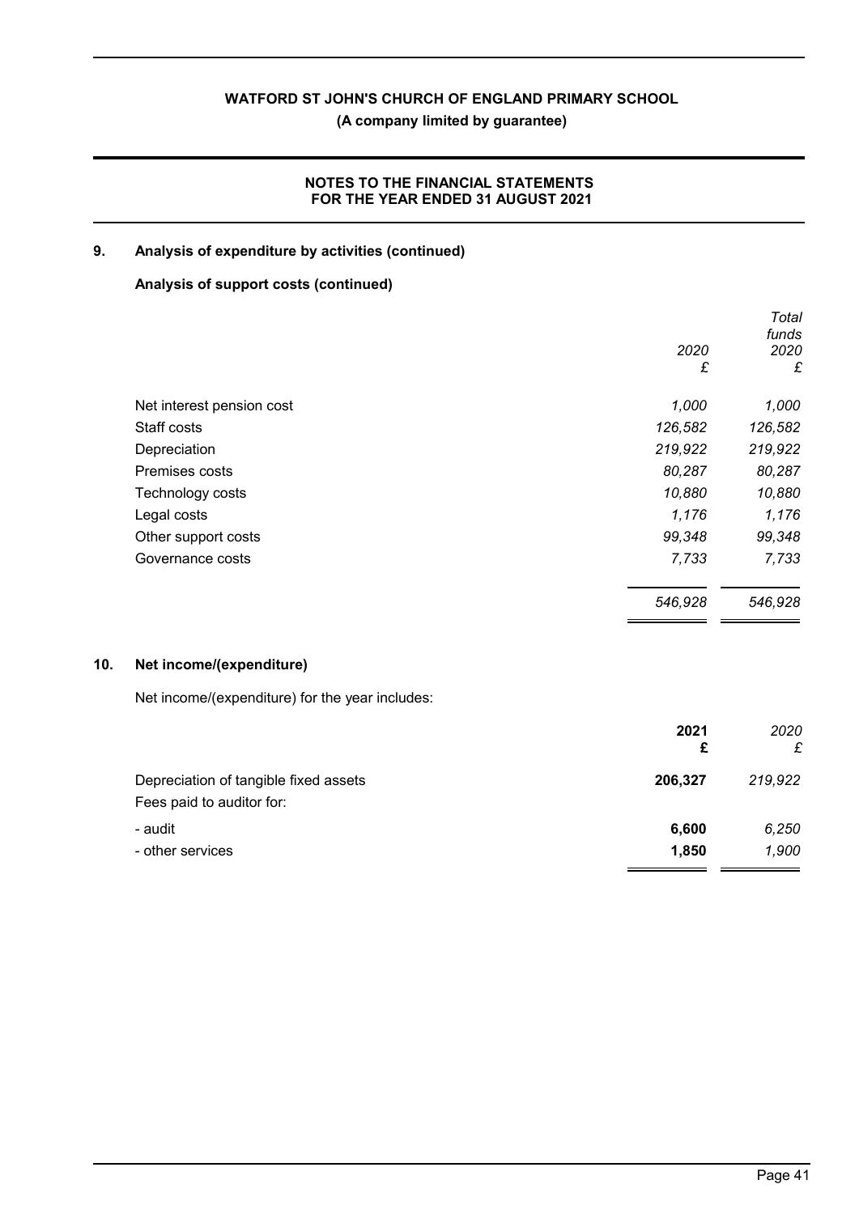## 9. Analysis of expenditure by activities (continued)

### Analysis of support costs (continued)

| | 2020 £ | Total funds 2020 £ |
|---|---|---|
| Net interest pension cost | *1,000* | *1,000* |
| Staff costs | *126,582* | *126,582* |
| Depreciation | *219,922* | *219,922* |
| Premises costs | *80,287* | *80,287* |
| Technology costs | *10,880* | *10,880* |
| Legal costs | *1,176* | *1,176* |
| Other support costs | *99,348* | *99,348* |
| Governance costs | *7,733* | *7,733* |
| | *546,928* | *546,928* |

## 10. Net income/(expenditure)

Net income/(expenditure) for the year includes:

| | **2021 £** | *2020 £* |
|---|---|---|
| Depreciation of tangible fixed assets | **206,327** | *219,922* |
| Fees paid to auditor for: | | |
| - audit | **6,600** | *6,250* |
| - other services | **1,850** | *1,900* |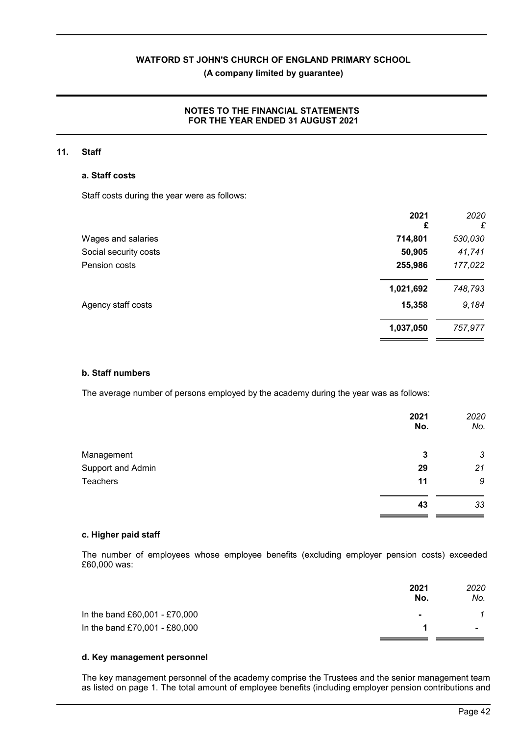WATFORD ST JOHN'S CHURCH OF ENGLAND PRIMARY SCHOOL

(A company limited by guarantee)

**NOTES TO THE FINANCIAL STATEMENTS**
**FOR THE YEAR ENDED 31 AUGUST 2021**

## 11. Staff

### a. Staff costs

Staff costs during the year were as follows:

| | 2021<br>£ | 2020<br>£ |
|---|---|---|
| Wages and salaries | 714,801 | 530,030 |
| Social security costs | 50,905 | 41,741 |
| Pension costs | 255,986 | 177,022 |
| | 1,021,692 | 748,793 |
| Agency staff costs | 15,358 | 9,184 |
| | 1,037,050 | 757,977 |

### b. Staff numbers

The average number of persons employed by the academy during the year was as follows:

| | 2021<br>No. | 2020<br>No. |
|---|---|---|
| Management | 3 | 3 |
| Support and Admin | 29 | 21 |
| Teachers | 11 | 9 |
| | 43 | 33 |

### c. Higher paid staff

The number of employees whose employee benefits (excluding employer pension costs) exceeded £60,000 was:

| | 2021<br>No. | 2020<br>No. |
|---|---|---|
| In the band £60,001 - £70,000 | - | 1 |
| In the band £70,001 - £80,000 | 1 | - |

### d. Key management personnel

The key management personnel of the academy comprise the Trustees and the senior management team as listed on page 1. The total amount of employee benefits (including employer pension contributions and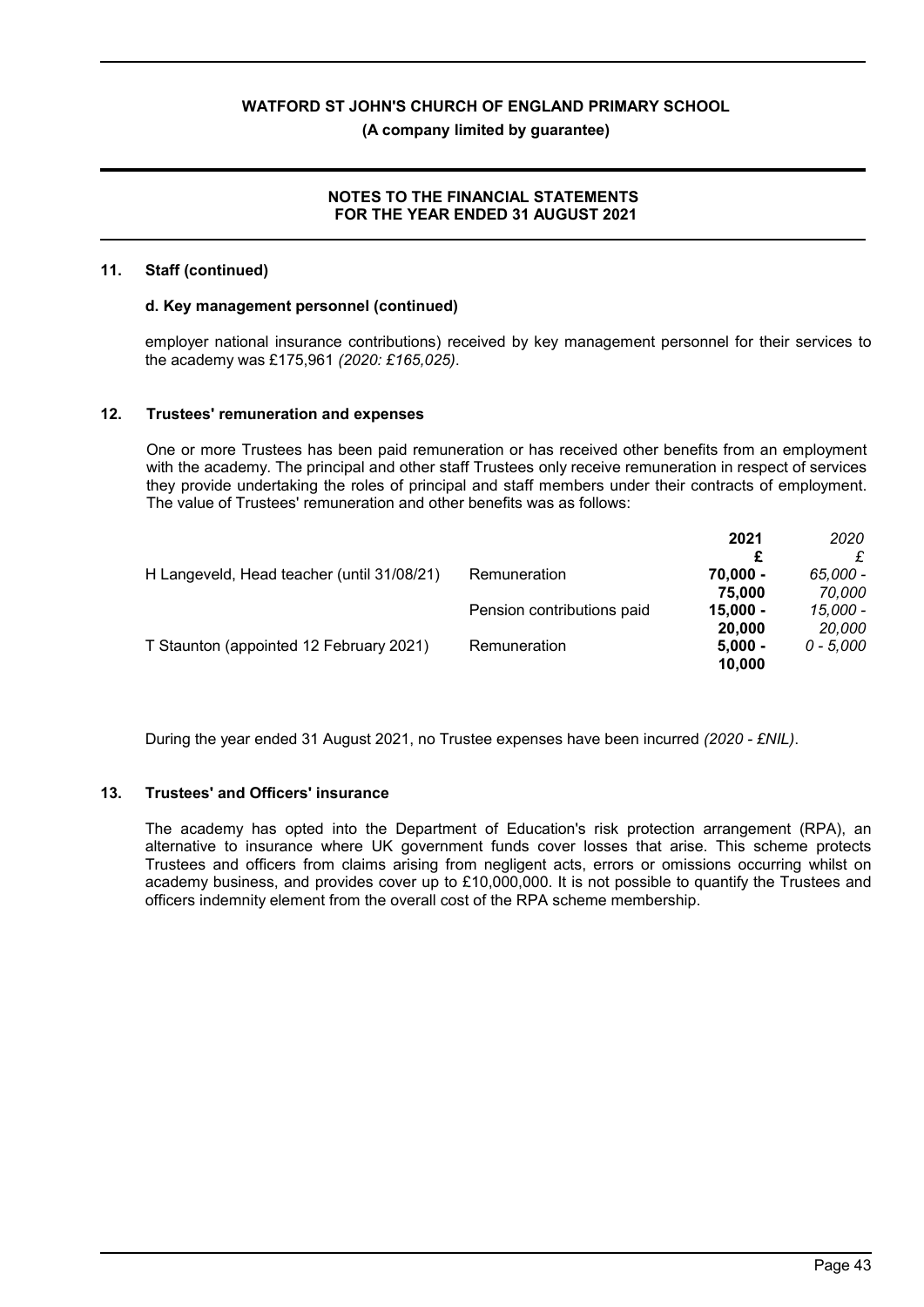## 11. Staff (continued)

### d. Key management personnel (continued)

employer national insurance contributions) received by key management personnel for their services to the academy was £175,961 *(2020: £165,025)*.

## 12. Trustees' remuneration and expenses

One or more Trustees has been paid remuneration or has received other benefits from an employment with the academy. The principal and other staff Trustees only receive remuneration in respect of services they provide undertaking the roles of principal and staff members under their contracts of employment. The value of Trustees' remuneration and other benefits was as follows:

| | | **2021** | *2020* |
|---|---|---|---|
| | | **£** | *£* |
| H Langeveld, Head teacher (until 31/08/21) | Remuneration | **70,000 - 75,000** | *65,000 - 70,000* |
| | Pension contributions paid | **15,000 - 20,000** | *15,000 - 20,000* |
| T Staunton (appointed 12 February 2021) | Remuneration | **5,000 - 10,000** | *0 - 5,000* |

During the year ended 31 August 2021, no Trustee expenses have been incurred *(2020 - £NIL)*.

## 13. Trustees' and Officers' insurance

The academy has opted into the Department of Education's risk protection arrangement (RPA), an alternative to insurance where UK government funds cover losses that arise. This scheme protects Trustees and officers from claims arising from negligent acts, errors or omissions occurring whilst on academy business, and provides cover up to £10,000,000. It is not possible to quantify the Trustees and officers indemnity element from the overall cost of the RPA scheme membership.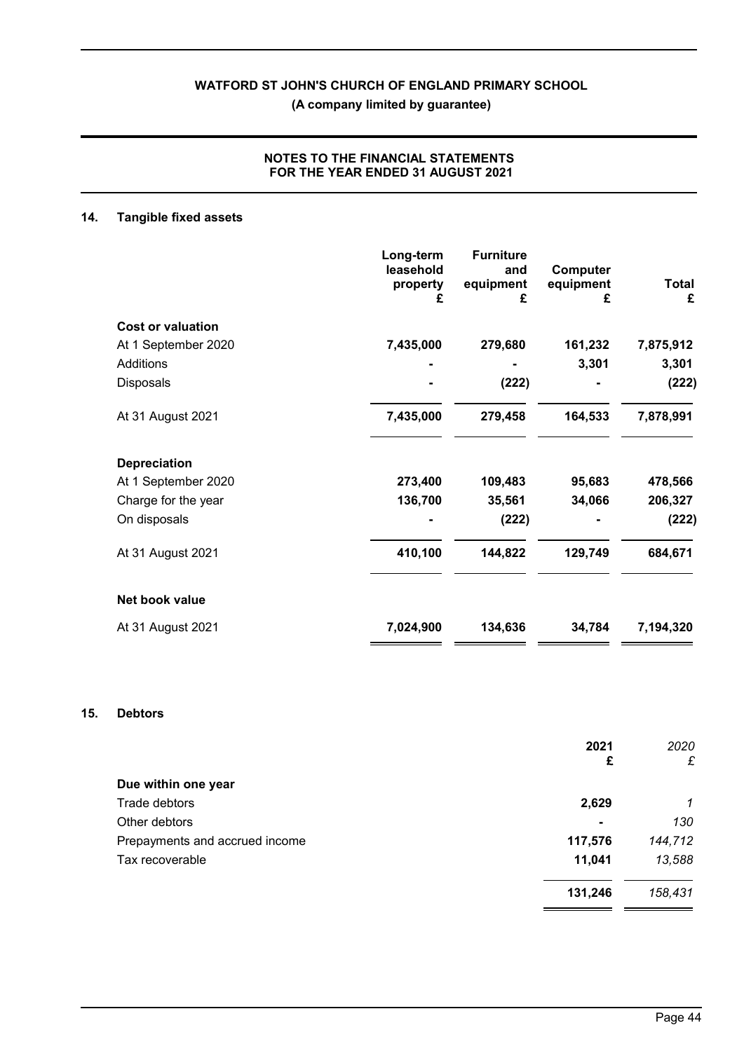## 14. Tangible fixed assets

| | Long-term leasehold property £ | Furniture and equipment £ | Computer equipment £ | Total £ |
|---|---|---|---|---|
| **Cost or valuation** | | | | |
| At 1 September 2020 | **7,435,000** | **279,680** | **161,232** | **7,875,912** |
| Additions | **-** | **-** | **3,301** | **3,301** |
| Disposals | **-** | **(222)** | **-** | **(222)** |
| At 31 August 2021 | **7,435,000** | **279,458** | **164,533** | **7,878,991** |
| **Depreciation** | | | | |
| At 1 September 2020 | **273,400** | **109,483** | **95,683** | **478,566** |
| Charge for the year | **136,700** | **35,561** | **34,066** | **206,327** |
| On disposals | **-** | **(222)** | **-** | **(222)** |
| At 31 August 2021 | **410,100** | **144,822** | **129,749** | **684,671** |
| **Net book value** | | | | |
| At 31 August 2021 | **7,024,900** | **134,636** | **34,784** | **7,194,320** |

## 15. Debtors

| | 2021 £ | *2020 £* |
|---|---|---|
| **Due within one year** | | |
| Trade debtors | **2,629** | *1* |
| Other debtors | **-** | *130* |
| Prepayments and accrued income | **117,576** | *144,712* |
| Tax recoverable | **11,041** | *13,588* |
| | **131,246** | *158,431* |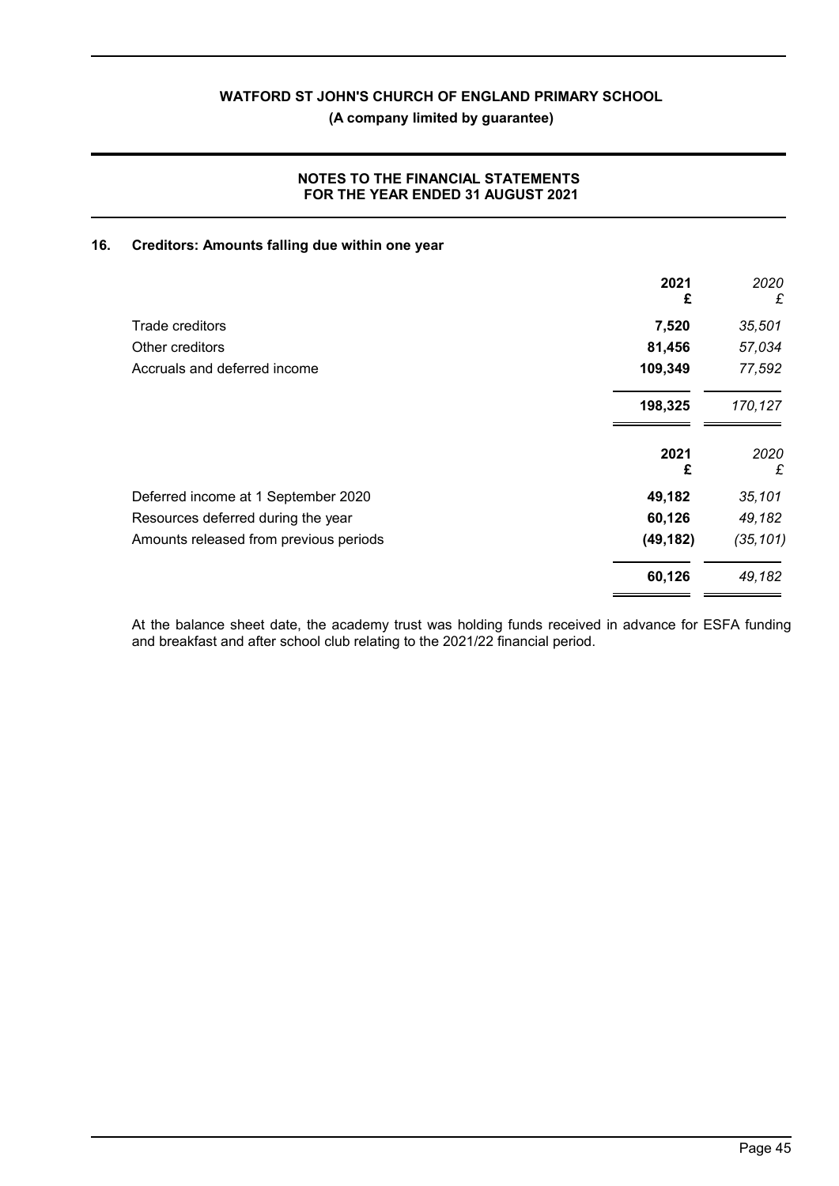WATFORD ST JOHN'S CHURCH OF ENGLAND PRIMARY SCHOOL

(A company limited by guarantee)

NOTES TO THE FINANCIAL STATEMENTS
FOR THE YEAR ENDED 31 AUGUST 2021

## 16. Creditors: Amounts falling due within one year

| | 2021<br>£ | 2020<br>£ |
|---|---|---|
| Trade creditors | 7,520 | 35,501 |
| Other creditors | 81,456 | 57,034 |
| Accruals and deferred income | 109,349 | 77,592 |
| | 198,325 | 170,127 |

| | 2021<br>£ | 2020<br>£ |
|---|---|---|
| Deferred income at 1 September 2020 | 49,182 | 35,101 |
| Resources deferred during the year | 60,126 | 49,182 |
| Amounts released from previous periods | (49,182) | (35,101) |
| | 60,126 | 49,182 |

At the balance sheet date, the academy trust was holding funds received in advance for ESFA funding and breakfast and after school club relating to the 2021/22 financial period.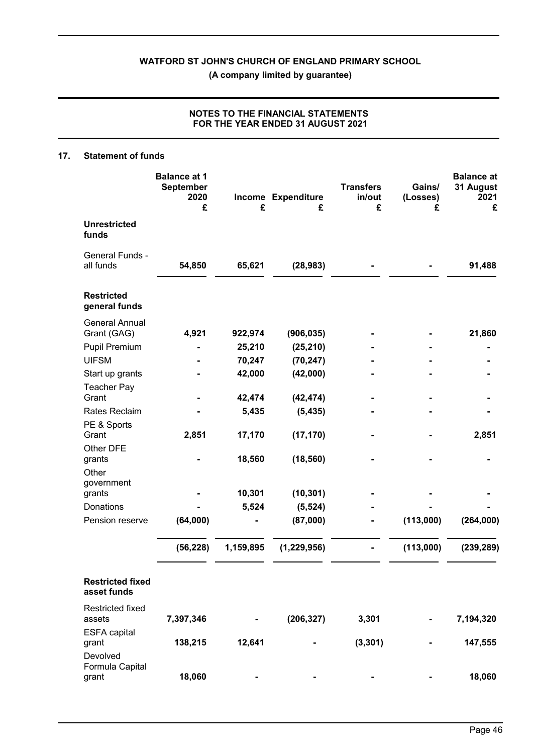# WATFORD ST JOHN'S CHURCH OF ENGLAND PRIMARY SCHOOL

**(A company limited by guarantee)**

**NOTES TO THE FINANCIAL STATEMENTS FOR THE YEAR ENDED 31 AUGUST 2021**

## 17. Statement of funds

| | Balance at 1 September 2020 £ | Income £ | Expenditure £ | Transfers in/out £ | Gains/ (Losses) £ | Balance at 31 August 2021 £ |
|---|---|---|---|---|---|---|
| **Unrestricted funds** | | | | | | |
| General Funds - all funds | **54,850** | **65,621** | **(28,983)** | **-** | **-** | **91,488** |
| **Restricted general funds** | | | | | | |
| General Annual Grant (GAG) | **4,921** | **922,974** | **(906,035)** | **-** | **-** | **21,860** |
| Pupil Premium | **-** | **25,210** | **(25,210)** | **-** | **-** | **-** |
| UIFSM | **-** | **70,247** | **(70,247)** | **-** | **-** | **-** |
| Start up grants | **-** | **42,000** | **(42,000)** | **-** | **-** | **-** |
| Teacher Pay Grant | **-** | **42,474** | **(42,474)** | **-** | **-** | **-** |
| Rates Reclaim | **-** | **5,435** | **(5,435)** | **-** | **-** | **-** |
| PE & Sports Grant | **2,851** | **17,170** | **(17,170)** | **-** | **-** | **2,851** |
| Other DFE grants | **-** | **18,560** | **(18,560)** | **-** | **-** | **-** |
| Other government grants | **-** | **10,301** | **(10,301)** | **-** | **-** | **-** |
| Donations | **-** | **5,524** | **(5,524)** | **-** | **-** | **-** |
| Pension reserve | **(64,000)** | **-** | **(87,000)** | **-** | **(113,000)** | **(264,000)** |
| | **(56,228)** | **1,159,895** | **(1,229,956)** | **-** | **(113,000)** | **(239,289)** |
| **Restricted fixed asset funds** | | | | | | |
| Restricted fixed assets | **7,397,346** | **-** | **(206,327)** | **3,301** | **-** | **7,194,320** |
| ESFA capital grant | **138,215** | **12,641** | **-** | **(3,301)** | **-** | **147,555** |
| Devolved Formula Capital grant | **18,060** | **-** | **-** | **-** | **-** | **18,060** |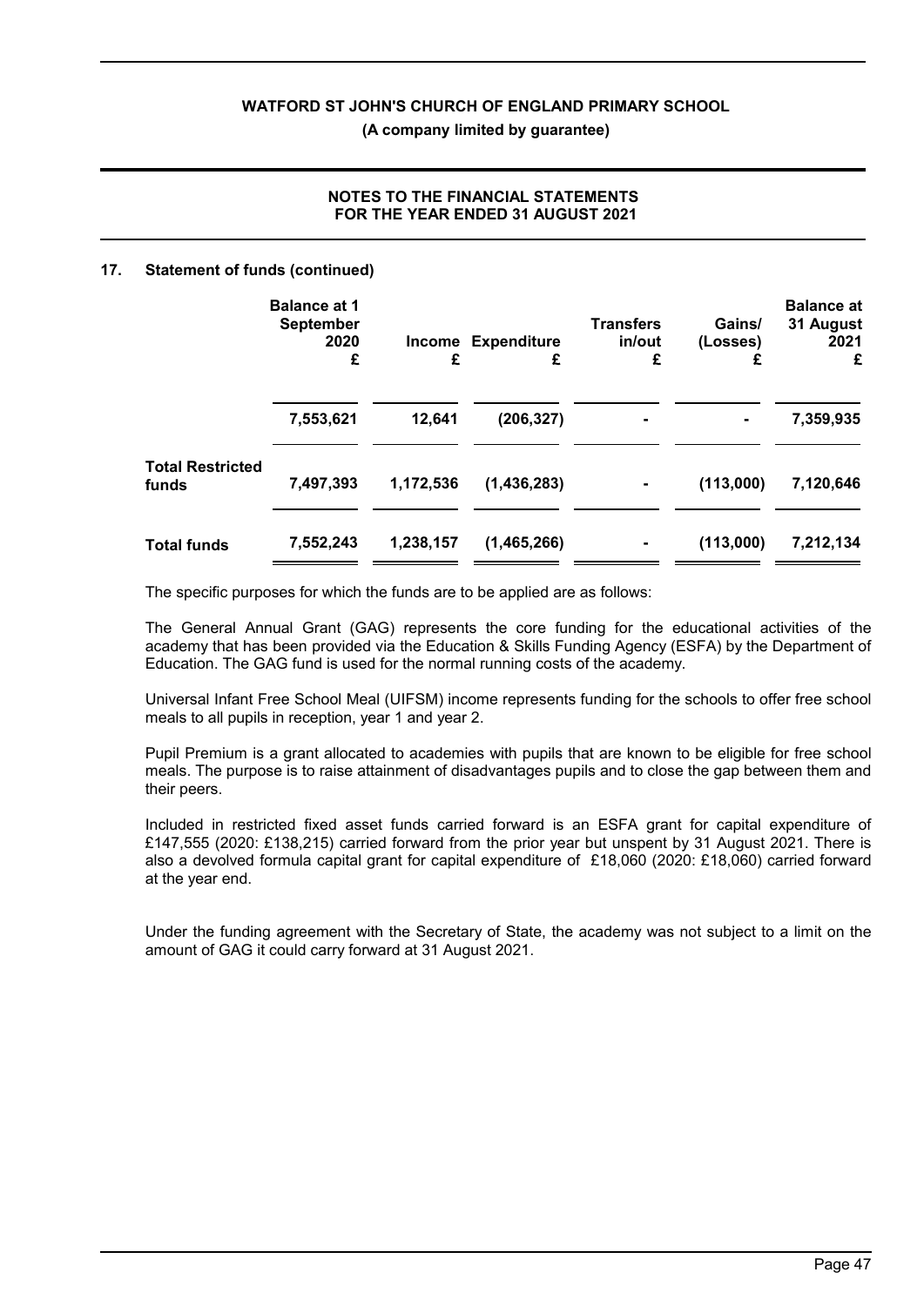## 17. Statement of funds (continued)

| | Balance at 1 September 2020 £ | Income £ | Expenditure £ | Transfers in/out £ | Gains/ (Losses) £ | Balance at 31 August 2021 £ |
|---|---|---|---|---|---|---|
| | 7,553,621 | 12,641 | (206,327) | - | - | 7,359,935 |
| **Total Restricted funds** | **7,497,393** | **1,172,536** | **(1,436,283)** | **-** | **(113,000)** | **7,120,646** |
| **Total funds** | **7,552,243** | **1,238,157** | **(1,465,266)** | **-** | **(113,000)** | **7,212,134** |

The specific purposes for which the funds are to be applied are as follows:

The General Annual Grant (GAG) represents the core funding for the educational activities of the academy that has been provided via the Education & Skills Funding Agency (ESFA) by the Department of Education. The GAG fund is used for the normal running costs of the academy.

Universal Infant Free School Meal (UIFSM) income represents funding for the schools to offer free school meals to all pupils in reception, year 1 and year 2.

Pupil Premium is a grant allocated to academies with pupils that are known to be eligible for free school meals. The purpose is to raise attainment of disadvantages pupils and to close the gap between them and their peers.

Included in restricted fixed asset funds carried forward is an ESFA grant for capital expenditure of £147,555 (2020: £138,215) carried forward from the prior year but unspent by 31 August 2021. There is also a devolved formula capital grant for capital expenditure of £18,060 (2020: £18,060) carried forward at the year end.

Under the funding agreement with the Secretary of State, the academy was not subject to a limit on the amount of GAG it could carry forward at 31 August 2021.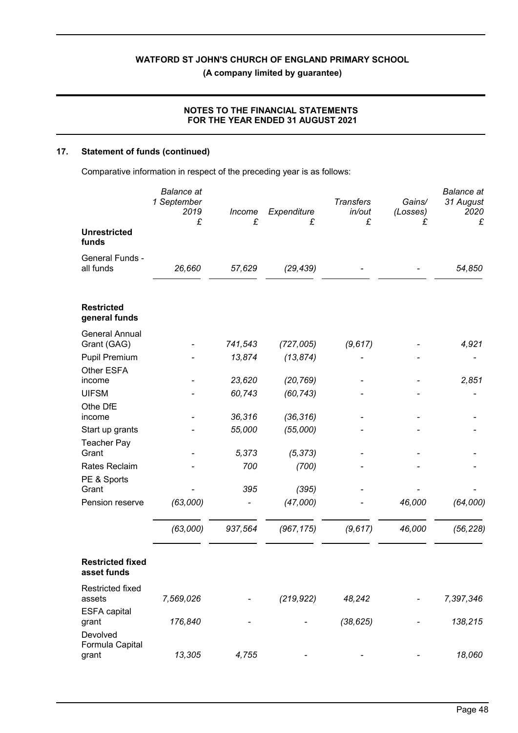# WATFORD ST JOHN'S CHURCH OF ENGLAND PRIMARY SCHOOL

**(A company limited by guarantee)**

## NOTES TO THE FINANCIAL STATEMENTS FOR THE YEAR ENDED 31 AUGUST 2021

### 17. Statement of funds (continued)

Comparative information in respect of the preceding year is as follows:

| | *Balance at 1 September 2019* £ | *Income* £ | *Expenditure* £ | *Transfers in/out* £ | *Gains/ (Losses)* £ | *Balance at 31 August 2020* £ |
|---|---|---|---|---|---|---|
| **Unrestricted funds** | | | | | | |
| General Funds - all funds | *26,660* | *57,629* | *(29,439)* | - | - | *54,850* |
| **Restricted general funds** | | | | | | |
| General Annual Grant (GAG) | - | *741,543* | *(727,005)* | *(9,617)* | - | *4,921* |
| Pupil Premium | - | *13,874* | *(13,874)* | - | - | - |
| Other ESFA income | - | *23,620* | *(20,769)* | - | - | *2,851* |
| UIFSM | - | *60,743* | *(60,743)* | - | - | - |
| Othe DfE income | - | *36,316* | *(36,316)* | - | - | - |
| Start up grants | - | *55,000* | *(55,000)* | - | - | - |
| Teacher Pay Grant | - | *5,373* | *(5,373)* | - | - | - |
| Rates Reclaim | - | *700* | *(700)* | - | - | - |
| PE & Sports Grant | - | *395* | *(395)* | - | - | - |
| Pension reserve | *(63,000)* | - | *(47,000)* | - | *46,000* | *(64,000)* |
| | *(63,000)* | *937,564* | *(967,175)* | *(9,617)* | *46,000* | *(56,228)* |
| **Restricted fixed asset funds** | | | | | | |
| Restricted fixed assets | *7,569,026* | - | *(219,922)* | *48,242* | - | *7,397,346* |
| ESFA capital grant | *176,840* | - | - | *(38,625)* | - | *138,215* |
| Devolved Formula Capital grant | *13,305* | *4,755* | - | - | - | *18,060* |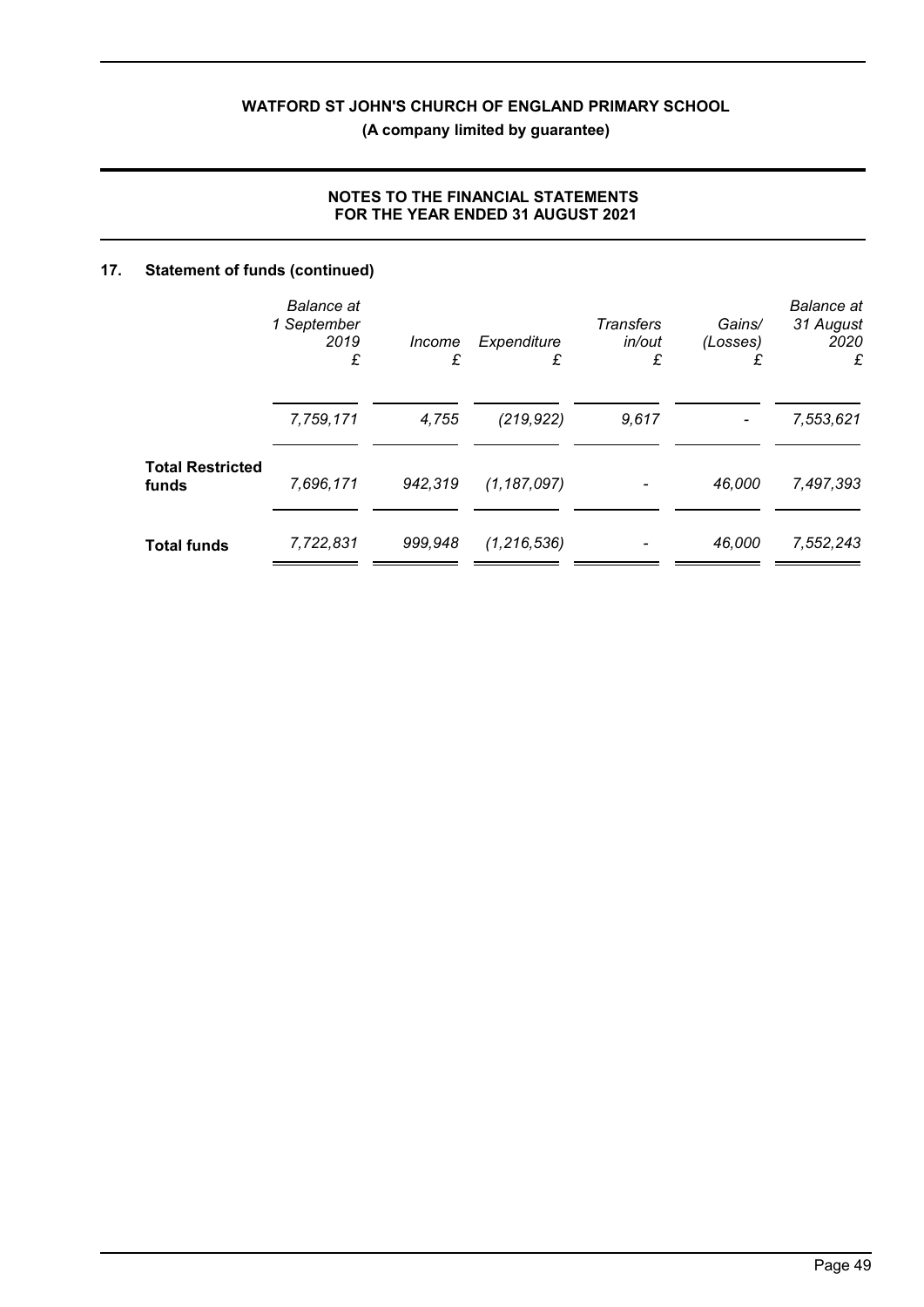## 17. Statement of funds (continued)

| | Balance at 1 September 2019 £ | Income £ | Expenditure £ | Transfers in/out £ | Gains/ (Losses) £ | Balance at 31 August 2020 £ |
|---|---|---|---|---|---|---|
| | *7,759,171* | *4,755* | *(219,922)* | *9,617* | *-* | *7,553,621* |
| **Total Restricted funds** | *7,696,171* | *942,319* | *(1,187,097)* | *-* | *46,000* | *7,497,393* |
| **Total funds** | *7,722,831* | *999,948* | *(1,216,536)* | *-* | *46,000* | *7,552,243* |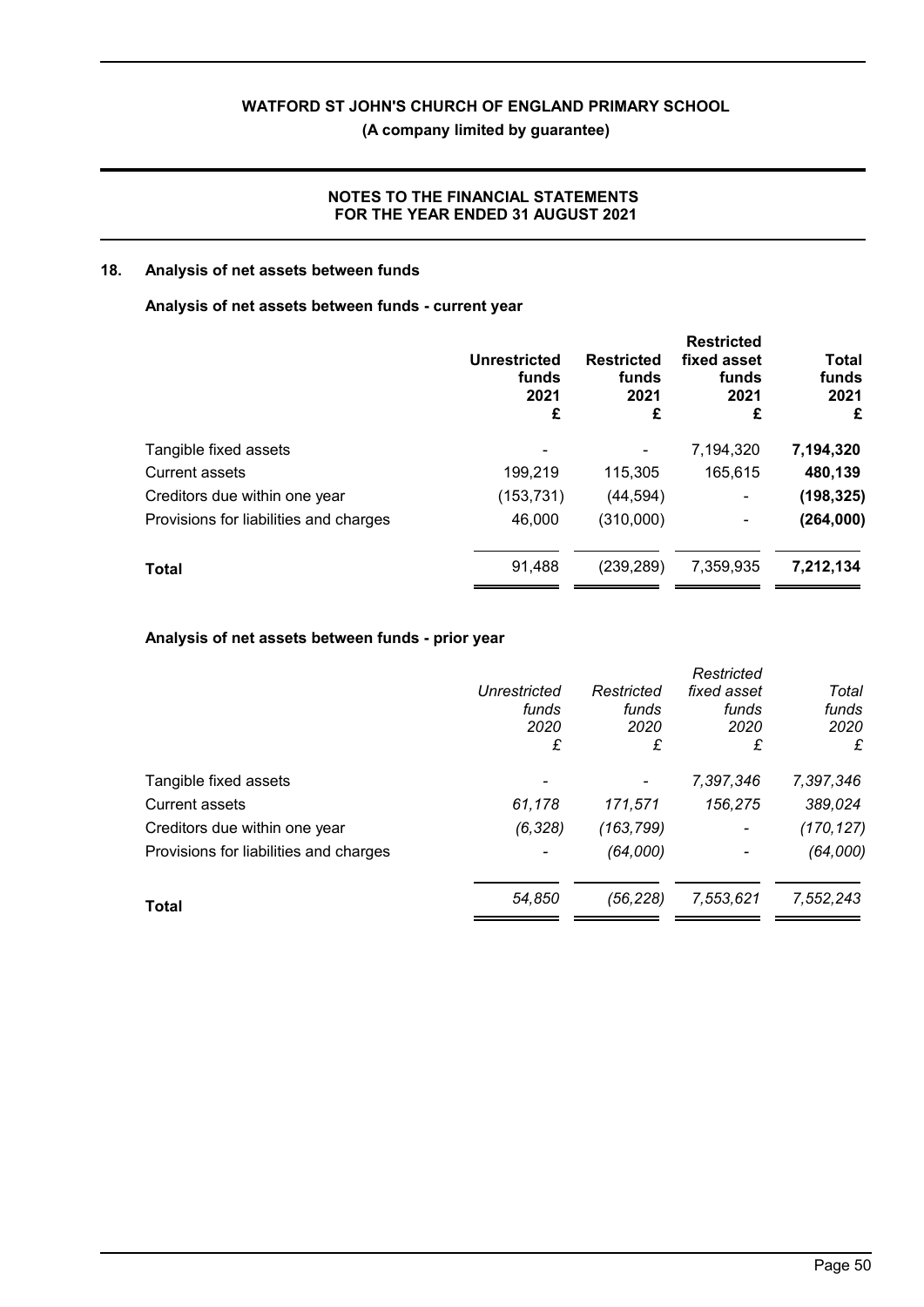## 18. Analysis of net assets between funds

### Analysis of net assets between funds - current year

| | Unrestricted funds 2021 £ | Restricted funds 2021 £ | Restricted fixed asset funds 2021 £ | Total funds 2021 £ |
|---|---|---|---|---|
| Tangible fixed assets | - | - | 7,194,320 | **7,194,320** |
| Current assets | 199,219 | 115,305 | 165,615 | **480,139** |
| Creditors due within one year | (153,731) | (44,594) | - | **(198,325)** |
| Provisions for liabilities and charges | 46,000 | (310,000) | - | **(264,000)** |
| **Total** | 91,488 | (239,289) | 7,359,935 | **7,212,134** |

### Analysis of net assets between funds - prior year

| | *Unrestricted funds 2020 £* | *Restricted funds 2020 £* | *Restricted fixed asset funds 2020 £* | *Total funds 2020 £* |
|---|---|---|---|---|
| Tangible fixed assets | - | - | *7,397,346* | *7,397,346* |
| Current assets | *61,178* | *171,571* | *156,275* | *389,024* |
| Creditors due within one year | *(6,328)* | *(163,799)* | - | *(170,127)* |
| Provisions for liabilities and charges | - | *(64,000)* | - | *(64,000)* |
| **Total** | *54,850* | *(56,228)* | *7,553,621* | *7,552,243* |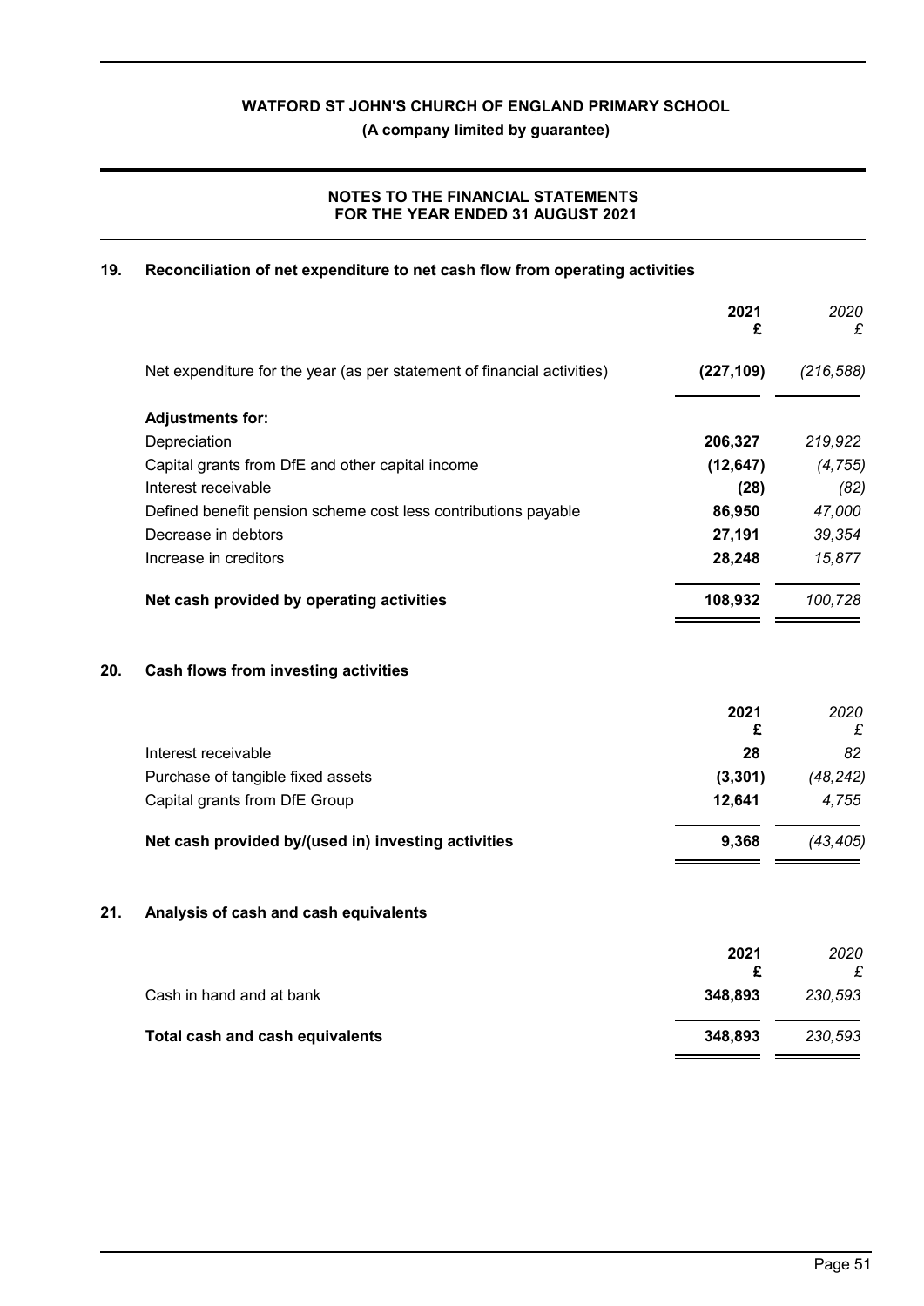WATFORD ST JOHN'S CHURCH OF ENGLAND PRIMARY SCHOOL

(A company limited by guarantee)

NOTES TO THE FINANCIAL STATEMENTS
FOR THE YEAR ENDED 31 AUGUST 2021

## 19. Reconciliation of net expenditure to net cash flow from operating activities

| | 2021 £ | 2020 £ |
|---|---|---|
| Net expenditure for the year (as per statement of financial activities) | (227,109) | (216,588) |
| **Adjustments for:** | | |
| Depreciation | 206,327 | 219,922 |
| Capital grants from DfE and other capital income | (12,647) | (4,755) |
| Interest receivable | (28) | (82) |
| Defined benefit pension scheme cost less contributions payable | 86,950 | 47,000 |
| Decrease in debtors | 27,191 | 39,354 |
| Increase in creditors | 28,248 | 15,877 |
| **Net cash provided by operating activities** | **108,932** | **100,728** |

## 20. Cash flows from investing activities

| | 2021 £ | 2020 £ |
|---|---|---|
| Interest receivable | 28 | 82 |
| Purchase of tangible fixed assets | (3,301) | (48,242) |
| Capital grants from DfE Group | 12,641 | 4,755 |
| **Net cash provided by/(used in) investing activities** | **9,368** | **(43,405)** |

## 21. Analysis of cash and cash equivalents

| | 2021 £ | 2020 £ |
|---|---|---|
| Cash in hand and at bank | 348,893 | 230,593 |
| **Total cash and cash equivalents** | **348,893** | **230,593** |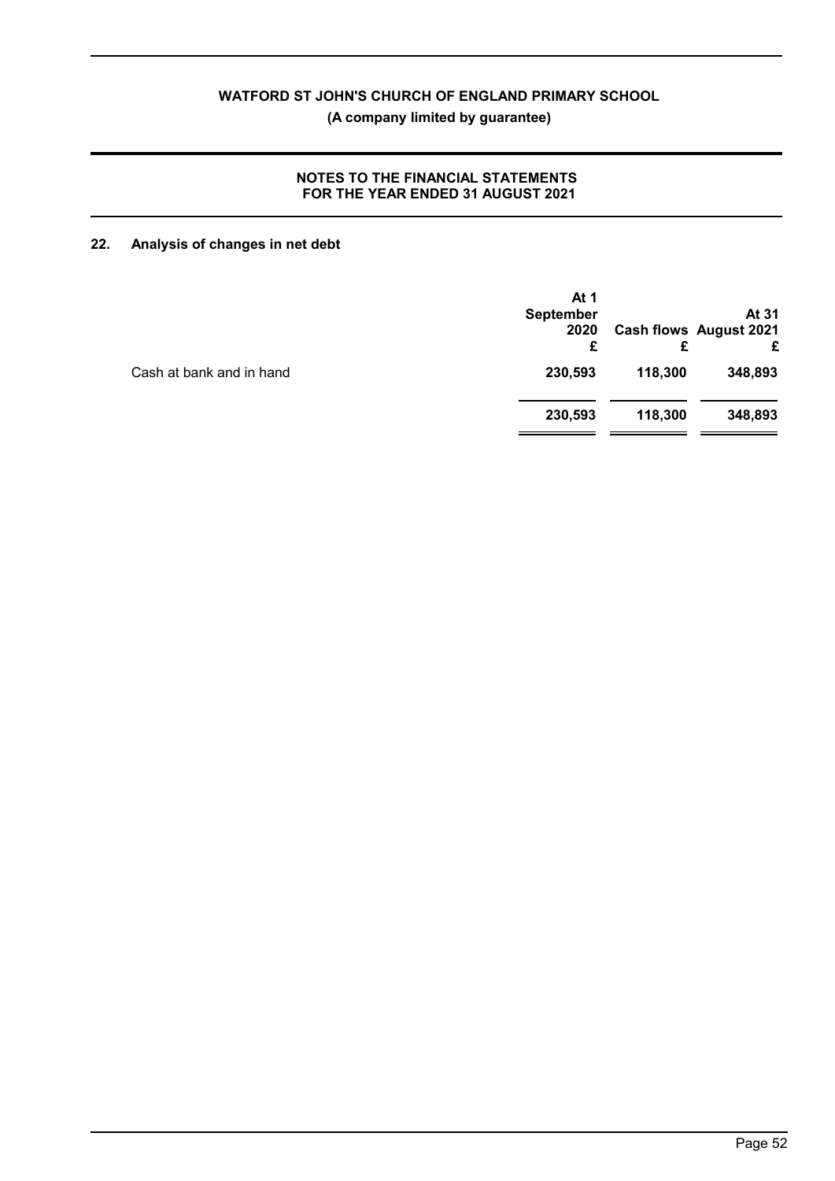## 22. Analysis of changes in net debt

| | At 1 September 2020 £ | Cash flows £ | At 31 August 2021 £ |
|---|---|---|---|
| Cash at bank and in hand | 230,593 | 118,300 | 348,893 |
| | 230,593 | 118,300 | 348,893 |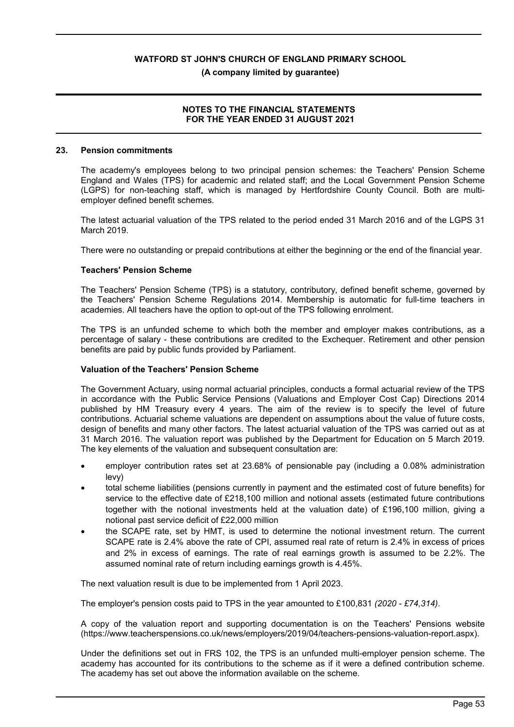## 23. Pension commitments

The academy's employees belong to two principal pension schemes: the Teachers' Pension Scheme England and Wales (TPS) for academic and related staff; and the Local Government Pension Scheme (LGPS) for non-teaching staff, which is managed by Hertfordshire County Council. Both are multi-employer defined benefit schemes.

The latest actuarial valuation of the TPS related to the period ended 31 March 2016 and of the LGPS 31 March 2019.

There were no outstanding or prepaid contributions at either the beginning or the end of the financial year.

### Teachers' Pension Scheme

The Teachers' Pension Scheme (TPS) is a statutory, contributory, defined benefit scheme, governed by the Teachers' Pension Scheme Regulations 2014. Membership is automatic for full-time teachers in academies. All teachers have the option to opt-out of the TPS following enrolment.

The TPS is an unfunded scheme to which both the member and employer makes contributions, as a percentage of salary - these contributions are credited to the Exchequer. Retirement and other pension benefits are paid by public funds provided by Parliament.

### Valuation of the Teachers' Pension Scheme

The Government Actuary, using normal actuarial principles, conducts a formal actuarial review of the TPS in accordance with the Public Service Pensions (Valuations and Employer Cost Cap) Directions 2014 published by HM Treasury every 4 years. The aim of the review is to specify the level of future contributions. Actuarial scheme valuations are dependent on assumptions about the value of future costs, design of benefits and many other factors. The latest actuarial valuation of the TPS was carried out as at 31 March 2016. The valuation report was published by the Department for Education on 5 March 2019. The key elements of the valuation and subsequent consultation are:

- employer contribution rates set at 23.68% of pensionable pay (including a 0.08% administration levy)
- total scheme liabilities (pensions currently in payment and the estimated cost of future benefits) for service to the effective date of £218,100 million and notional assets (estimated future contributions together with the notional investments held at the valuation date) of £196,100 million, giving a notional past service deficit of £22,000 million
- the SCAPE rate, set by HMT, is used to determine the notional investment return. The current SCAPE rate is 2.4% above the rate of CPI, assumed real rate of return is 2.4% in excess of prices and 2% in excess of earnings. The rate of real earnings growth is assumed to be 2.2%. The assumed nominal rate of return including earnings growth is 4.45%.

The next valuation result is due to be implemented from 1 April 2023.

The employer's pension costs paid to TPS in the year amounted to £100,831 *(2020 - £74,314)*.

A copy of the valuation report and supporting documentation is on the Teachers' Pensions website (https://www.teacherspensions.co.uk/news/employers/2019/04/teachers-pensions-valuation-report.aspx).

Under the definitions set out in FRS 102, the TPS is an unfunded multi-employer pension scheme. The academy has accounted for its contributions to the scheme as if it were a defined contribution scheme. The academy has set out above the information available on the scheme.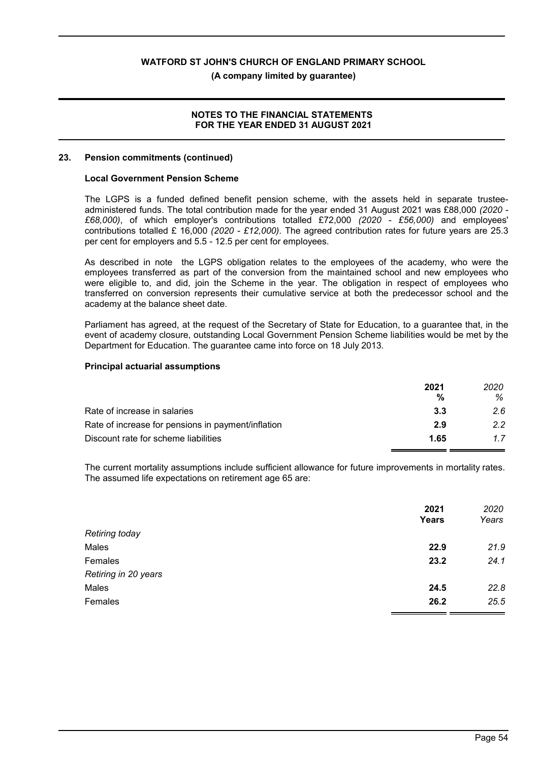## 23. Pension commitments (continued)

### Local Government Pension Scheme

The LGPS is a funded defined benefit pension scheme, with the assets held in separate trustee-administered funds. The total contribution made for the year ended 31 August 2021 was £88,000 *(2020 - £68,000)*, of which employer's contributions totalled £72,000 *(2020 - £56,000)* and employees' contributions totalled £ 16,000 *(2020 - £12,000)*. The agreed contribution rates for future years are 25.3 per cent for employers and 5.5 - 12.5 per cent for employees.

As described in note  the LGPS obligation relates to the employees of the academy, who were the employees transferred as part of the conversion from the maintained school and new employees who were eligible to, and did, join the Scheme in the year. The obligation in respect of employees who transferred on conversion represents their cumulative service at both the predecessor school and the academy at the balance sheet date.

Parliament has agreed, at the request of the Secretary of State for Education, to a guarantee that, in the event of academy closure, outstanding Local Government Pension Scheme liabilities would be met by the Department for Education. The guarantee came into force on 18 July 2013.

### Principal actuarial assumptions

| | **2021** | *2020* |
|---|---|---|
| | **%** | *%* |
| Rate of increase in salaries | **3.3** | *2.6* |
| Rate of increase for pensions in payment/inflation | **2.9** | *2.2* |
| Discount rate for scheme liabilities | **1.65** | *1.7* |

The current mortality assumptions include sufficient allowance for future improvements in mortality rates. The assumed life expectations on retirement age 65 are:

| | **2021** | *2020* |
|---|---|---|
| | **Years** | *Years* |
| *Retiring today* | | |
| Males | **22.9** | *21.9* |
| Females | **23.2** | *24.1* |
| *Retiring in 20 years* | | |
| Males | **24.5** | *22.8* |
| Females | **26.2** | *25.5* |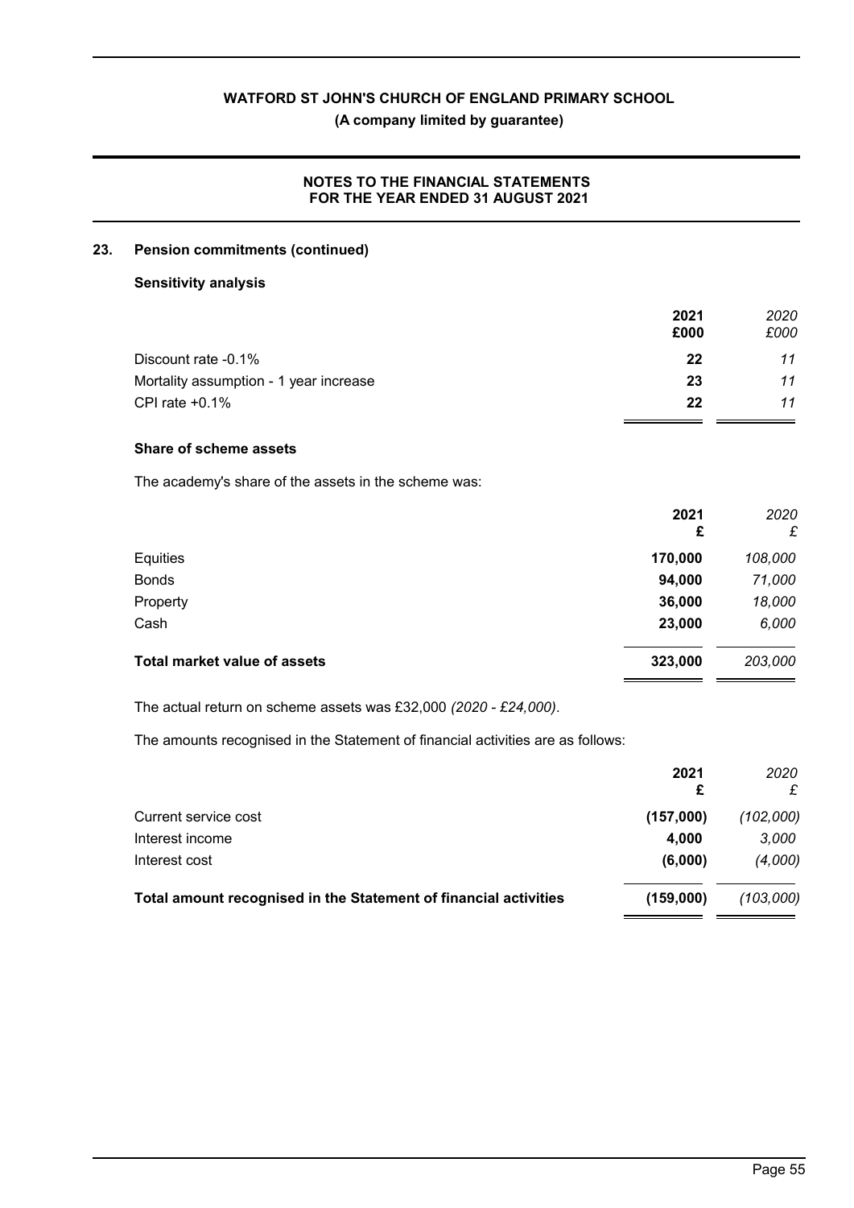## 23. Pension commitments (continued)

### Sensitivity analysis

| | 2021 £000 | *2020 £000* |
|---|---|---|
| Discount rate -0.1% | **22** | *11* |
| Mortality assumption - 1 year increase | **23** | *11* |
| CPI rate +0.1% | **22** | *11* |

### Share of scheme assets

The academy's share of the assets in the scheme was:

| | 2021 £ | *2020 £* |
|---|---|---|
| Equities | **170,000** | *108,000* |
| Bonds | **94,000** | *71,000* |
| Property | **36,000** | *18,000* |
| Cash | **23,000** | *6,000* |
| **Total market value of assets** | **323,000** | *203,000* |

The actual return on scheme assets was £32,000 *(2020 - £24,000)*.

The amounts recognised in the Statement of financial activities are as follows:

| | 2021 £ | *2020 £* |
|---|---|---|
| Current service cost | **(157,000)** | *(102,000)* |
| Interest income | **4,000** | *3,000* |
| Interest cost | **(6,000)** | *(4,000)* |
| **Total amount recognised in the Statement of financial activities** | **(159,000)** | *(103,000)* |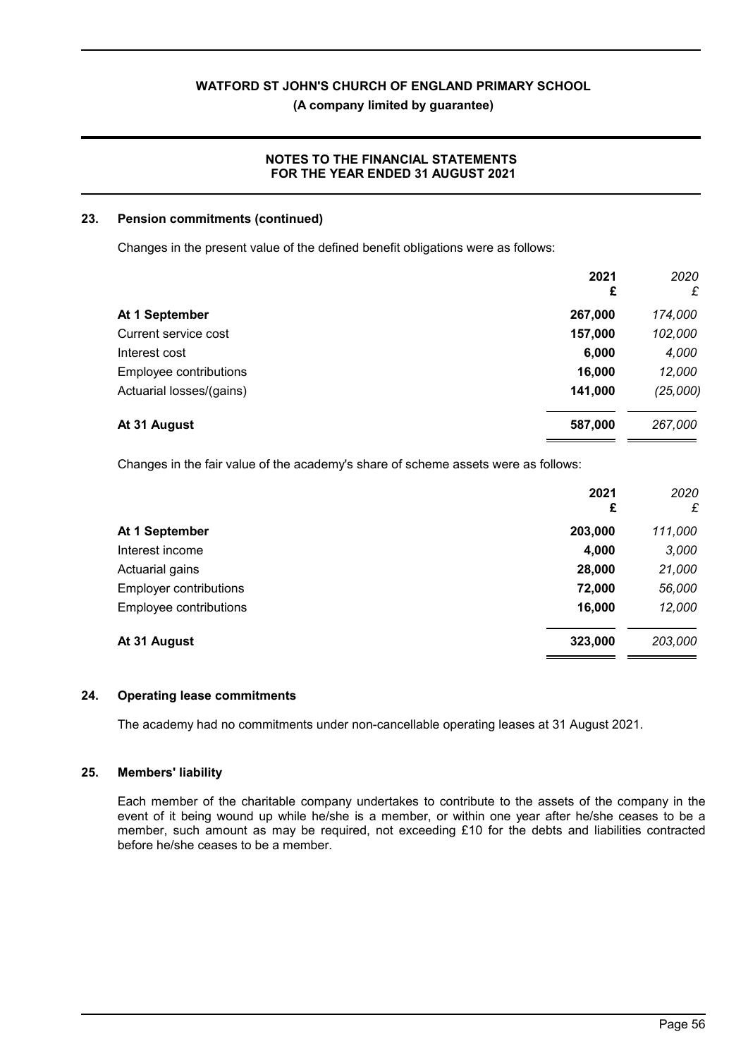## 23. Pension commitments (continued)

Changes in the present value of the defined benefit obligations were as follows:

| | 2021 £ | *2020 £* |
|---|---|---|
| **At 1 September** | **267,000** | *174,000* |
| Current service cost | **157,000** | *102,000* |
| Interest cost | **6,000** | *4,000* |
| Employee contributions | **16,000** | *12,000* |
| Actuarial losses/(gains) | **141,000** | *(25,000)* |
| **At 31 August** | **587,000** | *267,000* |

Changes in the fair value of the academy's share of scheme assets were as follows:

| | 2021 £ | *2020 £* |
|---|---|---|
| **At 1 September** | **203,000** | *111,000* |
| Interest income | **4,000** | *3,000* |
| Actuarial gains | **28,000** | *21,000* |
| Employer contributions | **72,000** | *56,000* |
| Employee contributions | **16,000** | *12,000* |
| **At 31 August** | **323,000** | *203,000* |

## 24. Operating lease commitments

The academy had no commitments under non-cancellable operating leases at 31 August 2021.

## 25. Members' liability

Each member of the charitable company undertakes to contribute to the assets of the company in the event of it being wound up while he/she is a member, or within one year after he/she ceases to be a member, such amount as may be required, not exceeding £10 for the debts and liabilities contracted before he/she ceases to be a member.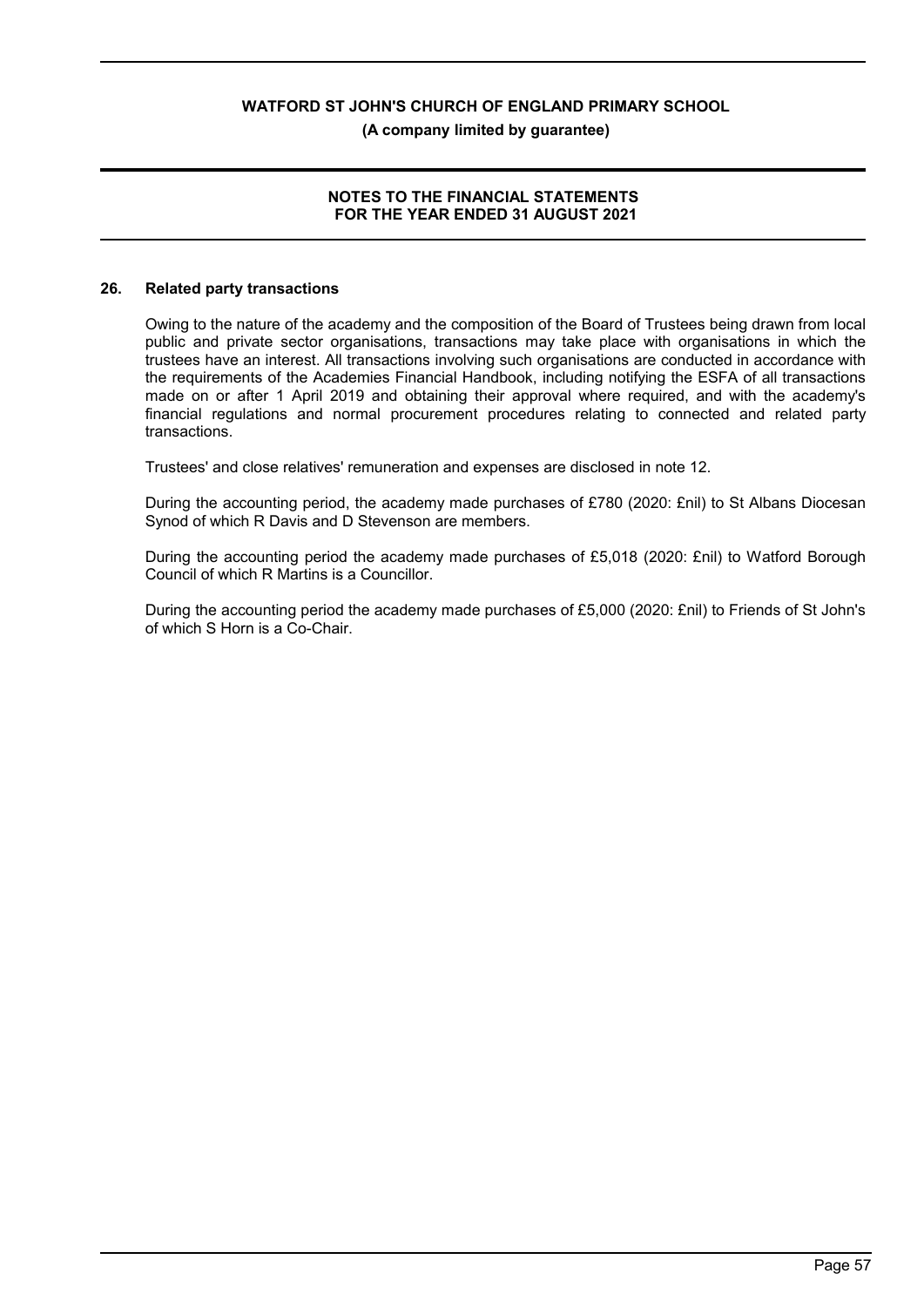## 26. Related party transactions

Owing to the nature of the academy and the composition of the Board of Trustees being drawn from local public and private sector organisations, transactions may take place with organisations in which the trustees have an interest. All transactions involving such organisations are conducted in accordance with the requirements of the Academies Financial Handbook, including notifying the ESFA of all transactions made on or after 1 April 2019 and obtaining their approval where required, and with the academy's financial regulations and normal procurement procedures relating to connected and related party transactions.

Trustees' and close relatives' remuneration and expenses are disclosed in note 12.

During the accounting period, the academy made purchases of £780 (2020: £nil) to St Albans Diocesan Synod of which R Davis and D Stevenson are members.

During the accounting period the academy made purchases of £5,018 (2020: £nil) to Watford Borough Council of which R Martins is a Councillor.

During the accounting period the academy made purchases of £5,000 (2020: £nil) to Friends of St John's of which S Horn is a Co-Chair.